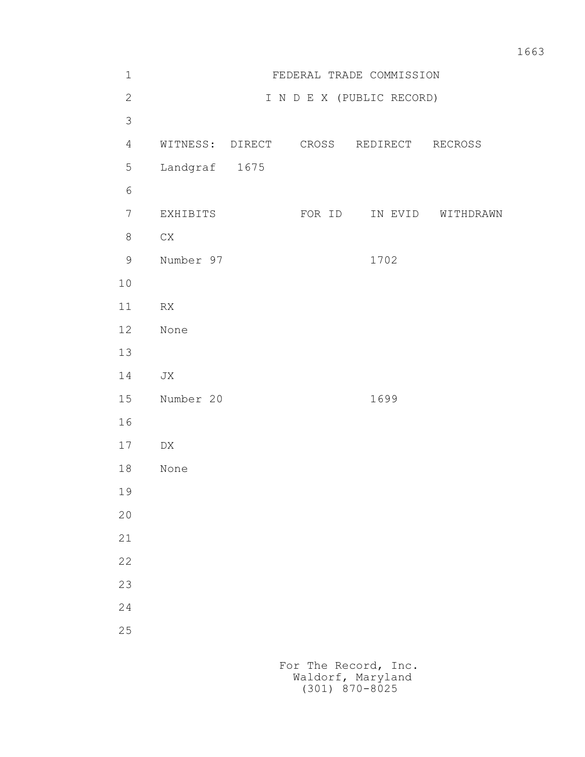# FEDERAL TRADE COMMISSION

## I N D E X (PUBLIC RECORD)

| WITNESS: | DIRECT | CROSS | REDIRECT | RECROSS |
|---|---|---|---|---|
| Landgraf | 1675 | | | |

| EXHIBITS | FOR ID | IN EVID | WITHDRAWN |
|---|---|---|---|
| CX | | | |
| Number 97 | | 1702 | |
| | | | |
| RX | | | |
| None | | | |
| | | | |
| JX | | | |
| Number 20 | | 1699 | |
| | | | |
| DX | | | |
| None | | | |

For The Record, Inc.
Waldorf, Maryland
(301) 870-8025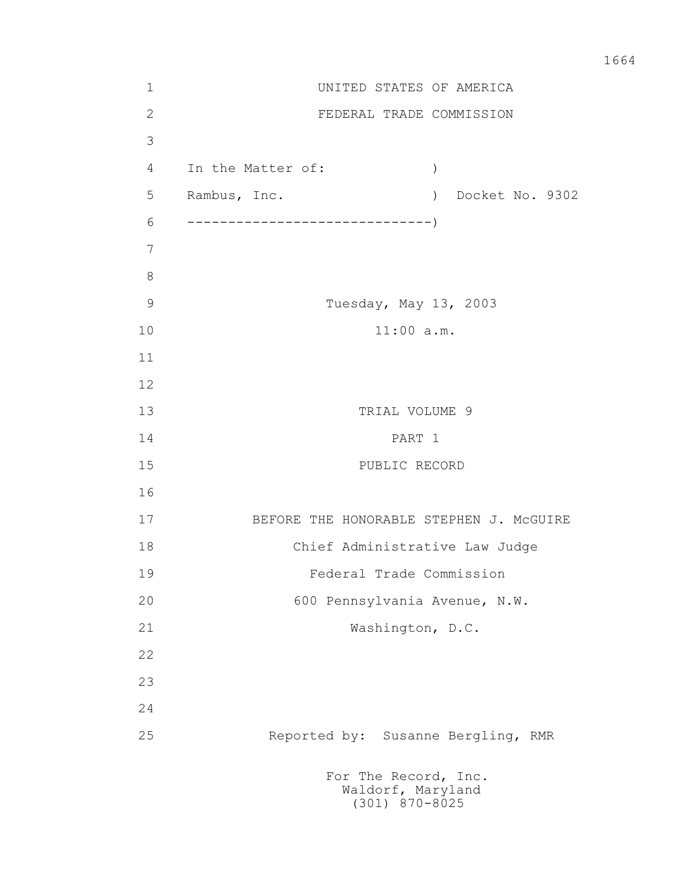UNITED STATES OF AMERICA

FEDERAL TRADE COMMISSION

In the Matter of: )

Rambus, Inc. ) Docket No. 9302

------------------------------)

Tuesday, May 13, 2003

11:00 a.m.

TRIAL VOLUME 9

PART 1

PUBLIC RECORD

BEFORE THE HONORABLE STEPHEN J. McGUIRE

Chief Administrative Law Judge

Federal Trade Commission

600 Pennsylvania Avenue, N.W.

Washington, D.C.

Reported by: Susanne Bergling, RMR

For The Record, Inc.
Waldorf, Maryland
(301) 870-8025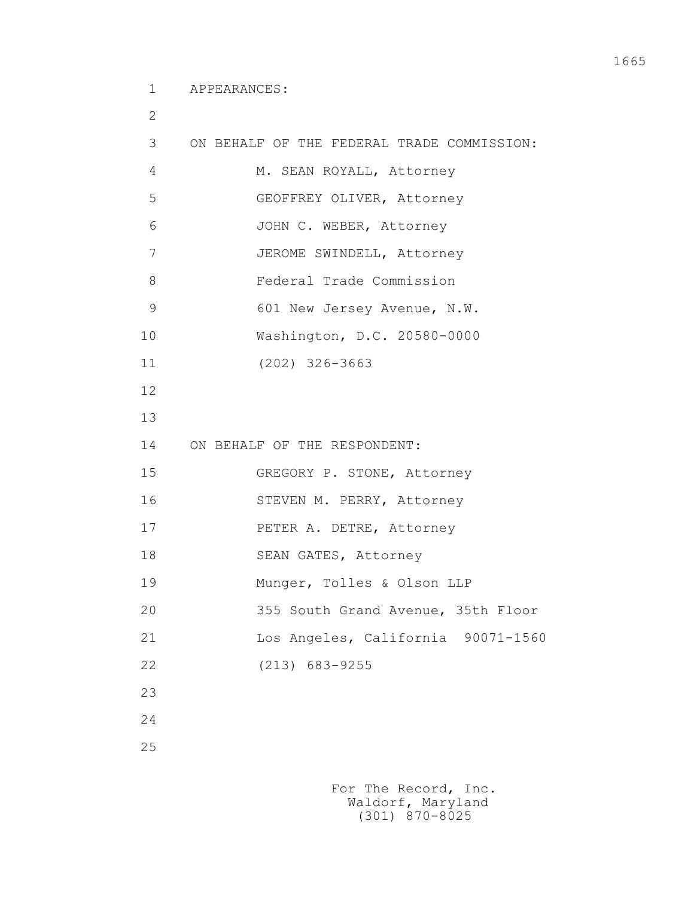APPEARANCES:

ON BEHALF OF THE FEDERAL TRADE COMMISSION:

M. SEAN ROYALL, Attorney
GEOFFREY OLIVER, Attorney
JOHN C. WEBER, Attorney
JEROME SWINDELL, Attorney
Federal Trade Commission
601 New Jersey Avenue, N.W.
Washington, D.C. 20580-0000
(202) 326-3663

ON BEHALF OF THE RESPONDENT:

GREGORY P. STONE, Attorney
STEVEN M. PERRY, Attorney
PETER A. DETRE, Attorney
SEAN GATES, Attorney
Munger, Tolles & Olson LLP
355 South Grand Avenue, 35th Floor
Los Angeles, California 90071-1560
(213) 683-9255

For The Record, Inc.
Waldorf, Maryland
(301) 870-8025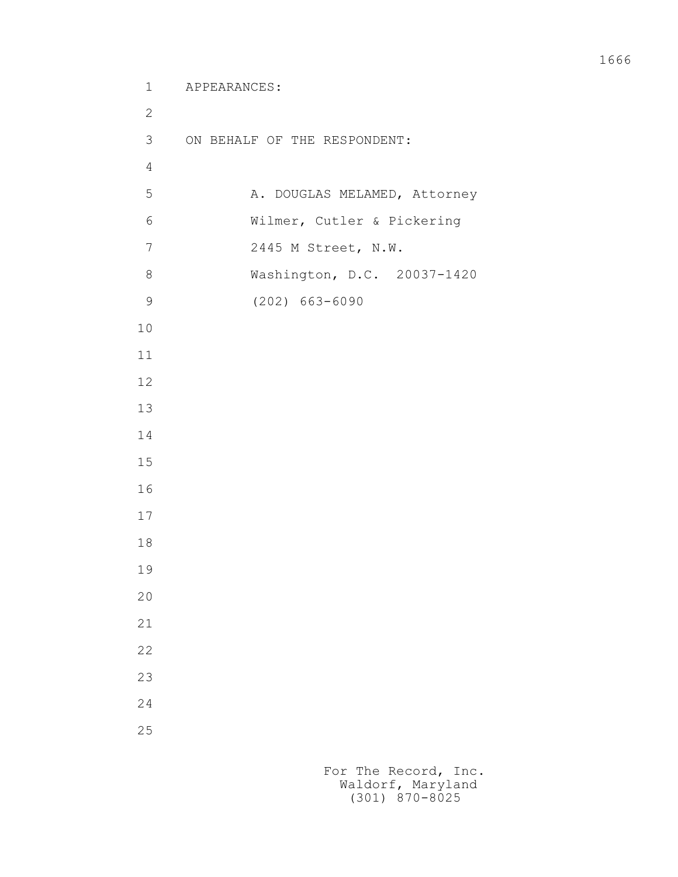APPEARANCES:

ON BEHALF OF THE RESPONDENT:

A. DOUGLAS MELAMED, Attorney
Wilmer, Cutler & Pickering
2445 M Street, N.W.
Washington, D.C. 20037-1420
(202) 663-6090

For The Record, Inc.
Waldorf, Maryland
(301) 870-8025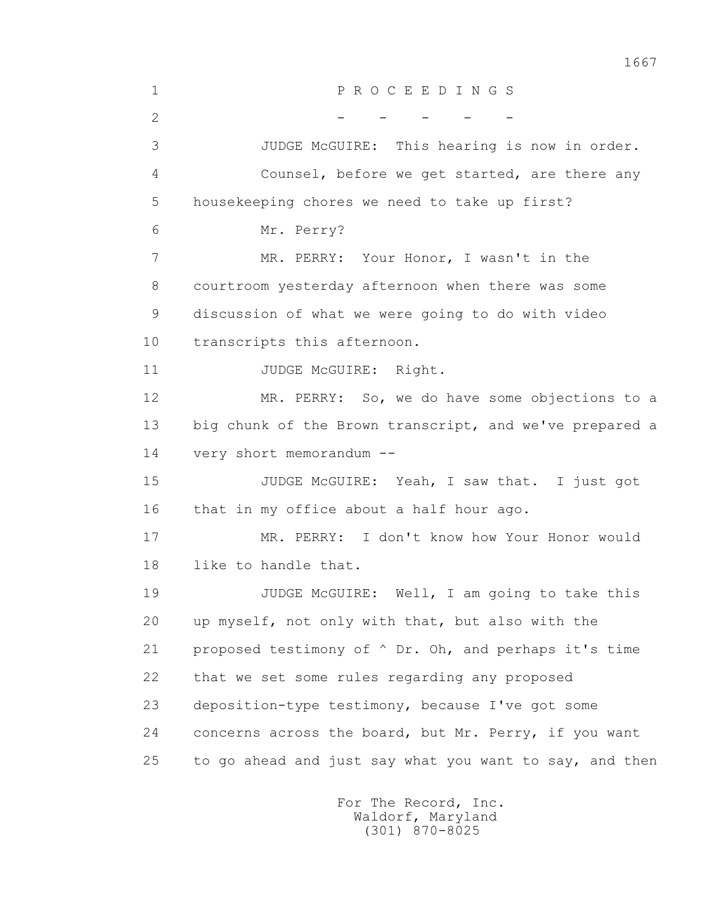P R O C E E D I N G S

\- - - - -

JUDGE McGUIRE: This hearing is now in order.

Counsel, before we get started, are there any housekeeping chores we need to take up first?

Mr. Perry?

MR. PERRY: Your Honor, I wasn't in the courtroom yesterday afternoon when there was some discussion of what we were going to do with video transcripts this afternoon.

JUDGE McGUIRE: Right.

MR. PERRY: So, we do have some objections to a big chunk of the Brown transcript, and we've prepared a very short memorandum --

JUDGE McGUIRE: Yeah, I saw that. I just got that in my office about a half hour ago.

MR. PERRY: I don't know how Your Honor would like to handle that.

JUDGE McGUIRE: Well, I am going to take this up myself, not only with that, but also with the proposed testimony of ^ Dr. Oh, and perhaps it's time that we set some rules regarding any proposed deposition-type testimony, because I've got some concerns across the board, but Mr. Perry, if you want to go ahead and just say what you want to say, and then

For The Record, Inc.
Waldorf, Maryland
(301) 870-8025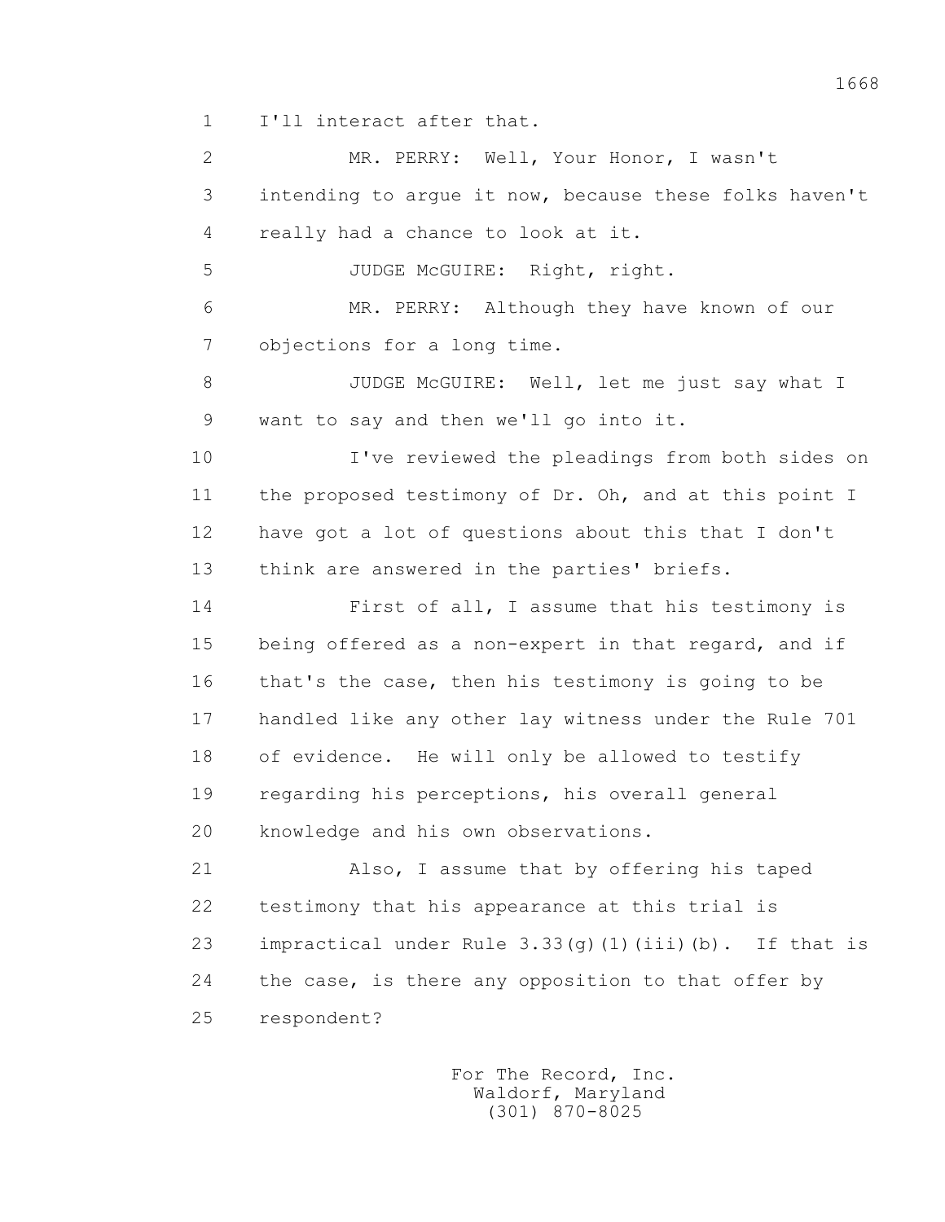1 I'll interact after that.

2 MR. PERRY: Well, Your Honor, I wasn't

3 intending to argue it now, because these folks haven't

4 really had a chance to look at it.

5 JUDGE McGUIRE: Right, right.

6 MR. PERRY: Although they have known of our

7 objections for a long time.

8 JUDGE McGUIRE: Well, let me just say what I

9 want to say and then we'll go into it.

10 I've reviewed the pleadings from both sides on

11 the proposed testimony of Dr. Oh, and at this point I

12 have got a lot of questions about this that I don't

13 think are answered in the parties' briefs.

14 First of all, I assume that his testimony is

15 being offered as a non-expert in that regard, and if

16 that's the case, then his testimony is going to be

17 handled like any other lay witness under the Rule 701

18 of evidence. He will only be allowed to testify

19 regarding his perceptions, his overall general

20 knowledge and his own observations.

21 Also, I assume that by offering his taped

22 testimony that his appearance at this trial is

23 impractical under Rule 3.33(g)(1)(iii)(b). If that is

24 the case, is there any opposition to that offer by

25 respondent?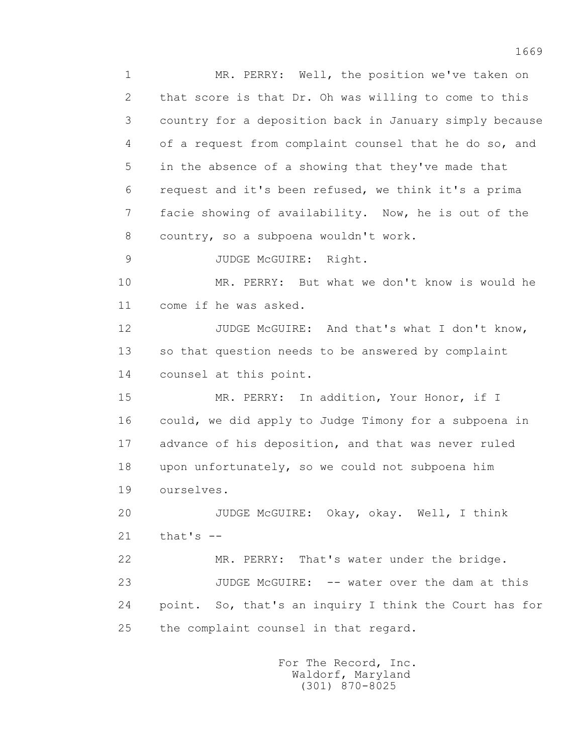MR. PERRY: Well, the position we've taken on that score is that Dr. Oh was willing to come to this country for a deposition back in January simply because of a request from complaint counsel that he do so, and in the absence of a showing that they've made that request and it's been refused, we think it's a prima facie showing of availability. Now, he is out of the country, so a subpoena wouldn't work.

JUDGE McGUIRE: Right.

MR. PERRY: But what we don't know is would he come if he was asked.

JUDGE McGUIRE: And that's what I don't know, so that question needs to be answered by complaint counsel at this point.

MR. PERRY: In addition, Your Honor, if I could, we did apply to Judge Timony for a subpoena in advance of his deposition, and that was never ruled upon unfortunately, so we could not subpoena him ourselves.

JUDGE McGUIRE: Okay, okay. Well, I think that's --

MR. PERRY: That's water under the bridge.

JUDGE McGUIRE: -- water over the dam at this point. So, that's an inquiry I think the Court has for the complaint counsel in that regard.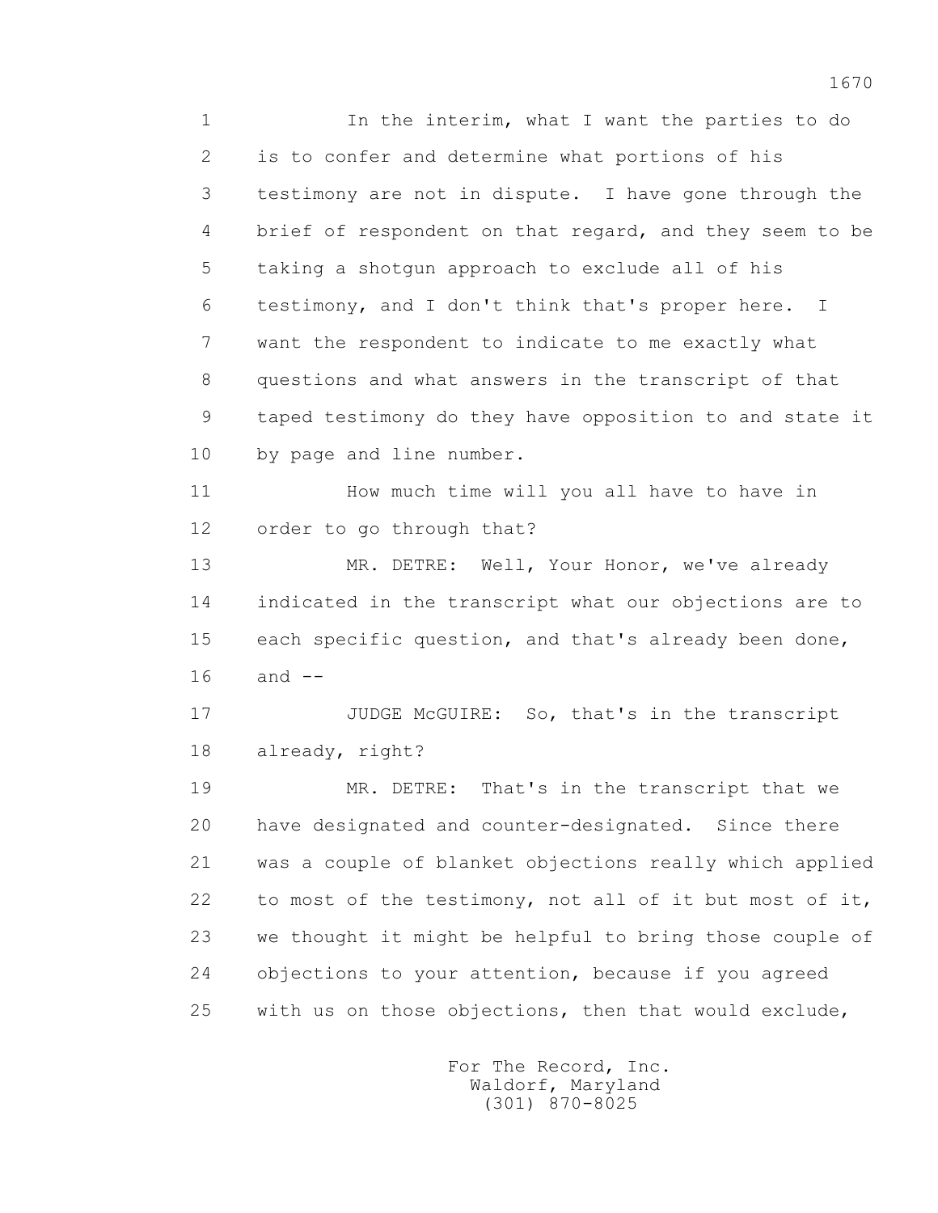In the interim, what I want the parties to do is to confer and determine what portions of his testimony are not in dispute. I have gone through the brief of respondent on that regard, and they seem to be taking a shotgun approach to exclude all of his testimony, and I don't think that's proper here. I want the respondent to indicate to me exactly what questions and what answers in the transcript of that taped testimony do they have opposition to and state it by page and line number.

How much time will you all have to have in order to go through that?

MR. DETRE: Well, Your Honor, we've already indicated in the transcript what our objections are to each specific question, and that's already been done, and --

JUDGE McGUIRE: So, that's in the transcript already, right?

MR. DETRE: That's in the transcript that we have designated and counter-designated. Since there was a couple of blanket objections really which applied to most of the testimony, not all of it but most of it, we thought it might be helpful to bring those couple of objections to your attention, because if you agreed with us on those objections, then that would exclude,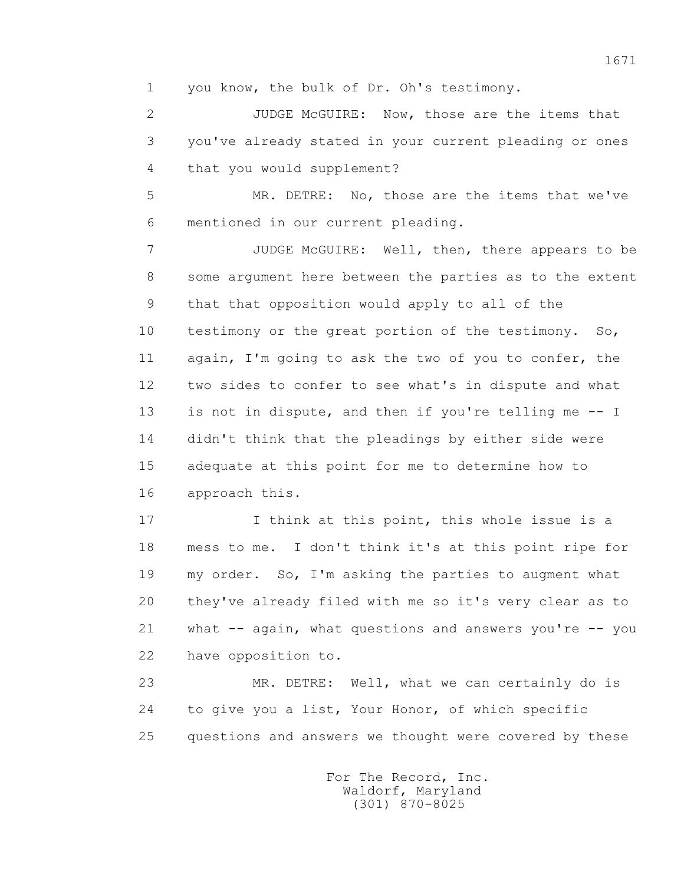1 you know, the bulk of Dr. Oh's testimony.

2 JUDGE McGUIRE: Now, those are the items that

3 you've already stated in your current pleading or ones

4 that you would supplement?

5 MR. DETRE: No, those are the items that we've

6 mentioned in our current pleading.

7 JUDGE McGUIRE: Well, then, there appears to be

8 some argument here between the parties as to the extent

9 that that opposition would apply to all of the

10 testimony or the great portion of the testimony. So,

11 again, I'm going to ask the two of you to confer, the

12 two sides to confer to see what's in dispute and what

13 is not in dispute, and then if you're telling me -- I

14 didn't think that the pleadings by either side were

15 adequate at this point for me to determine how to

16 approach this.

17 I think at this point, this whole issue is a

18 mess to me. I don't think it's at this point ripe for

19 my order. So, I'm asking the parties to augment what

20 they've already filed with me so it's very clear as to

21 what -- again, what questions and answers you're -- you

22 have opposition to.

23 MR. DETRE: Well, what we can certainly do is

24 to give you a list, Your Honor, of which specific

25 questions and answers we thought were covered by these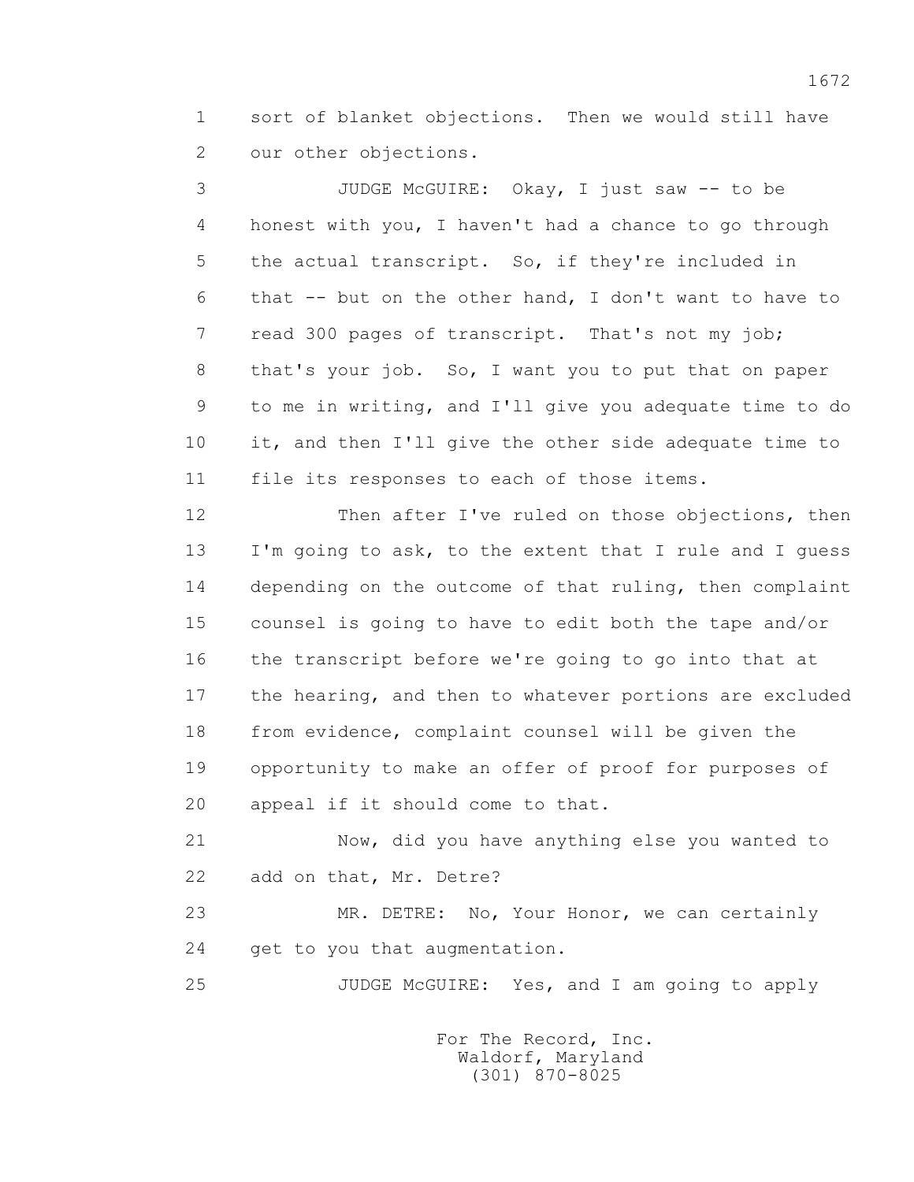sort of blanket objections. Then we would still have our other objections.

JUDGE McGUIRE: Okay, I just saw -- to be honest with you, I haven't had a chance to go through the actual transcript. So, if they're included in that -- but on the other hand, I don't want to have to read 300 pages of transcript. That's not my job; that's your job. So, I want you to put that on paper to me in writing, and I'll give you adequate time to do it, and then I'll give the other side adequate time to file its responses to each of those items.

Then after I've ruled on those objections, then I'm going to ask, to the extent that I rule and I guess depending on the outcome of that ruling, then complaint counsel is going to have to edit both the tape and/or the transcript before we're going to go into that at the hearing, and then to whatever portions are excluded from evidence, complaint counsel will be given the opportunity to make an offer of proof for purposes of appeal if it should come to that.

Now, did you have anything else you wanted to add on that, Mr. Detre?

MR. DETRE: No, Your Honor, we can certainly get to you that augmentation.

JUDGE McGUIRE: Yes, and I am going to apply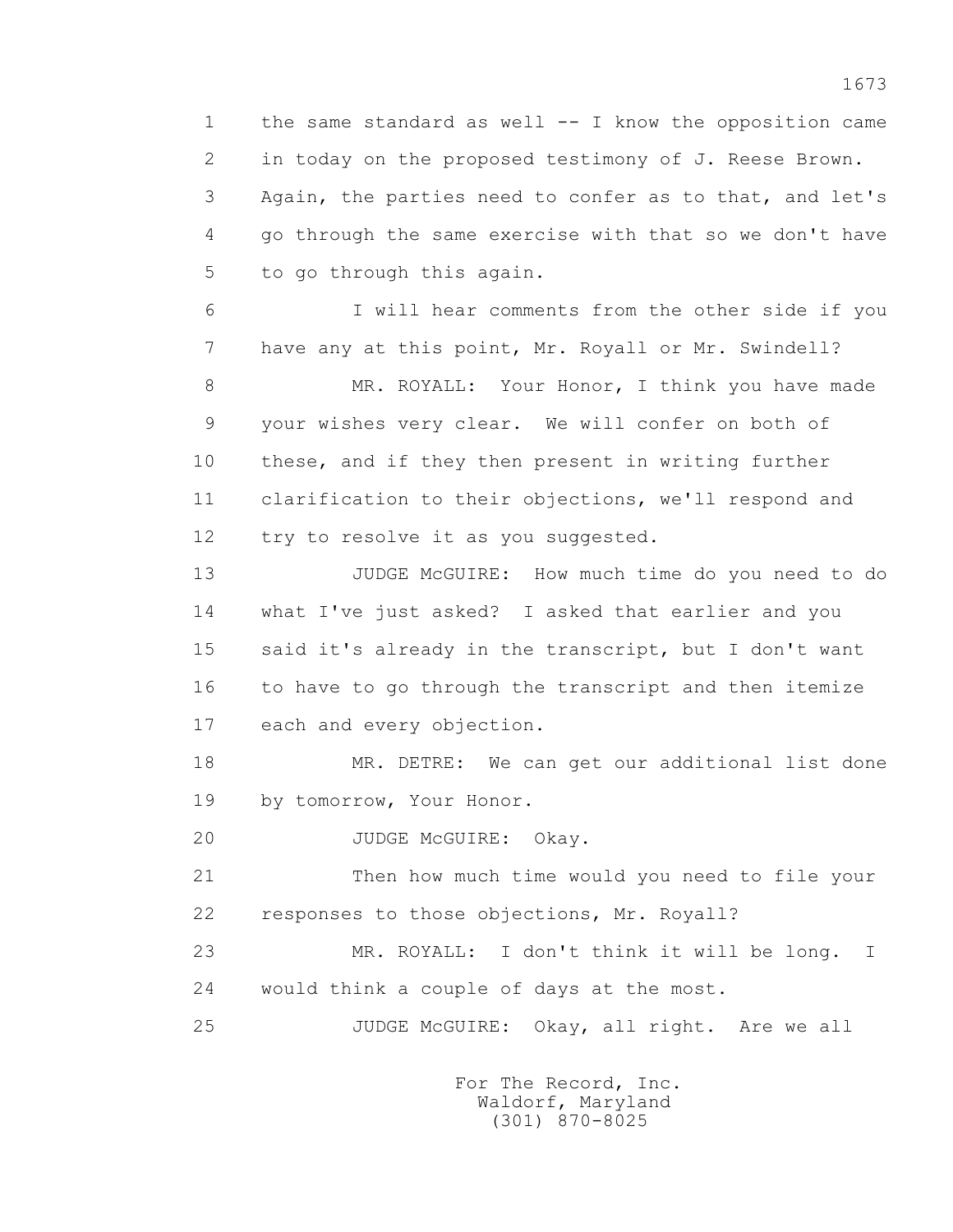1 the same standard as well -- I know the opposition came
2 in today on the proposed testimony of J. Reese Brown.
3 Again, the parties need to confer as to that, and let's
4 go through the same exercise with that so we don't have
5 to go through this again.

6 I will hear comments from the other side if you
7 have any at this point, Mr. Royall or Mr. Swindell?

8 MR. ROYALL: Your Honor, I think you have made
9 your wishes very clear. We will confer on both of
10 these, and if they then present in writing further
11 clarification to their objections, we'll respond and
12 try to resolve it as you suggested.

13 JUDGE McGUIRE: How much time do you need to do
14 what I've just asked? I asked that earlier and you
15 said it's already in the transcript, but I don't want
16 to have to go through the transcript and then itemize
17 each and every objection.

18 MR. DETRE: We can get our additional list done
19 by tomorrow, Your Honor.

20 JUDGE McGUIRE: Okay.

21 Then how much time would you need to file your
22 responses to those objections, Mr. Royall?

23 MR. ROYALL: I don't think it will be long. I
24 would think a couple of days at the most.

25 JUDGE McGUIRE: Okay, all right. Are we all

For The Record, Inc.
Waldorf, Maryland
(301) 870-8025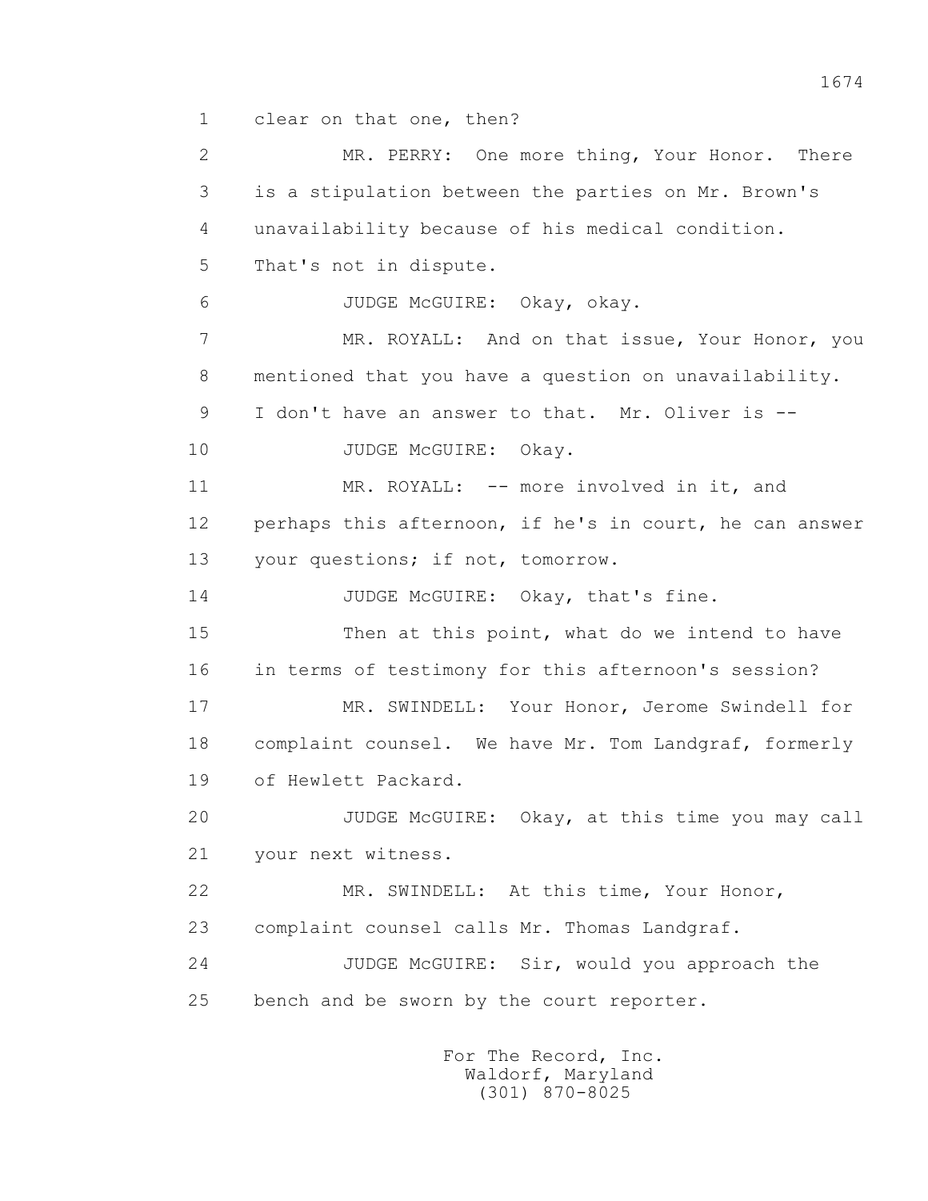1 clear on that one, then?

2 MR. PERRY: One more thing, Your Honor. There

3 is a stipulation between the parties on Mr. Brown's

4 unavailability because of his medical condition.

5 That's not in dispute.

6 JUDGE McGUIRE: Okay, okay.

7 MR. ROYALL: And on that issue, Your Honor, you

8 mentioned that you have a question on unavailability.

9 I don't have an answer to that. Mr. Oliver is --

10 JUDGE McGUIRE: Okay.

11 MR. ROYALL: -- more involved in it, and

12 perhaps this afternoon, if he's in court, he can answer

13 your questions; if not, tomorrow.

14 JUDGE McGUIRE: Okay, that's fine.

15 Then at this point, what do we intend to have

16 in terms of testimony for this afternoon's session?

17 MR. SWINDELL: Your Honor, Jerome Swindell for

18 complaint counsel. We have Mr. Tom Landgraf, formerly

19 of Hewlett Packard.

20 JUDGE McGUIRE: Okay, at this time you may call

21 your next witness.

22 MR. SWINDELL: At this time, Your Honor,

23 complaint counsel calls Mr. Thomas Landgraf.

24 JUDGE McGUIRE: Sir, would you approach the

25 bench and be sworn by the court reporter.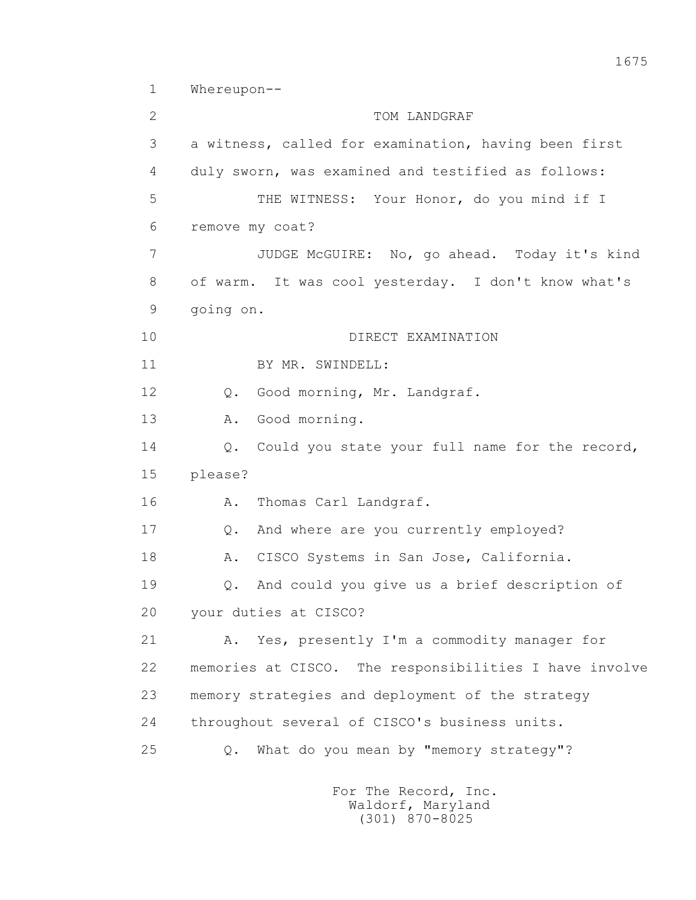1 Whereupon--

2 TOM LANDGRAF

3 a witness, called for examination, having been first

4 duly sworn, was examined and testified as follows:

5 THE WITNESS: Your Honor, do you mind if I

6 remove my coat?

7 JUDGE McGUIRE: No, go ahead. Today it's kind

8 of warm. It was cool yesterday. I don't know what's

9 going on.

10 DIRECT EXAMINATION

11 BY MR. SWINDELL:

12 Q. Good morning, Mr. Landgraf.

13 A. Good morning.

14 Q. Could you state your full name for the record,

15 please?

16 A. Thomas Carl Landgraf.

17 Q. And where are you currently employed?

18 A. CISCO Systems in San Jose, California.

19 Q. And could you give us a brief description of

20 your duties at CISCO?

21 A. Yes, presently I'm a commodity manager for

22 memories at CISCO. The responsibilities I have involve

23 memory strategies and deployment of the strategy

24 throughout several of CISCO's business units.

25 Q. What do you mean by "memory strategy"?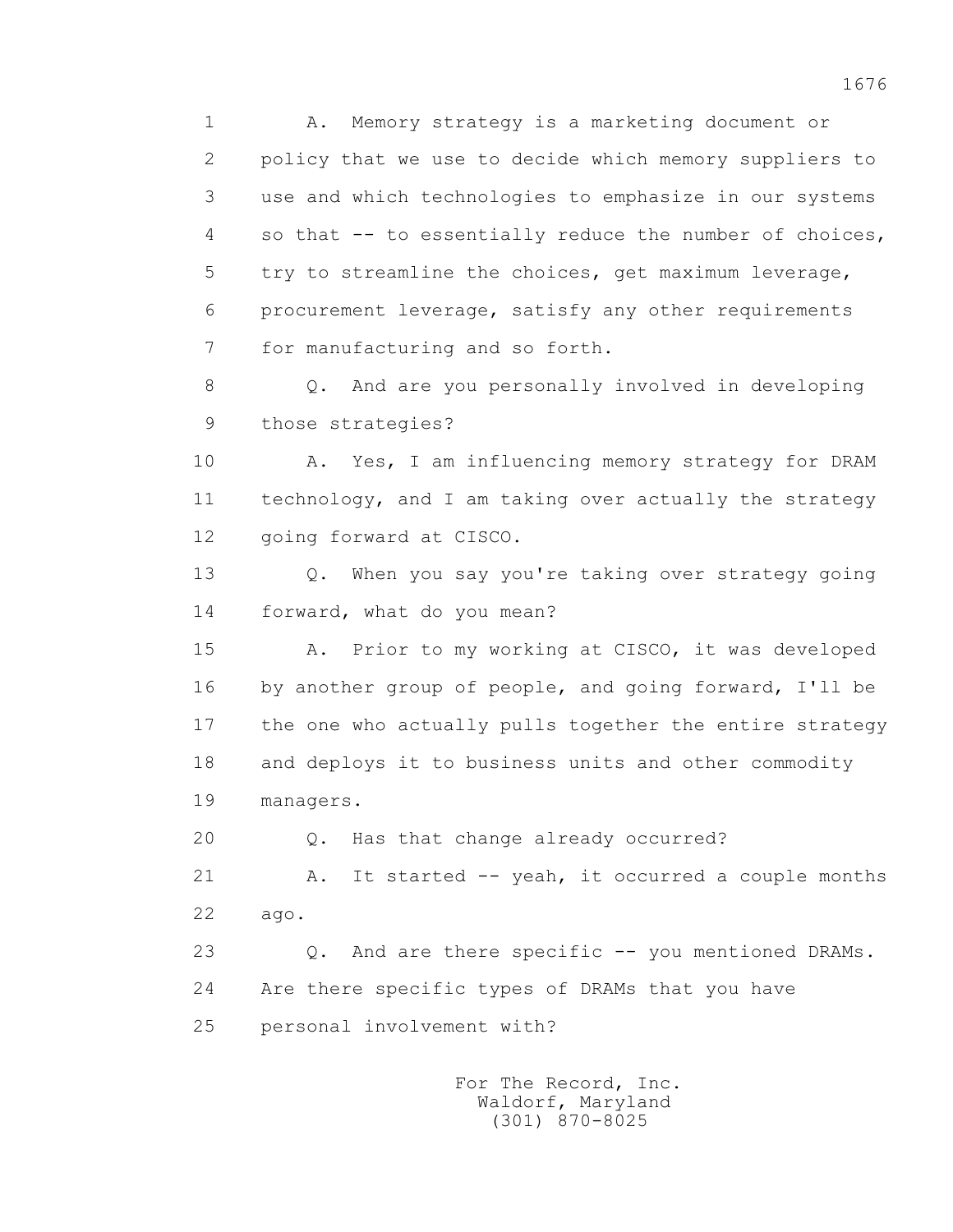1 A. Memory strategy is a marketing document or
2 policy that we use to decide which memory suppliers to
3 use and which technologies to emphasize in our systems
4 so that -- to essentially reduce the number of choices,
5 try to streamline the choices, get maximum leverage,
6 procurement leverage, satisfy any other requirements
7 for manufacturing and so forth.

8 Q. And are you personally involved in developing
9 those strategies?

10 A. Yes, I am influencing memory strategy for DRAM
11 technology, and I am taking over actually the strategy
12 going forward at CISCO.

13 Q. When you say you're taking over strategy going
14 forward, what do you mean?

15 A. Prior to my working at CISCO, it was developed
16 by another group of people, and going forward, I'll be
17 the one who actually pulls together the entire strategy
18 and deploys it to business units and other commodity
19 managers.

20 Q. Has that change already occurred?

21 A. It started -- yeah, it occurred a couple months
22 ago.

23 Q. And are there specific -- you mentioned DRAMs.
24 Are there specific types of DRAMs that you have
25 personal involvement with?

For The Record, Inc.
Waldorf, Maryland
(301) 870-8025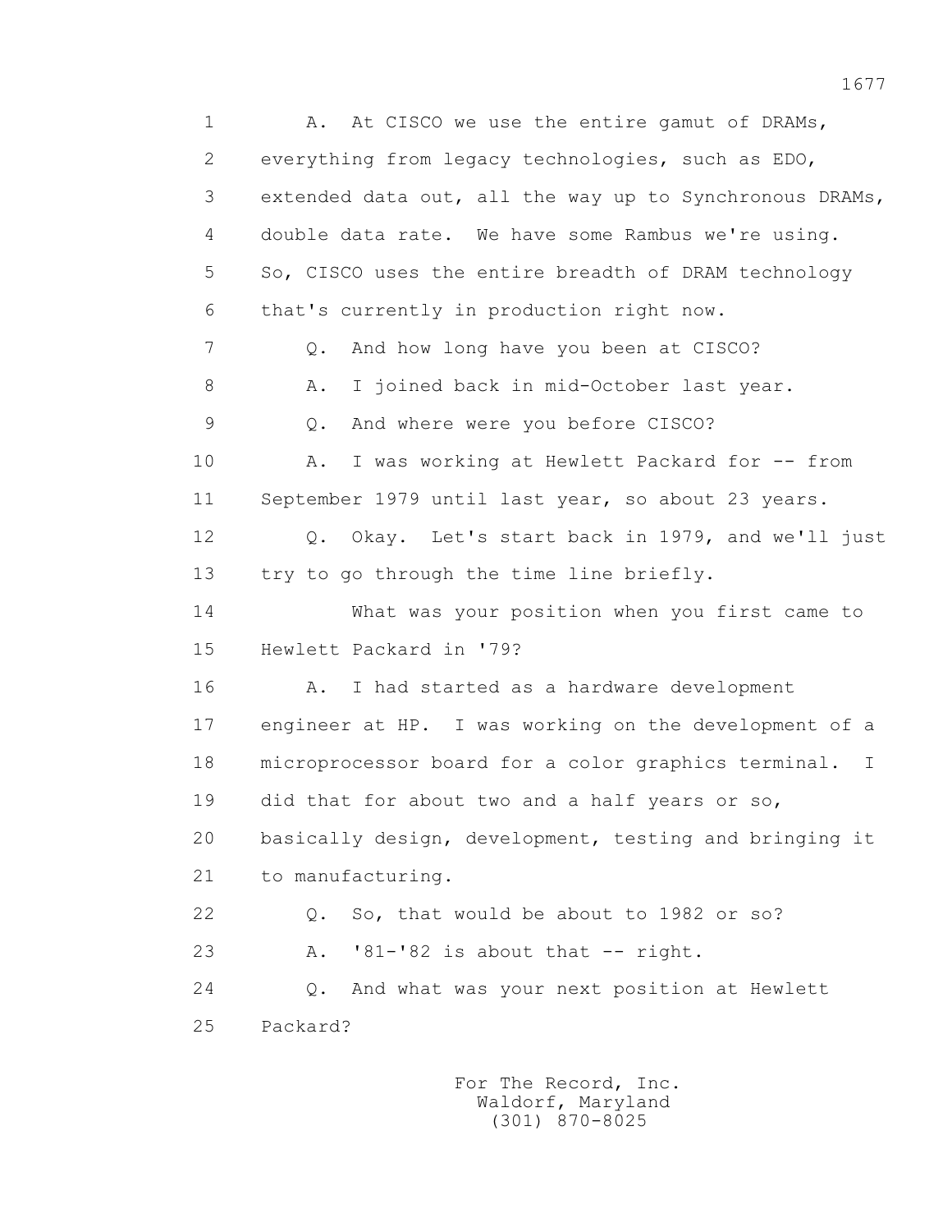1 A. At CISCO we use the entire gamut of DRAMs,
2 everything from legacy technologies, such as EDO,
3 extended data out, all the way up to Synchronous DRAMs,
4 double data rate. We have some Rambus we're using.
5 So, CISCO uses the entire breadth of DRAM technology
6 that's currently in production right now.
7 Q. And how long have you been at CISCO?
8 A. I joined back in mid-October last year.
9 Q. And where were you before CISCO?
10 A. I was working at Hewlett Packard for -- from
11 September 1979 until last year, so about 23 years.
12 Q. Okay. Let's start back in 1979, and we'll just
13 try to go through the time line briefly.
14 What was your position when you first came to
15 Hewlett Packard in '79?
16 A. I had started as a hardware development
17 engineer at HP. I was working on the development of a
18 microprocessor board for a color graphics terminal. I
19 did that for about two and a half years or so,
20 basically design, development, testing and bringing it
21 to manufacturing.
22 Q. So, that would be about to 1982 or so?
23 A. '81-'82 is about that -- right.
24 Q. And what was your next position at Hewlett
25 Packard?

For The Record, Inc.
Waldorf, Maryland
(301) 870-8025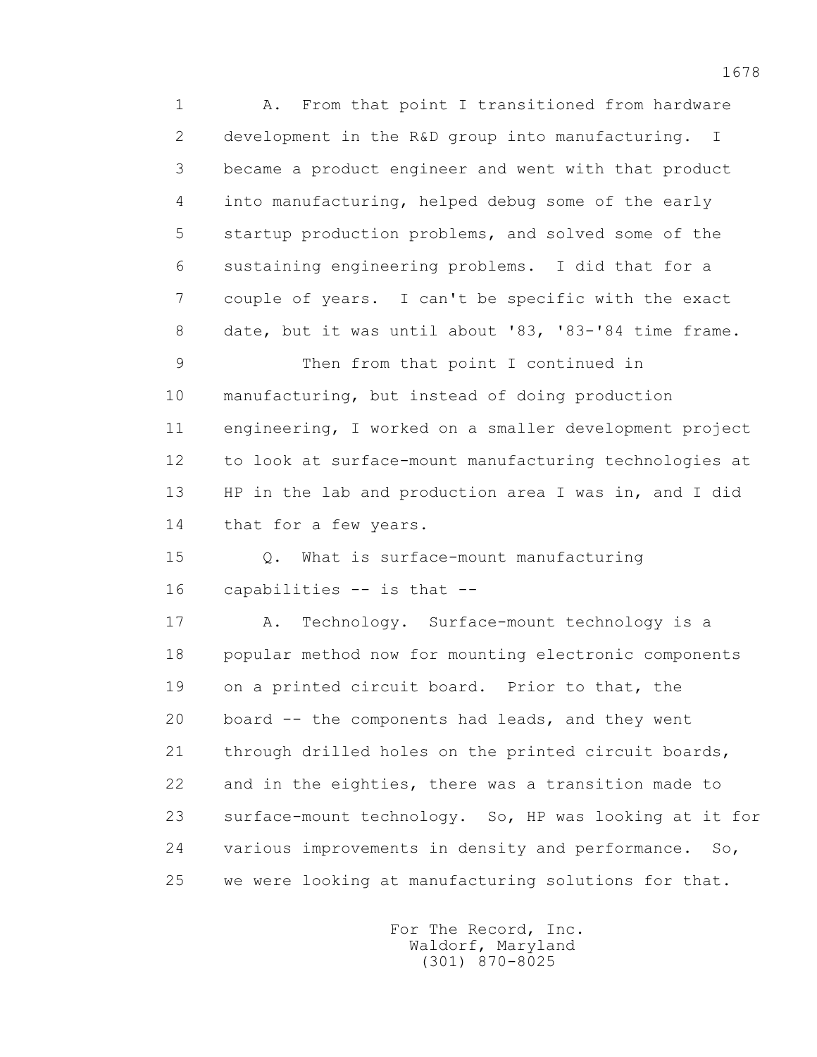A. From that point I transitioned from hardware development in the R&D group into manufacturing. I became a product engineer and went with that product into manufacturing, helped debug some of the early startup production problems, and solved some of the sustaining engineering problems. I did that for a couple of years. I can't be specific with the exact date, but it was until about '83, '83-'84 time frame.

Then from that point I continued in manufacturing, but instead of doing production engineering, I worked on a smaller development project to look at surface-mount manufacturing technologies at HP in the lab and production area I was in, and I did that for a few years.

Q. What is surface-mount manufacturing capabilities -- is that --

A. Technology. Surface-mount technology is a popular method now for mounting electronic components on a printed circuit board. Prior to that, the board -- the components had leads, and they went through drilled holes on the printed circuit boards, and in the eighties, there was a transition made to surface-mount technology. So, HP was looking at it for various improvements in density and performance. So, we were looking at manufacturing solutions for that.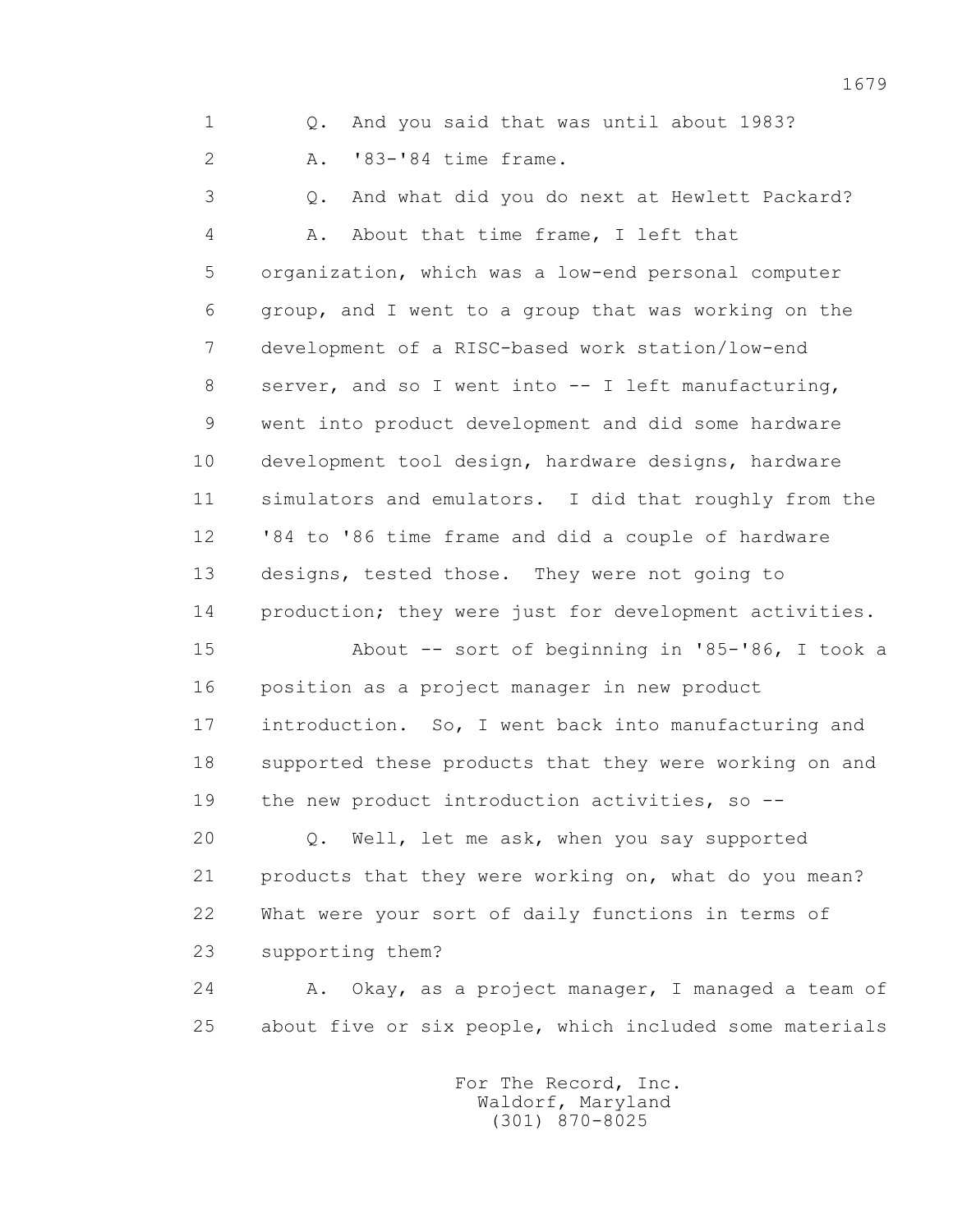1 Q. And you said that was until about 1983?

2 A. '83-'84 time frame.

3 Q. And what did you do next at Hewlett Packard?

4 A. About that time frame, I left that

5 organization, which was a low-end personal computer

6 group, and I went to a group that was working on the

7 development of a RISC-based work station/low-end

8 server, and so I went into -- I left manufacturing,

9 went into product development and did some hardware

10 development tool design, hardware designs, hardware

11 simulators and emulators. I did that roughly from the

12 '84 to '86 time frame and did a couple of hardware

13 designs, tested those. They were not going to

14 production; they were just for development activities.

15 About -- sort of beginning in '85-'86, I took a

16 position as a project manager in new product

17 introduction. So, I went back into manufacturing and

18 supported these products that they were working on and

19 the new product introduction activities, so --

20 Q. Well, let me ask, when you say supported

21 products that they were working on, what do you mean?

22 What were your sort of daily functions in terms of

23 supporting them?

24 A. Okay, as a project manager, I managed a team of

25 about five or six people, which included some materials

For The Record, Inc.
Waldorf, Maryland
(301) 870-8025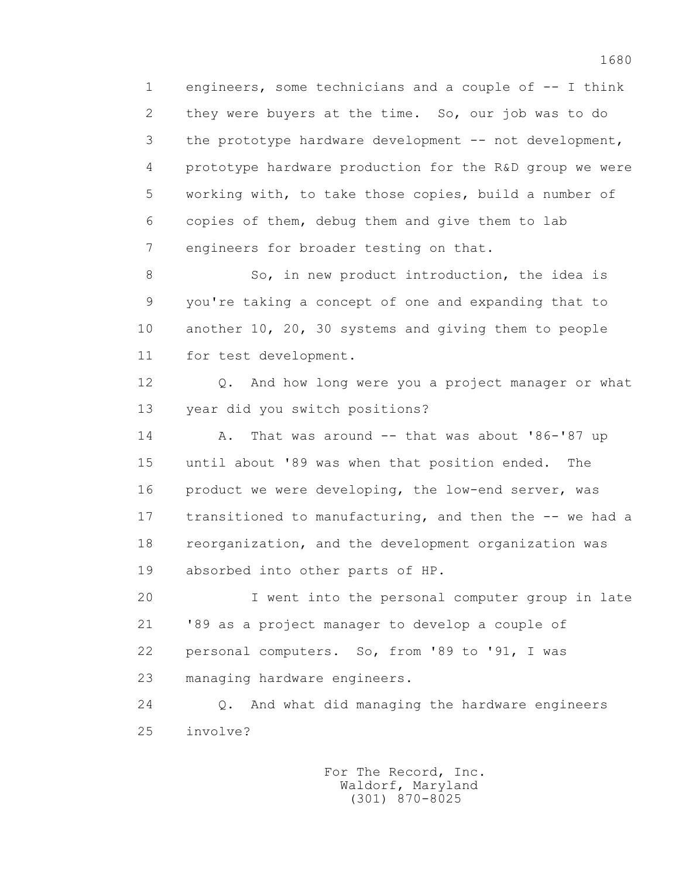engineers, some technicians and a couple of -- I think they were buyers at the time. So, our job was to do the prototype hardware development -- not development, prototype hardware production for the R&D group we were working with, to take those copies, build a number of copies of them, debug them and give them to lab engineers for broader testing on that.

So, in new product introduction, the idea is you're taking a concept of one and expanding that to another 10, 20, 30 systems and giving them to people for test development.

Q. And how long were you a project manager or what year did you switch positions?

A. That was around -- that was about '86-'87 up until about '89 was when that position ended. The product we were developing, the low-end server, was transitioned to manufacturing, and then the -- we had a reorganization, and the development organization was absorbed into other parts of HP.

I went into the personal computer group in late '89 as a project manager to develop a couple of personal computers. So, from '89 to '91, I was managing hardware engineers.

Q. And what did managing the hardware engineers involve?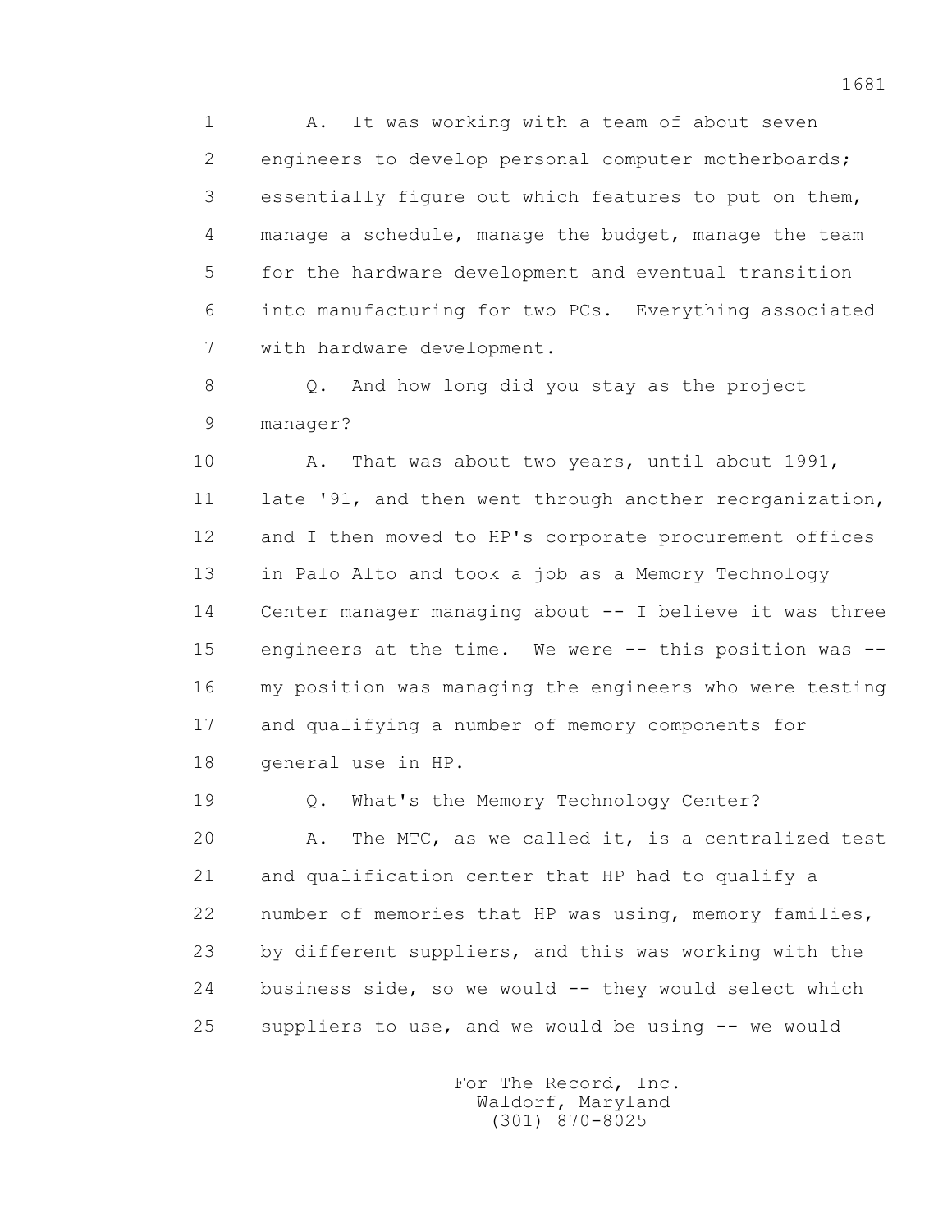1 A. It was working with a team of about seven
2 engineers to develop personal computer motherboards;
3 essentially figure out which features to put on them,
4 manage a schedule, manage the budget, manage the team
5 for the hardware development and eventual transition
6 into manufacturing for two PCs. Everything associated
7 with hardware development.

8 Q. And how long did you stay as the project
9 manager?

10 A. That was about two years, until about 1991,
11 late '91, and then went through another reorganization,
12 and I then moved to HP's corporate procurement offices
13 in Palo Alto and took a job as a Memory Technology
14 Center manager managing about -- I believe it was three
15 engineers at the time. We were -- this position was --
16 my position was managing the engineers who were testing
17 and qualifying a number of memory components for
18 general use in HP.

19 Q. What's the Memory Technology Center?

20 A. The MTC, as we called it, is a centralized test
21 and qualification center that HP had to qualify a
22 number of memories that HP was using, memory families,
23 by different suppliers, and this was working with the
24 business side, so we would -- they would select which
25 suppliers to use, and we would be using -- we would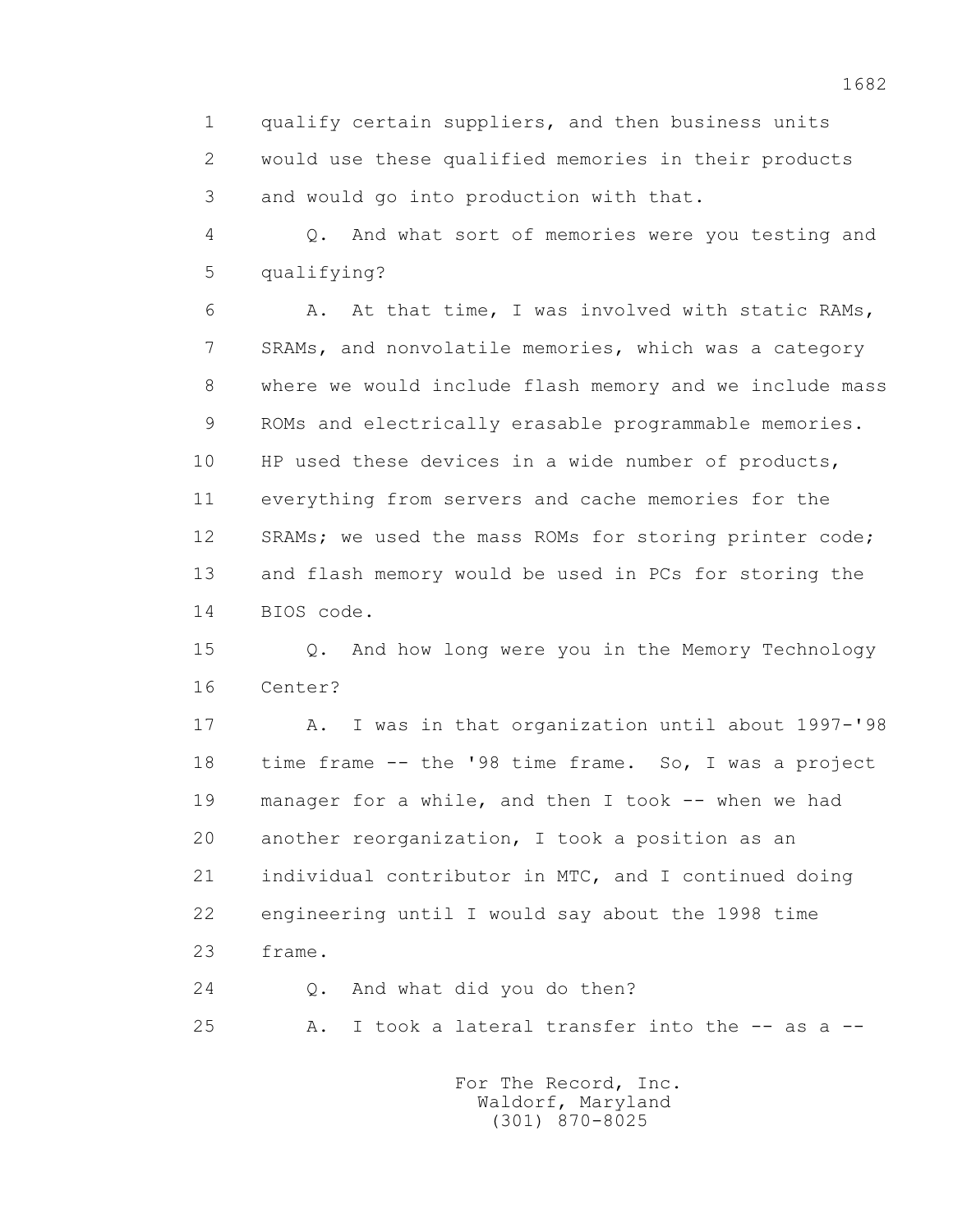1 qualify certain suppliers, and then business units
2 would use these qualified memories in their products
3 and would go into production with that.
4 Q. And what sort of memories were you testing and
5 qualifying?
6 A. At that time, I was involved with static RAMs,
7 SRAMs, and nonvolatile memories, which was a category
8 where we would include flash memory and we include mass
9 ROMs and electrically erasable programmable memories.
10 HP used these devices in a wide number of products,
11 everything from servers and cache memories for the
12 SRAMs; we used the mass ROMs for storing printer code;
13 and flash memory would be used in PCs for storing the
14 BIOS code.
15 Q. And how long were you in the Memory Technology
16 Center?
17 A. I was in that organization until about 1997-'98
18 time frame -- the '98 time frame. So, I was a project
19 manager for a while, and then I took -- when we had
20 another reorganization, I took a position as an
21 individual contributor in MTC, and I continued doing
22 engineering until I would say about the 1998 time
23 frame.
24 Q. And what did you do then?
25 A. I took a lateral transfer into the -- as a --

For The Record, Inc.
Waldorf, Maryland
(301) 870-8025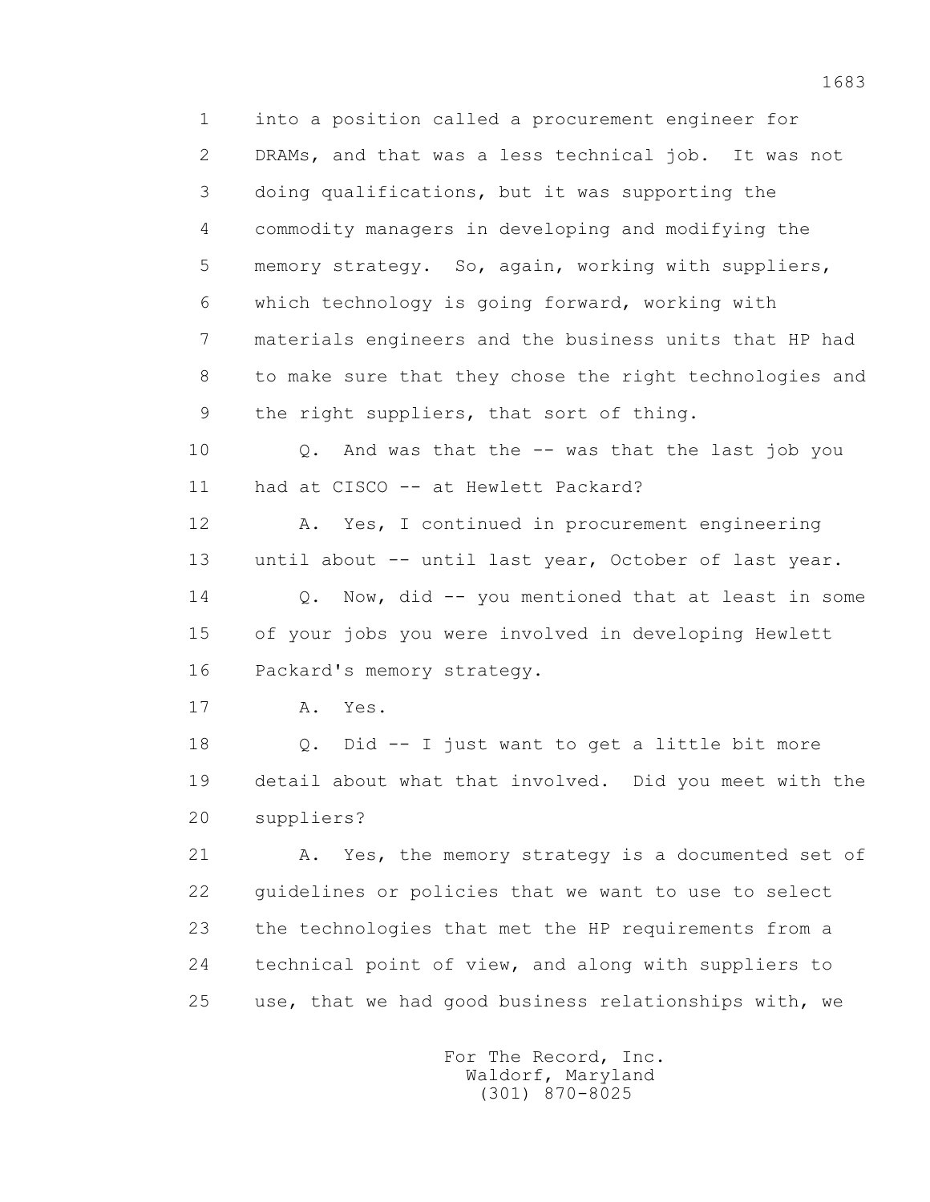1 into a position called a procurement engineer for
2 DRAMs, and that was a less technical job. It was not
3 doing qualifications, but it was supporting the
4 commodity managers in developing and modifying the
5 memory strategy. So, again, working with suppliers,
6 which technology is going forward, working with
7 materials engineers and the business units that HP had
8 to make sure that they chose the right technologies and
9 the right suppliers, that sort of thing.

10 Q. And was that the -- was that the last job you
11 had at CISCO -- at Hewlett Packard?

12 A. Yes, I continued in procurement engineering
13 until about -- until last year, October of last year.

14 Q. Now, did -- you mentioned that at least in some
15 of your jobs you were involved in developing Hewlett
16 Packard's memory strategy.

17 A. Yes.

18 Q. Did -- I just want to get a little bit more
19 detail about what that involved. Did you meet with the
20 suppliers?

21 A. Yes, the memory strategy is a documented set of
22 guidelines or policies that we want to use to select
23 the technologies that met the HP requirements from a
24 technical point of view, and along with suppliers to
25 use, that we had good business relationships with, we

For The Record, Inc.
Waldorf, Maryland
(301) 870-8025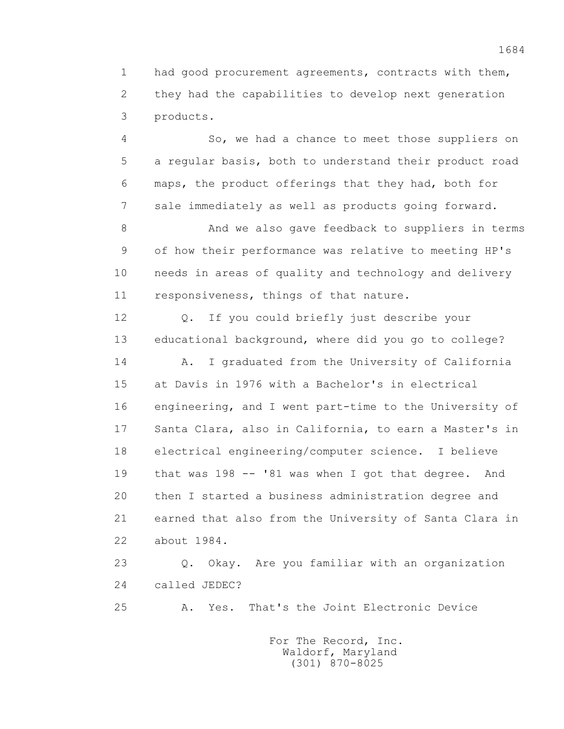had good procurement agreements, contracts with them, they had the capabilities to develop next generation products.

So, we had a chance to meet those suppliers on a regular basis, both to understand their product road maps, the product offerings that they had, both for sale immediately as well as products going forward.

And we also gave feedback to suppliers in terms of how their performance was relative to meeting HP's needs in areas of quality and technology and delivery responsiveness, things of that nature.

Q. If you could briefly just describe your educational background, where did you go to college?

A. I graduated from the University of California at Davis in 1976 with a Bachelor's in electrical engineering, and I went part-time to the University of Santa Clara, also in California, to earn a Master's in electrical engineering/computer science. I believe that was 198 -- '81 was when I got that degree. And then I started a business administration degree and earned that also from the University of Santa Clara in about 1984.

Q. Okay. Are you familiar with an organization called JEDEC?

A. Yes. That's the Joint Electronic Device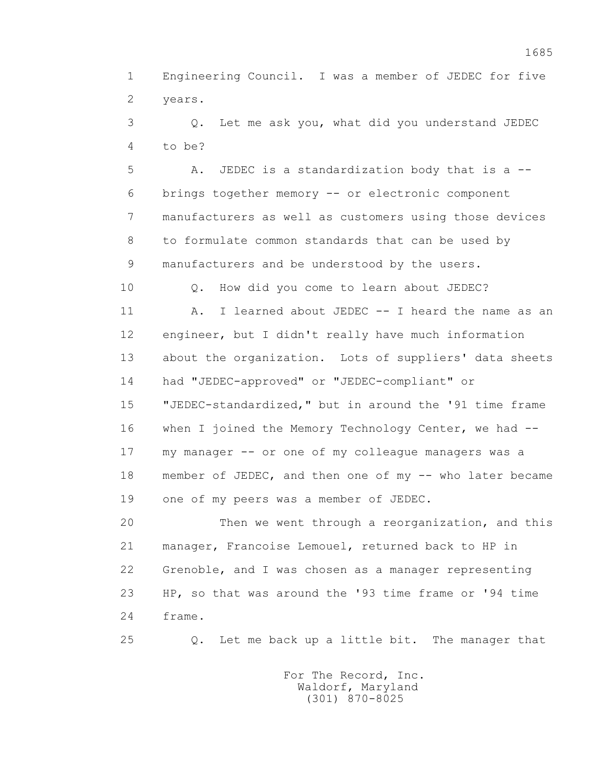1 Engineering Council. I was a member of JEDEC for five
2 years.

3 Q. Let me ask you, what did you understand JEDEC
4 to be?

5 A. JEDEC is a standardization body that is a --
6 brings together memory -- or electronic component
7 manufacturers as well as customers using those devices
8 to formulate common standards that can be used by
9 manufacturers and be understood by the users.

10 Q. How did you come to learn about JEDEC?

11 A. I learned about JEDEC -- I heard the name as an
12 engineer, but I didn't really have much information
13 about the organization. Lots of suppliers' data sheets
14 had "JEDEC-approved" or "JEDEC-compliant" or
15 "JEDEC-standardized," but in around the '91 time frame
16 when I joined the Memory Technology Center, we had --
17 my manager -- or one of my colleague managers was a
18 member of JEDEC, and then one of my -- who later became
19 one of my peers was a member of JEDEC.

20 Then we went through a reorganization, and this
21 manager, Francoise Lemouel, returned back to HP in
22 Grenoble, and I was chosen as a manager representing
23 HP, so that was around the '93 time frame or '94 time
24 frame.

25 Q. Let me back up a little bit. The manager that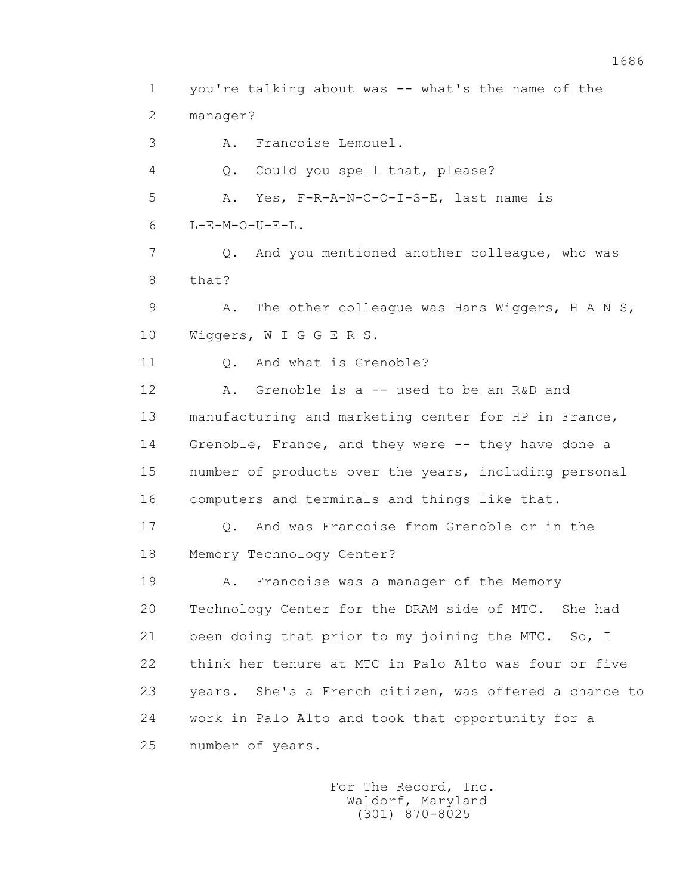1 you're talking about was -- what's the name of the
2 manager?
3 A. Francoise Lemouel.
4 Q. Could you spell that, please?
5 A. Yes, F-R-A-N-C-O-I-S-E, last name is
6 L-E-M-O-U-E-L.
7 Q. And you mentioned another colleague, who was
8 that?
9 A. The other colleague was Hans Wiggers, H A N S,
10 Wiggers, W I G G E R S.
11 Q. And what is Grenoble?
12 A. Grenoble is a -- used to be an R&D and
13 manufacturing and marketing center for HP in France,
14 Grenoble, France, and they were -- they have done a
15 number of products over the years, including personal
16 computers and terminals and things like that.
17 Q. And was Francoise from Grenoble or in the
18 Memory Technology Center?
19 A. Francoise was a manager of the Memory
20 Technology Center for the DRAM side of MTC. She had
21 been doing that prior to my joining the MTC. So, I
22 think her tenure at MTC in Palo Alto was four or five
23 years. She's a French citizen, was offered a chance to
24 work in Palo Alto and took that opportunity for a
25 number of years.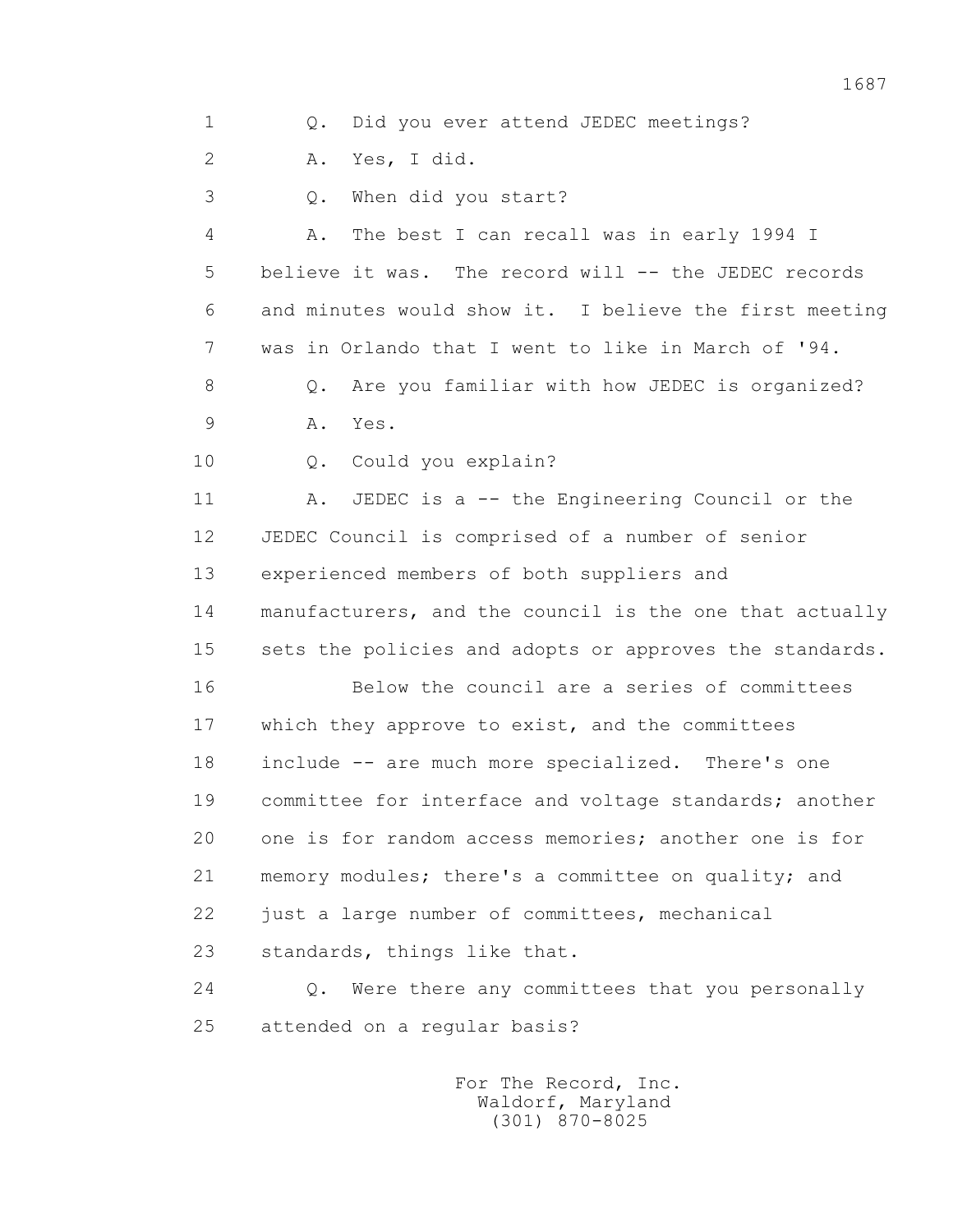1 Q. Did you ever attend JEDEC meetings?

2 A. Yes, I did.

3 Q. When did you start?

4 A. The best I can recall was in early 1994 I
5 believe it was. The record will -- the JEDEC records
6 and minutes would show it. I believe the first meeting
7 was in Orlando that I went to like in March of '94.

8 Q. Are you familiar with how JEDEC is organized?

9 A. Yes.

10 Q. Could you explain?

11 A. JEDEC is a -- the Engineering Council or the
12 JEDEC Council is comprised of a number of senior
13 experienced members of both suppliers and
14 manufacturers, and the council is the one that actually
15 sets the policies and adopts or approves the standards.

16 Below the council are a series of committees
17 which they approve to exist, and the committees
18 include -- are much more specialized. There's one
19 committee for interface and voltage standards; another
20 one is for random access memories; another one is for
21 memory modules; there's a committee on quality; and
22 just a large number of committees, mechanical
23 standards, things like that.

24 Q. Were there any committees that you personally
25 attended on a regular basis?

For The Record, Inc.
Waldorf, Maryland
(301) 870-8025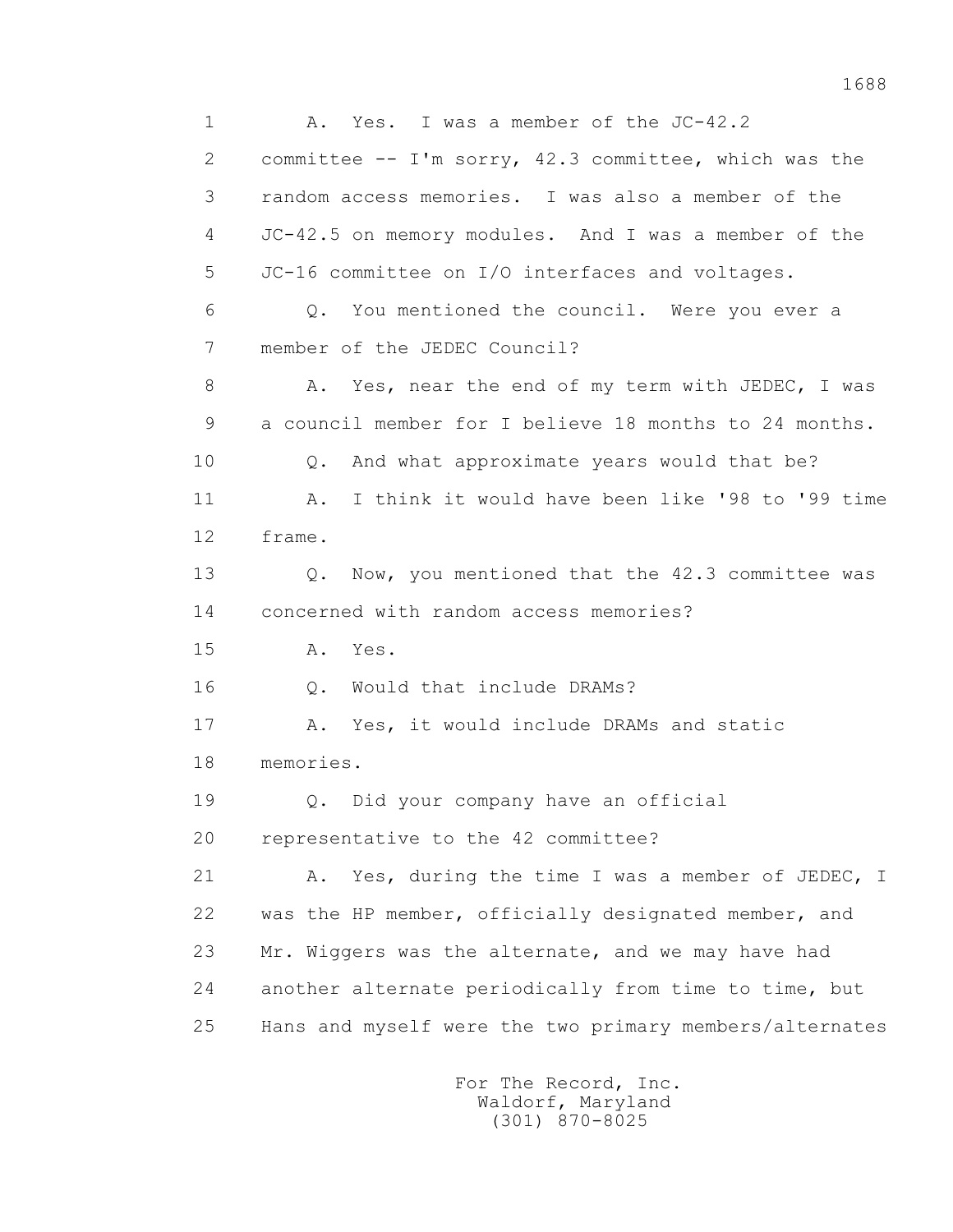1 A. Yes. I was a member of the JC-42.2
2 committee -- I'm sorry, 42.3 committee, which was the
3 random access memories. I was also a member of the
4 JC-42.5 on memory modules. And I was a member of the
5 JC-16 committee on I/O interfaces and voltages.
6 Q. You mentioned the council. Were you ever a
7 member of the JEDEC Council?
8 A. Yes, near the end of my term with JEDEC, I was
9 a council member for I believe 18 months to 24 months.
10 Q. And what approximate years would that be?
11 A. I think it would have been like '98 to '99 time
12 frame.
13 Q. Now, you mentioned that the 42.3 committee was
14 concerned with random access memories?
15 A. Yes.
16 Q. Would that include DRAMs?
17 A. Yes, it would include DRAMs and static
18 memories.
19 Q. Did your company have an official
20 representative to the 42 committee?
21 A. Yes, during the time I was a member of JEDEC, I
22 was the HP member, officially designated member, and
23 Mr. Wiggers was the alternate, and we may have had
24 another alternate periodically from time to time, but
25 Hans and myself were the two primary members/alternates

For The Record, Inc.
Waldorf, Maryland
(301) 870-8025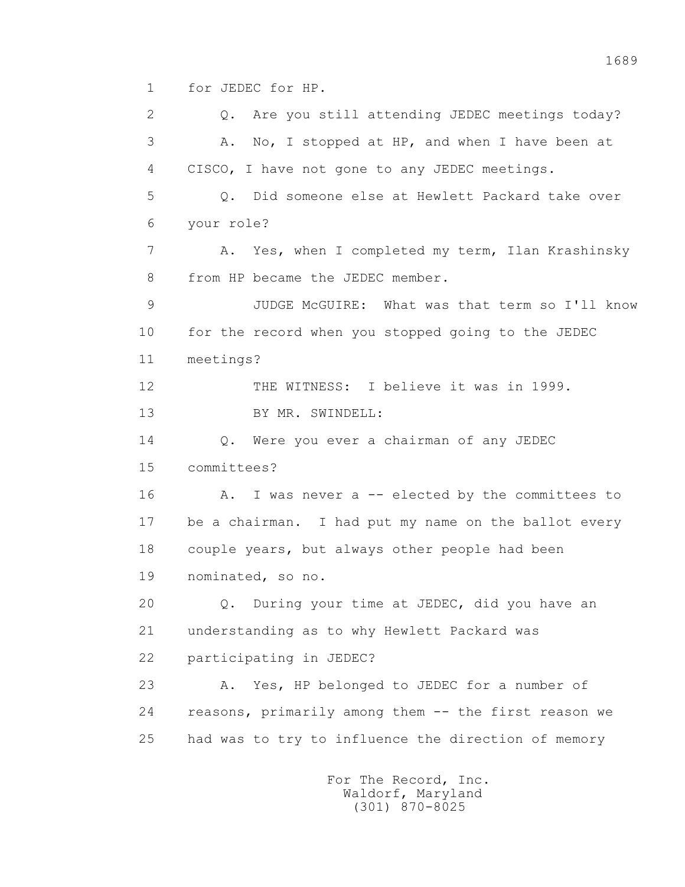1 for JEDEC for HP.

2 Q. Are you still attending JEDEC meetings today?

3 A. No, I stopped at HP, and when I have been at

4 CISCO, I have not gone to any JEDEC meetings.

5 Q. Did someone else at Hewlett Packard take over

6 your role?

7 A. Yes, when I completed my term, Ilan Krashinsky

8 from HP became the JEDEC member.

9 JUDGE McGUIRE: What was that term so I'll know

10 for the record when you stopped going to the JEDEC

11 meetings?

12 THE WITNESS: I believe it was in 1999.

13 BY MR. SWINDELL:

14 Q. Were you ever a chairman of any JEDEC

15 committees?

16 A. I was never a -- elected by the committees to

17 be a chairman. I had put my name on the ballot every

18 couple years, but always other people had been

19 nominated, so no.

20 Q. During your time at JEDEC, did you have an

21 understanding as to why Hewlett Packard was

22 participating in JEDEC?

23 A. Yes, HP belonged to JEDEC for a number of

24 reasons, primarily among them -- the first reason we

25 had was to try to influence the direction of memory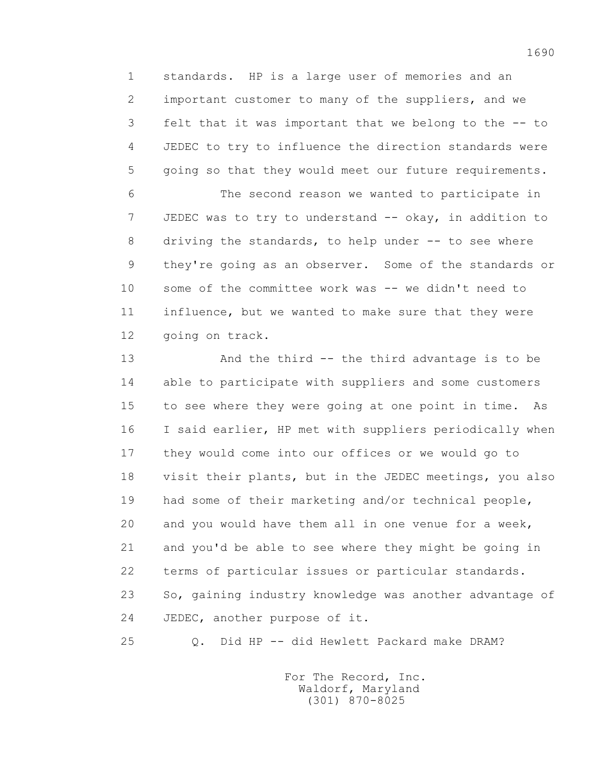1 standards. HP is a large user of memories and an
2 important customer to many of the suppliers, and we
3 felt that it was important that we belong to the -- to
4 JEDEC to try to influence the direction standards were
5 going so that they would meet our future requirements.
6 The second reason we wanted to participate in
7 JEDEC was to try to understand -- okay, in addition to
8 driving the standards, to help under -- to see where
9 they're going as an observer. Some of the standards or
10 some of the committee work was -- we didn't need to
11 influence, but we wanted to make sure that they were
12 going on track.
13 And the third -- the third advantage is to be
14 able to participate with suppliers and some customers
15 to see where they were going at one point in time. As
16 I said earlier, HP met with suppliers periodically when
17 they would come into our offices or we would go to
18 visit their plants, but in the JEDEC meetings, you also
19 had some of their marketing and/or technical people,
20 and you would have them all in one venue for a week,
21 and you'd be able to see where they might be going in
22 terms of particular issues or particular standards.
23 So, gaining industry knowledge was another advantage of
24 JEDEC, another purpose of it.
25 Q. Did HP -- did Hewlett Packard make DRAM?

For The Record, Inc.
Waldorf, Maryland
(301) 870-8025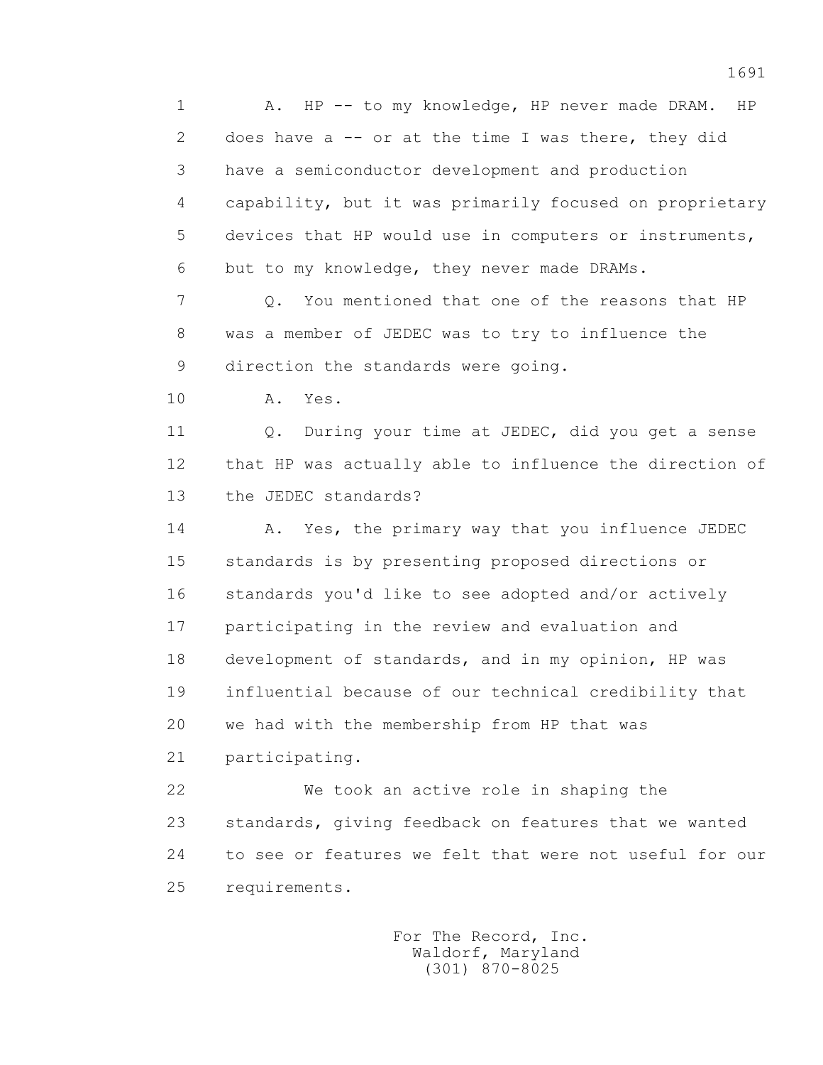A. HP -- to my knowledge, HP never made DRAM. HP does have a -- or at the time I was there, they did have a semiconductor development and production capability, but it was primarily focused on proprietary devices that HP would use in computers or instruments, but to my knowledge, they never made DRAMs.

Q. You mentioned that one of the reasons that HP was a member of JEDEC was to try to influence the direction the standards were going.

A. Yes.

Q. During your time at JEDEC, did you get a sense that HP was actually able to influence the direction of the JEDEC standards?

A. Yes, the primary way that you influence JEDEC standards is by presenting proposed directions or standards you'd like to see adopted and/or actively participating in the review and evaluation and development of standards, and in my opinion, HP was influential because of our technical credibility that we had with the membership from HP that was participating.

We took an active role in shaping the standards, giving feedback on features that we wanted to see or features we felt that were not useful for our requirements.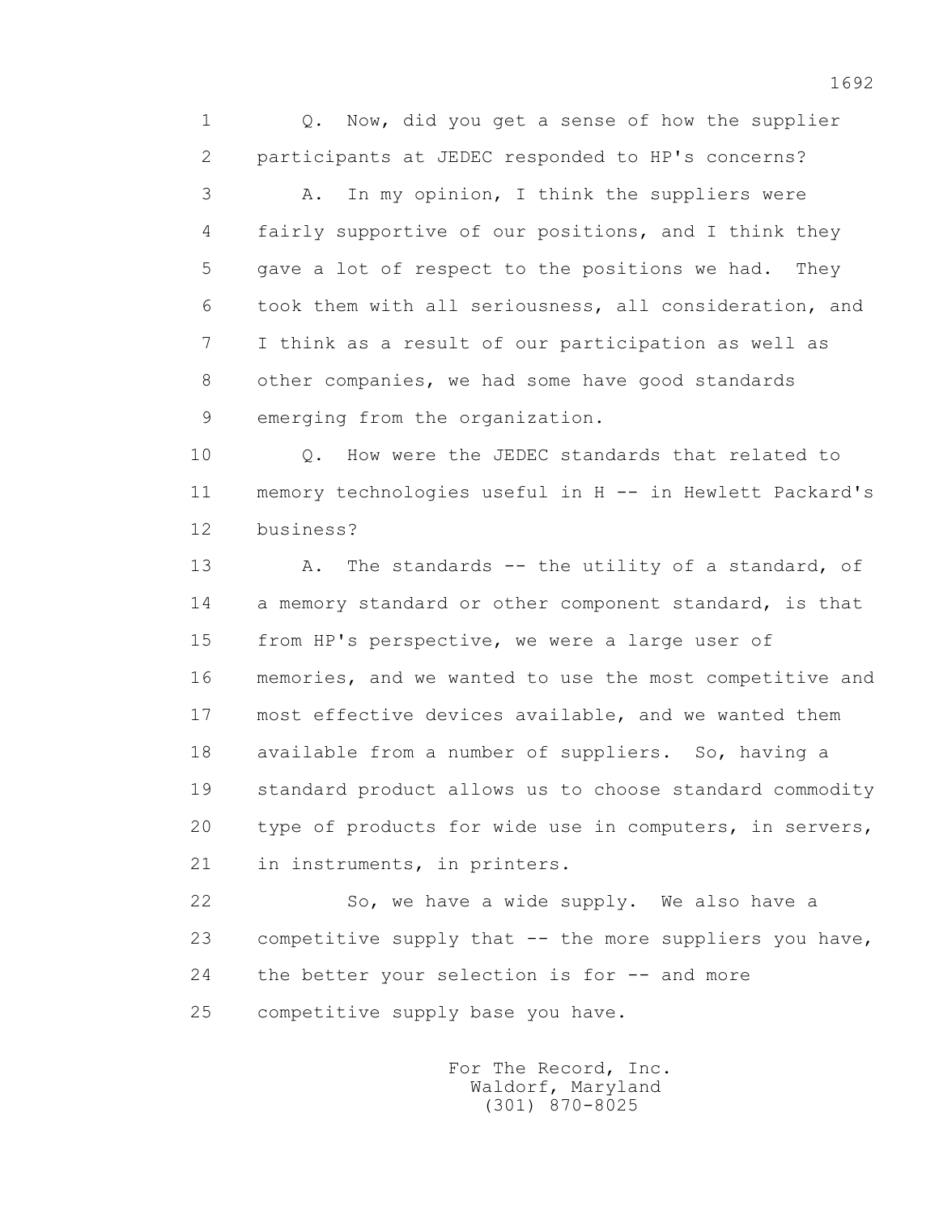Q. Now, did you get a sense of how the supplier participants at JEDEC responded to HP's concerns?

A. In my opinion, I think the suppliers were fairly supportive of our positions, and I think they gave a lot of respect to the positions we had. They took them with all seriousness, all consideration, and I think as a result of our participation as well as other companies, we had some have good standards emerging from the organization.

Q. How were the JEDEC standards that related to memory technologies useful in H -- in Hewlett Packard's business?

A. The standards -- the utility of a standard, of a memory standard or other component standard, is that from HP's perspective, we were a large user of memories, and we wanted to use the most competitive and most effective devices available, and we wanted them available from a number of suppliers. So, having a standard product allows us to choose standard commodity type of products for wide use in computers, in servers, in instruments, in printers.

So, we have a wide supply. We also have a competitive supply that -- the more suppliers you have, the better your selection is for -- and more competitive supply base you have.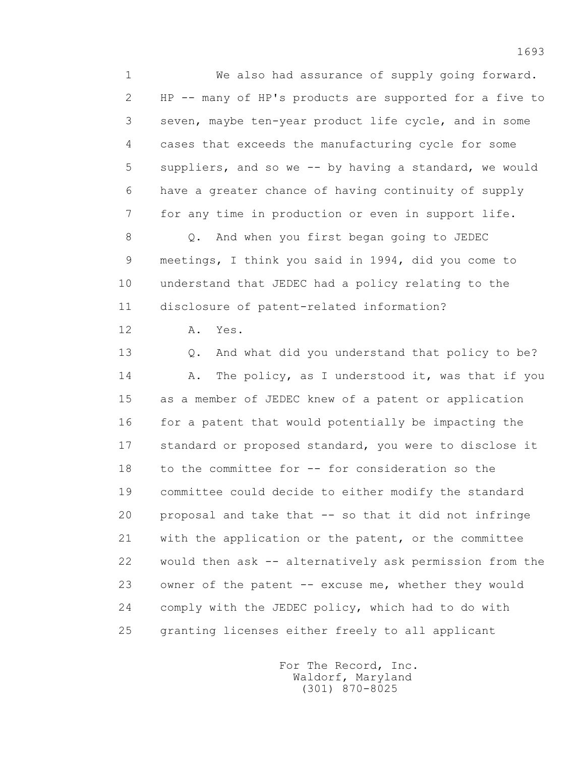We also had assurance of supply going forward. HP -- many of HP's products are supported for a five to seven, maybe ten-year product life cycle, and in some cases that exceeds the manufacturing cycle for some suppliers, and so we -- by having a standard, we would have a greater chance of having continuity of supply for any time in production or even in support life.

Q. And when you first began going to JEDEC meetings, I think you said in 1994, did you come to understand that JEDEC had a policy relating to the disclosure of patent-related information?

A. Yes.

Q. And what did you understand that policy to be?

A. The policy, as I understood it, was that if you as a member of JEDEC knew of a patent or application for a patent that would potentially be impacting the standard or proposed standard, you were to disclose it to the committee for -- for consideration so the committee could decide to either modify the standard proposal and take that -- so that it did not infringe with the application or the patent, or the committee would then ask -- alternatively ask permission from the owner of the patent -- excuse me, whether they would comply with the JEDEC policy, which had to do with granting licenses either freely to all applicant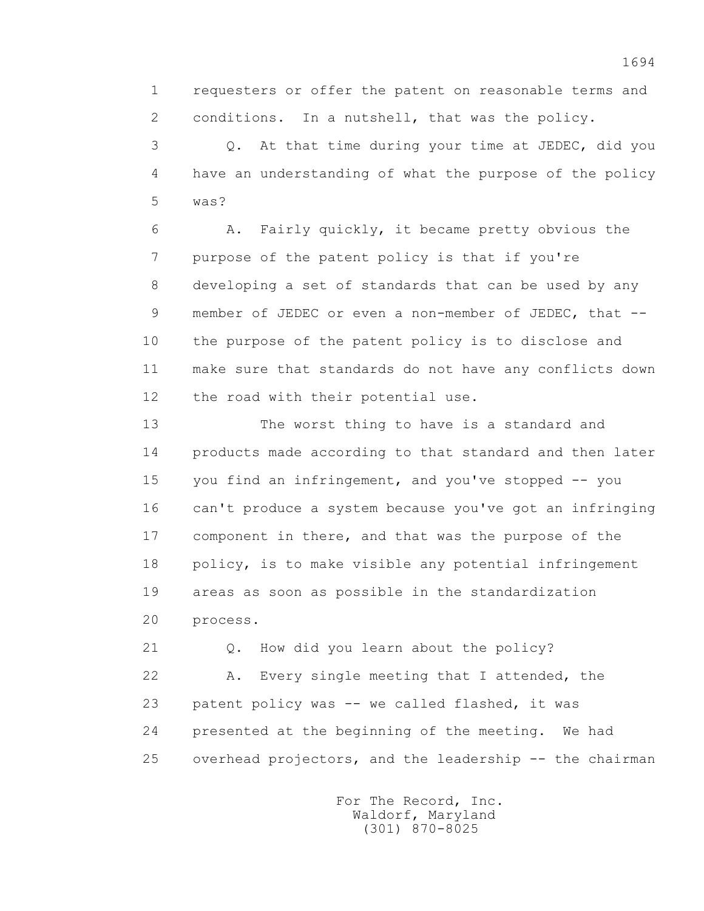requesters or offer the patent on reasonable terms and conditions. In a nutshell, that was the policy.

Q. At that time during your time at JEDEC, did you have an understanding of what the purpose of the policy was?

A. Fairly quickly, it became pretty obvious the purpose of the patent policy is that if you're developing a set of standards that can be used by any member of JEDEC or even a non-member of JEDEC, that -- the purpose of the patent policy is to disclose and make sure that standards do not have any conflicts down the road with their potential use.

The worst thing to have is a standard and products made according to that standard and then later you find an infringement, and you've stopped -- you can't produce a system because you've got an infringing component in there, and that was the purpose of the policy, is to make visible any potential infringement areas as soon as possible in the standardization process.

Q. How did you learn about the policy?

A. Every single meeting that I attended, the patent policy was -- we called flashed, it was presented at the beginning of the meeting. We had overhead projectors, and the leadership -- the chairman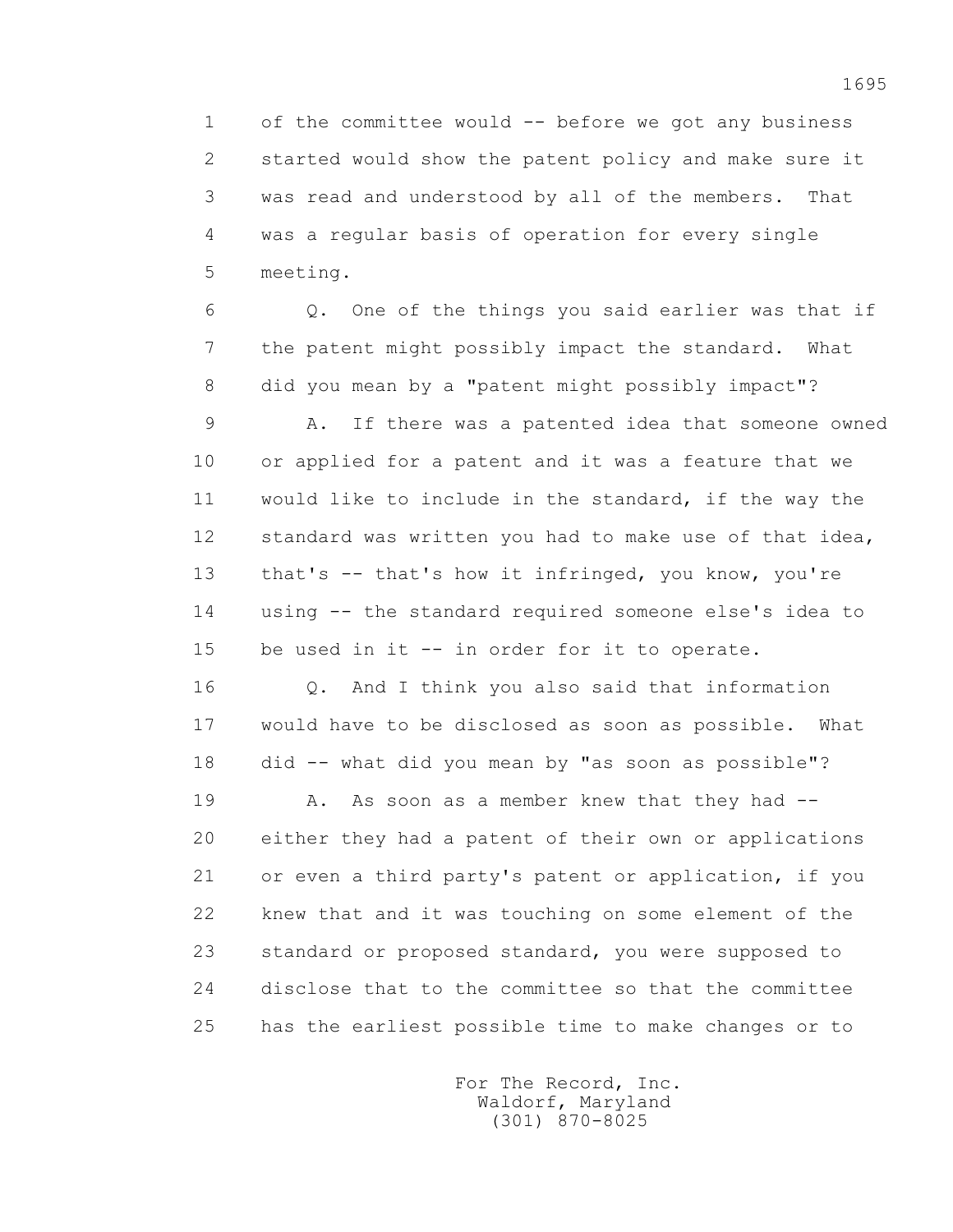of the committee would -- before we got any business started would show the patent policy and make sure it was read and understood by all of the members. That was a regular basis of operation for every single meeting.

Q. One of the things you said earlier was that if the patent might possibly impact the standard. What did you mean by a "patent might possibly impact"?

A. If there was a patented idea that someone owned or applied for a patent and it was a feature that we would like to include in the standard, if the way the standard was written you had to make use of that idea, that's -- that's how it infringed, you know, you're using -- the standard required someone else's idea to be used in it -- in order for it to operate.

Q. And I think you also said that information would have to be disclosed as soon as possible. What did -- what did you mean by "as soon as possible"?

A. As soon as a member knew that they had -- either they had a patent of their own or applications or even a third party's patent or application, if you knew that and it was touching on some element of the standard or proposed standard, you were supposed to disclose that to the committee so that the committee has the earliest possible time to make changes or to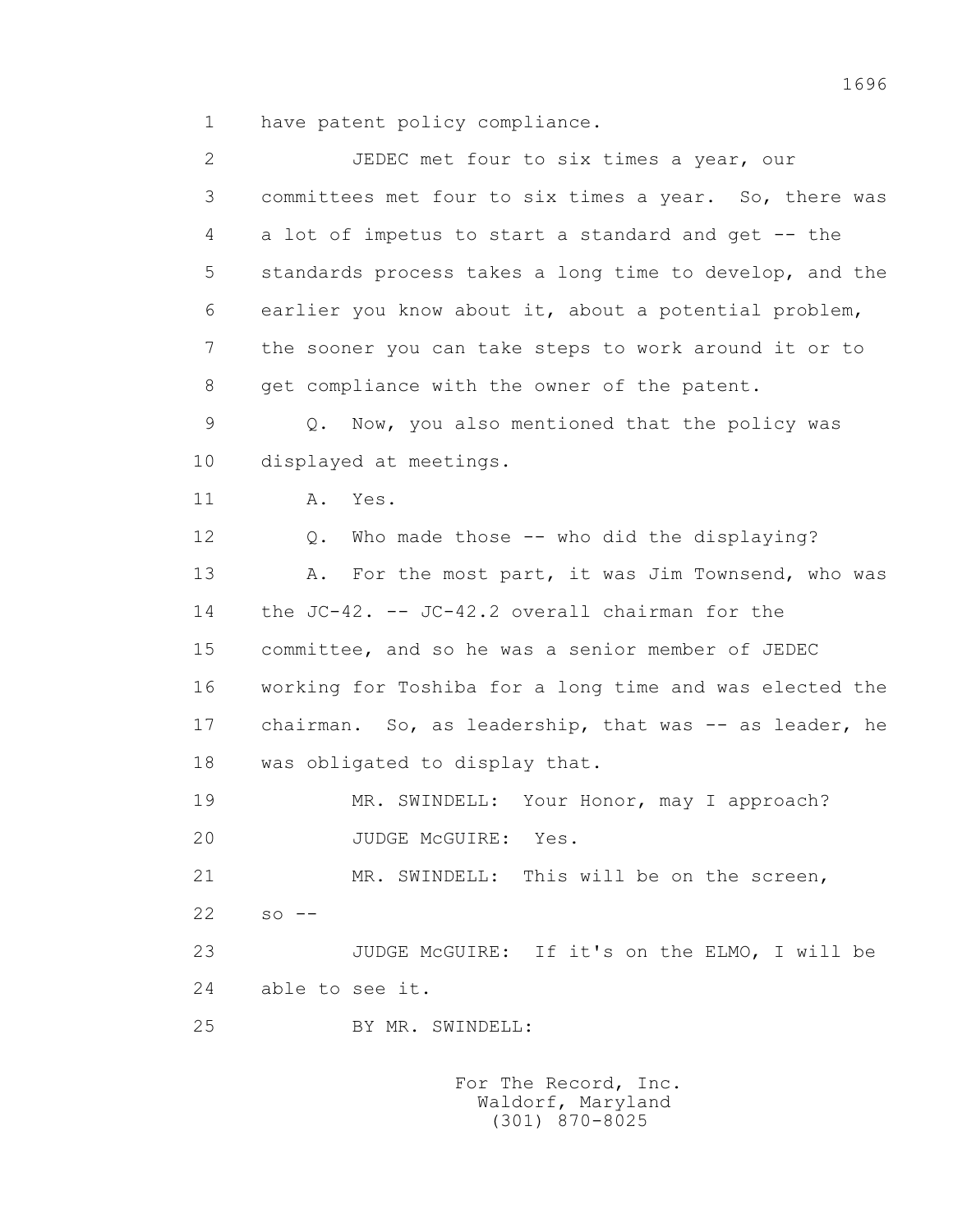1 have patent policy compliance.

2 JEDEC met four to six times a year, our

3 committees met four to six times a year. So, there was

4 a lot of impetus to start a standard and get -- the

5 standards process takes a long time to develop, and the

6 earlier you know about it, about a potential problem,

7 the sooner you can take steps to work around it or to

8 get compliance with the owner of the patent.

9 Q. Now, you also mentioned that the policy was

10 displayed at meetings.

11 A. Yes.

12 Q. Who made those -- who did the displaying?

13 A. For the most part, it was Jim Townsend, who was

14 the JC-42. -- JC-42.2 overall chairman for the

15 committee, and so he was a senior member of JEDEC

16 working for Toshiba for a long time and was elected the

17 chairman. So, as leadership, that was -- as leader, he

18 was obligated to display that.

19 MR. SWINDELL: Your Honor, may I approach?

20 JUDGE McGUIRE: Yes.

21 MR. SWINDELL: This will be on the screen,

22 so --

23 JUDGE McGUIRE: If it's on the ELMO, I will be

24 able to see it.

25 BY MR. SWINDELL: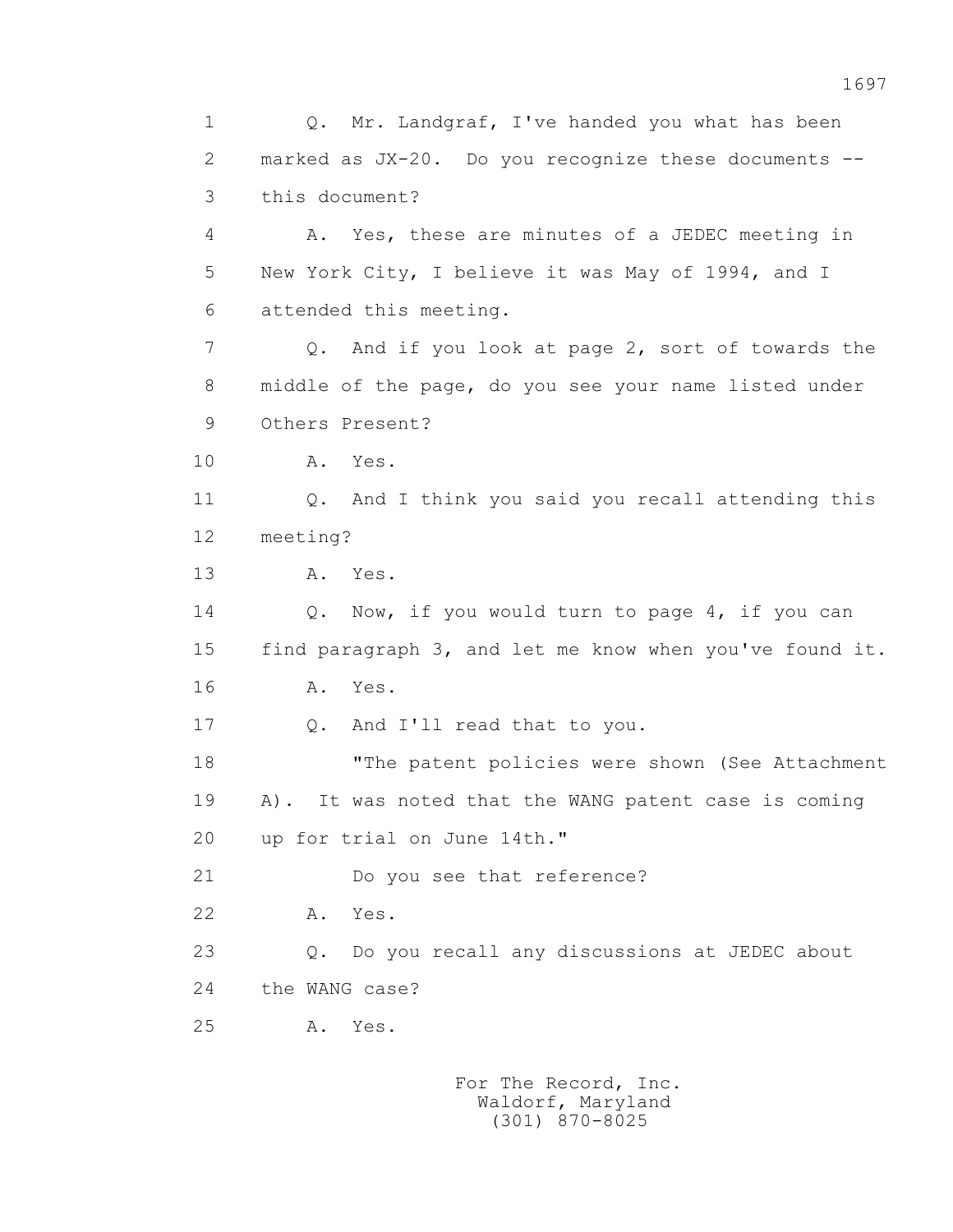1 Q. Mr. Landgraf, I've handed you what has been

2 marked as JX-20. Do you recognize these documents --

3 this document?

4 A. Yes, these are minutes of a JEDEC meeting in

5 New York City, I believe it was May of 1994, and I

6 attended this meeting.

7 Q. And if you look at page 2, sort of towards the

8 middle of the page, do you see your name listed under

9 Others Present?

10 A. Yes.

11 Q. And I think you said you recall attending this

12 meeting?

13 A. Yes.

14 Q. Now, if you would turn to page 4, if you can

15 find paragraph 3, and let me know when you've found it.

16 A. Yes.

17 Q. And I'll read that to you.

18 "The patent policies were shown (See Attachment

19 A). It was noted that the WANG patent case is coming

20 up for trial on June 14th."

21 Do you see that reference?

22 A. Yes.

23 Q. Do you recall any discussions at JEDEC about

24 the WANG case?

25 A. Yes.

For The Record, Inc.
Waldorf, Maryland
(301) 870-8025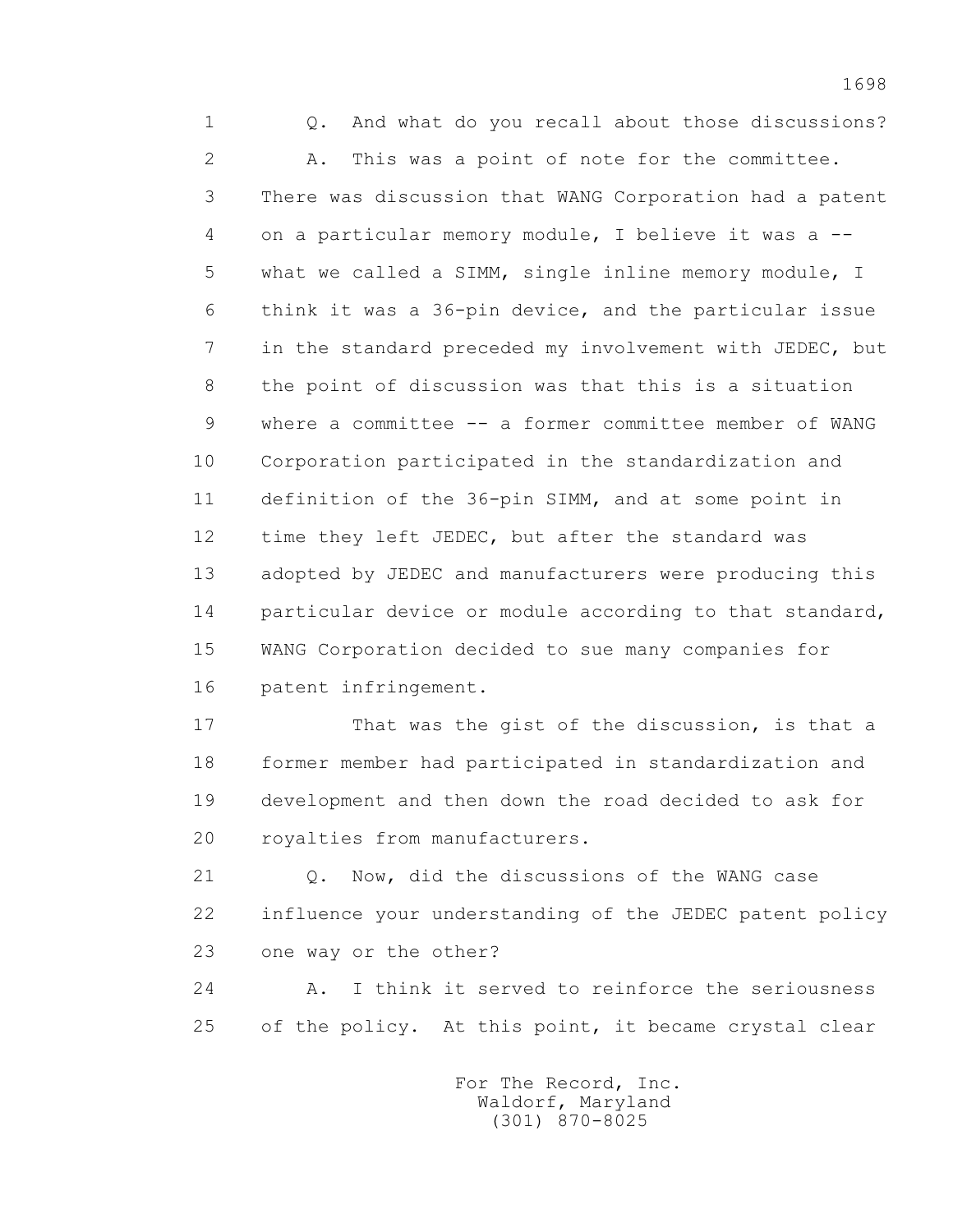1 Q. And what do you recall about those discussions?

2 A. This was a point of note for the committee.

3 There was discussion that WANG Corporation had a patent

4 on a particular memory module, I believe it was a --

5 what we called a SIMM, single inline memory module, I

6 think it was a 36-pin device, and the particular issue

7 in the standard preceded my involvement with JEDEC, but

8 the point of discussion was that this is a situation

9 where a committee -- a former committee member of WANG

10 Corporation participated in the standardization and

11 definition of the 36-pin SIMM, and at some point in

12 time they left JEDEC, but after the standard was

13 adopted by JEDEC and manufacturers were producing this

14 particular device or module according to that standard,

15 WANG Corporation decided to sue many companies for

16 patent infringement.

17 That was the gist of the discussion, is that a

18 former member had participated in standardization and

19 development and then down the road decided to ask for

20 royalties from manufacturers.

21 Q. Now, did the discussions of the WANG case

22 influence your understanding of the JEDEC patent policy

23 one way or the other?

24 A. I think it served to reinforce the seriousness

25 of the policy. At this point, it became crystal clear

For The Record, Inc.
Waldorf, Maryland
(301) 870-8025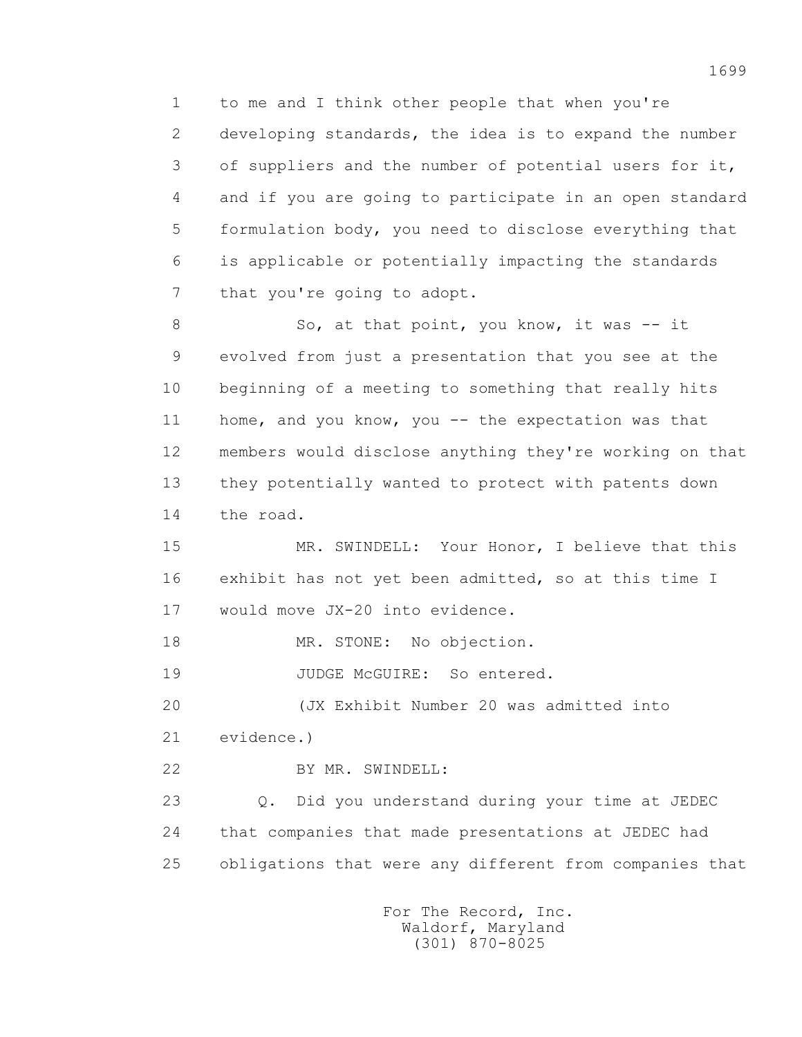1 to me and I think other people that when you're
2 developing standards, the idea is to expand the number
3 of suppliers and the number of potential users for it,
4 and if you are going to participate in an open standard
5 formulation body, you need to disclose everything that
6 is applicable or potentially impacting the standards
7 that you're going to adopt.

8 So, at that point, you know, it was -- it
9 evolved from just a presentation that you see at the
10 beginning of a meeting to something that really hits
11 home, and you know, you -- the expectation was that
12 members would disclose anything they're working on that
13 they potentially wanted to protect with patents down
14 the road.

15 MR. SWINDELL: Your Honor, I believe that this
16 exhibit has not yet been admitted, so at this time I
17 would move JX-20 into evidence.

18 MR. STONE: No objection.

19 JUDGE McGUIRE: So entered.

20 (JX Exhibit Number 20 was admitted into
21 evidence.)

22 BY MR. SWINDELL:

23 Q. Did you understand during your time at JEDEC
24 that companies that made presentations at JEDEC had
25 obligations that were any different from companies that

For The Record, Inc.
Waldorf, Maryland
(301) 870-8025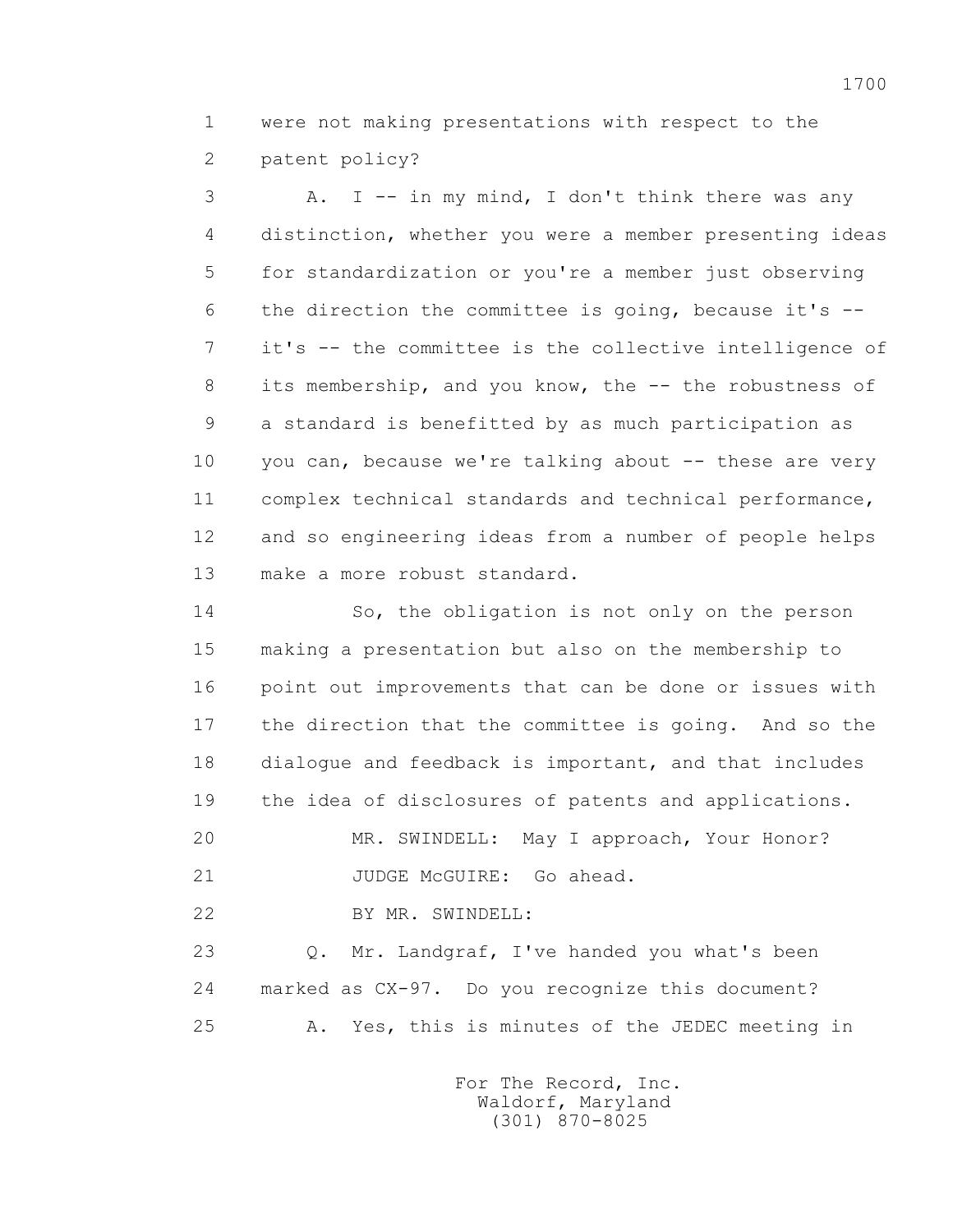were not making presentations with respect to the patent policy?

A. I -- in my mind, I don't think there was any distinction, whether you were a member presenting ideas for standardization or you're a member just observing the direction the committee is going, because it's -- it's -- the committee is the collective intelligence of its membership, and you know, the -- the robustness of a standard is benefitted by as much participation as you can, because we're talking about -- these are very complex technical standards and technical performance, and so engineering ideas from a number of people helps make a more robust standard.

So, the obligation is not only on the person making a presentation but also on the membership to point out improvements that can be done or issues with the direction that the committee is going. And so the dialogue and feedback is important, and that includes the idea of disclosures of patents and applications.

MR. SWINDELL: May I approach, Your Honor?

JUDGE McGUIRE: Go ahead.

BY MR. SWINDELL:

Q. Mr. Landgraf, I've handed you what's been marked as CX-97. Do you recognize this document?

A. Yes, this is minutes of the JEDEC meeting in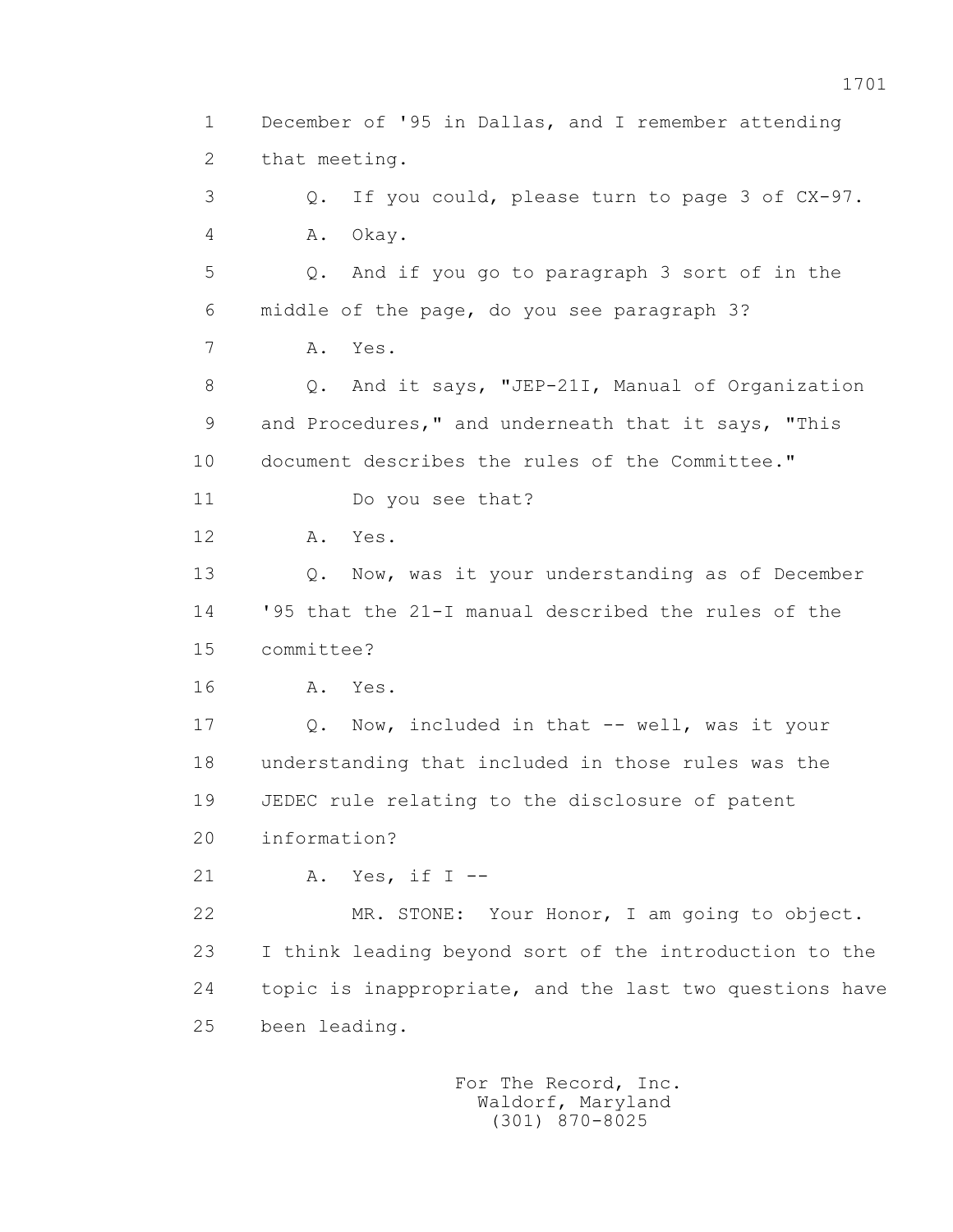1 December of '95 in Dallas, and I remember attending
2 that meeting.
3 Q. If you could, please turn to page 3 of CX-97.
4 A. Okay.
5 Q. And if you go to paragraph 3 sort of in the
6 middle of the page, do you see paragraph 3?
7 A. Yes.
8 Q. And it says, "JEP-21I, Manual of Organization
9 and Procedures," and underneath that it says, "This
10 document describes the rules of the Committee."
11 Do you see that?
12 A. Yes.
13 Q. Now, was it your understanding as of December
14 '95 that the 21-I manual described the rules of the
15 committee?
16 A. Yes.
17 Q. Now, included in that -- well, was it your
18 understanding that included in those rules was the
19 JEDEC rule relating to the disclosure of patent
20 information?
21 A. Yes, if I --
22 MR. STONE: Your Honor, I am going to object.
23 I think leading beyond sort of the introduction to the
24 topic is inappropriate, and the last two questions have
25 been leading.

For The Record, Inc.
Waldorf, Maryland
(301) 870-8025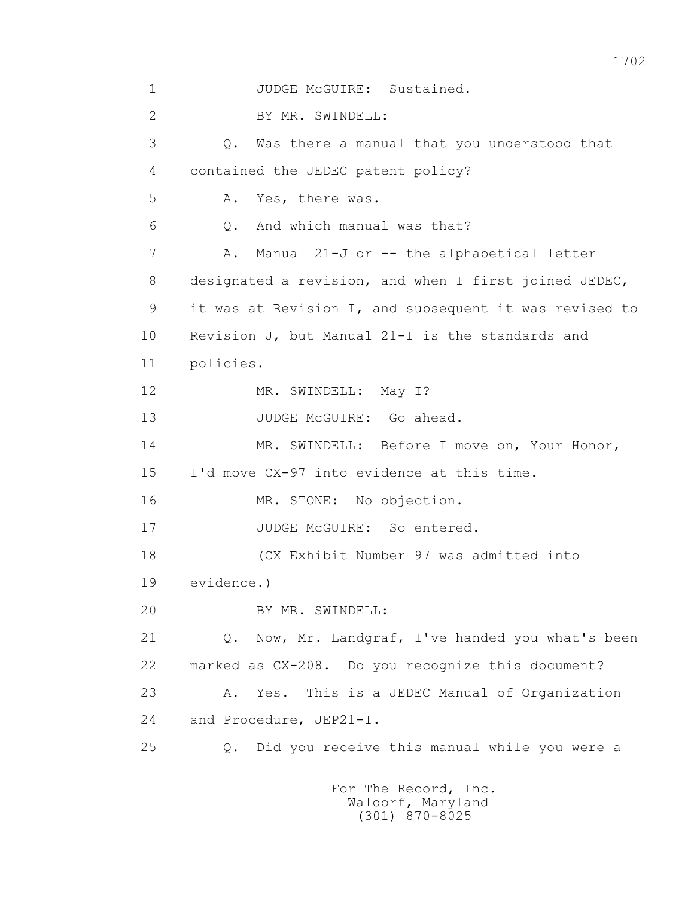JUDGE McGUIRE: Sustained.

BY MR. SWINDELL:

Q. Was there a manual that you understood that contained the JEDEC patent policy?

A. Yes, there was.

Q. And which manual was that?

A. Manual 21-J or -- the alphabetical letter designated a revision, and when I first joined JEDEC, it was at Revision I, and subsequent it was revised to Revision J, but Manual 21-I is the standards and policies.

MR. SWINDELL: May I?

JUDGE McGUIRE: Go ahead.

MR. SWINDELL: Before I move on, Your Honor, I'd move CX-97 into evidence at this time.

MR. STONE: No objection.

JUDGE McGUIRE: So entered.

(CX Exhibit Number 97 was admitted into evidence.)

BY MR. SWINDELL:

Q. Now, Mr. Landgraf, I've handed you what's been marked as CX-208. Do you recognize this document?

A. Yes. This is a JEDEC Manual of Organization and Procedure, JEP21-I.

Q. Did you receive this manual while you were a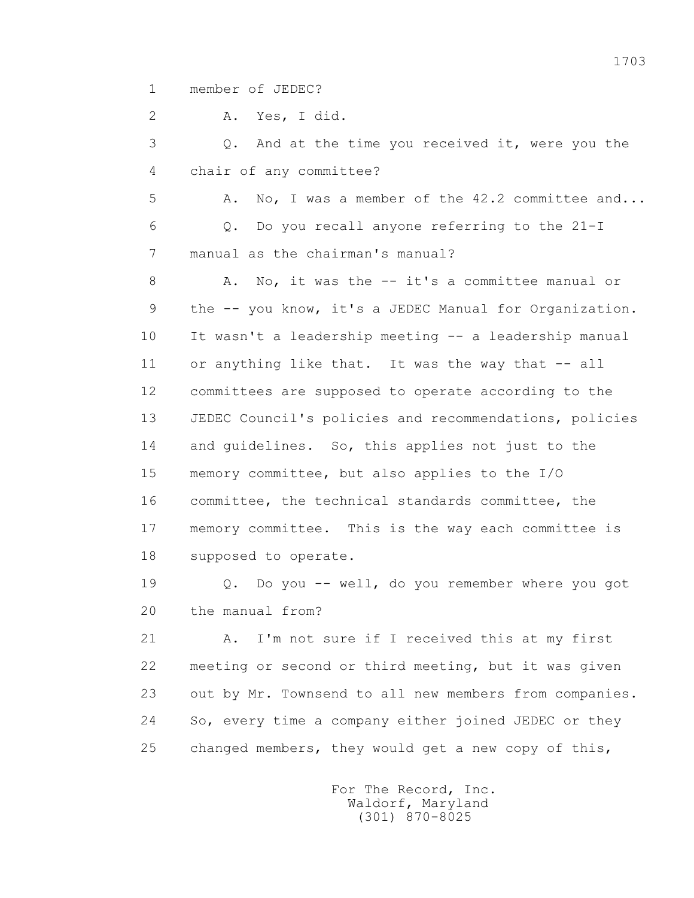1 member of JEDEC?

2 A. Yes, I did.

3 Q. And at the time you received it, were you the

4 chair of any committee?

5 A. No, I was a member of the 42.2 committee and...

6 Q. Do you recall anyone referring to the 21-I

7 manual as the chairman's manual?

8 A. No, it was the -- it's a committee manual or

9 the -- you know, it's a JEDEC Manual for Organization.

10 It wasn't a leadership meeting -- a leadership manual

11 or anything like that. It was the way that -- all

12 committees are supposed to operate according to the

13 JEDEC Council's policies and recommendations, policies

14 and guidelines. So, this applies not just to the

15 memory committee, but also applies to the I/O

16 committee, the technical standards committee, the

17 memory committee. This is the way each committee is

18 supposed to operate.

19 Q. Do you -- well, do you remember where you got

20 the manual from?

21 A. I'm not sure if I received this at my first

22 meeting or second or third meeting, but it was given

23 out by Mr. Townsend to all new members from companies.

24 So, every time a company either joined JEDEC or they

25 changed members, they would get a new copy of this,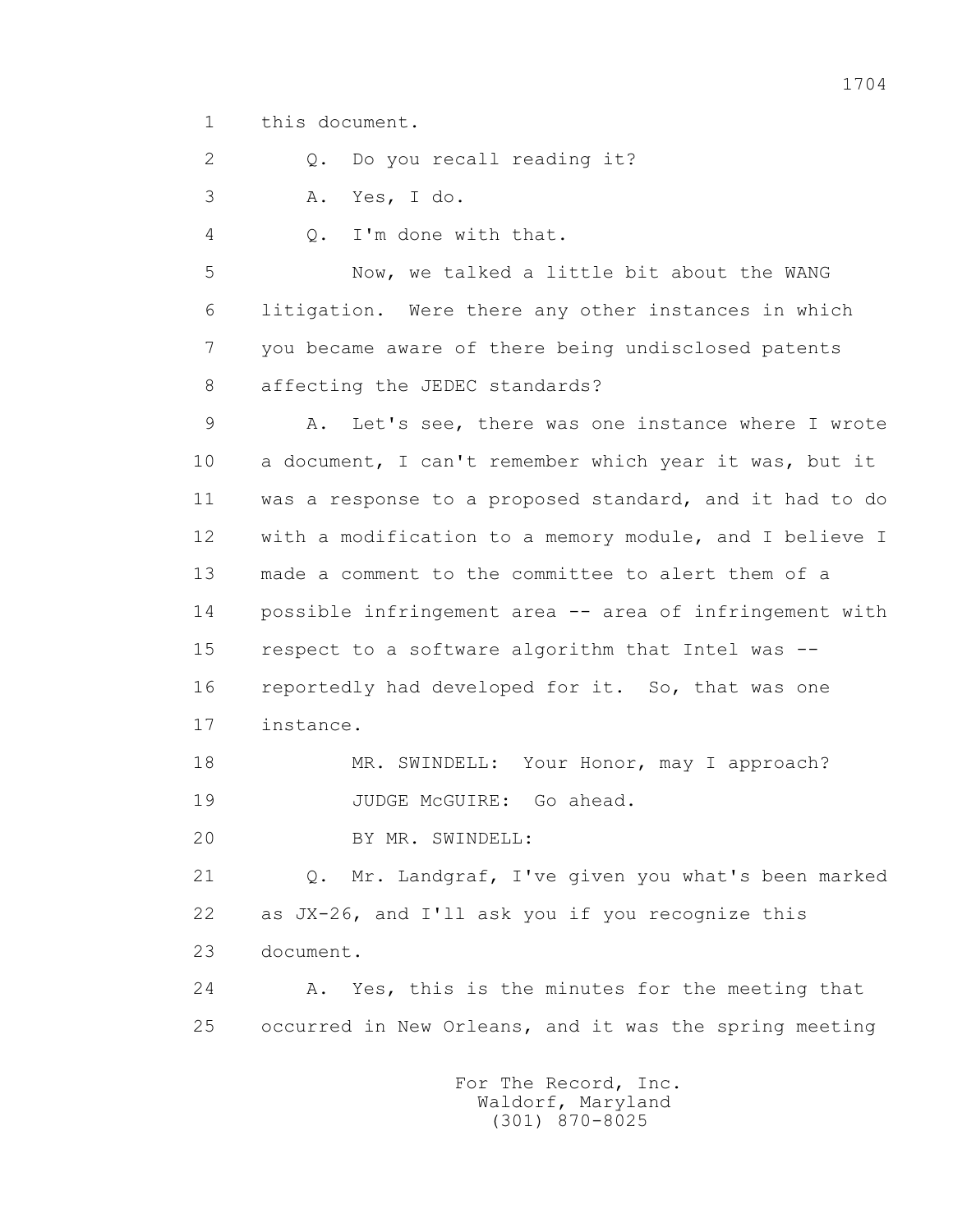1 this document.

2 Q. Do you recall reading it?

3 A. Yes, I do.

4 Q. I'm done with that.

5 Now, we talked a little bit about the WANG

6 litigation. Were there any other instances in which

7 you became aware of there being undisclosed patents

8 affecting the JEDEC standards?

9 A. Let's see, there was one instance where I wrote

10 a document, I can't remember which year it was, but it

11 was a response to a proposed standard, and it had to do

12 with a modification to a memory module, and I believe I

13 made a comment to the committee to alert them of a

14 possible infringement area -- area of infringement with

15 respect to a software algorithm that Intel was --

16 reportedly had developed for it. So, that was one

17 instance.

18 MR. SWINDELL: Your Honor, may I approach?

19 JUDGE McGUIRE: Go ahead.

20 BY MR. SWINDELL:

21 Q. Mr. Landgraf, I've given you what's been marked

22 as JX-26, and I'll ask you if you recognize this

23 document.

24 A. Yes, this is the minutes for the meeting that

25 occurred in New Orleans, and it was the spring meeting

For The Record, Inc.
Waldorf, Maryland
(301) 870-8025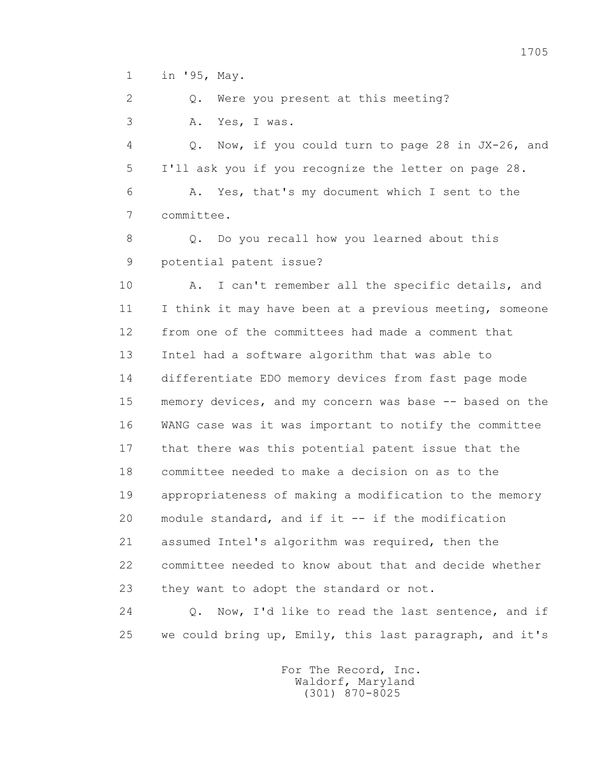1 in '95, May.

2 Q. Were you present at this meeting?

3 A. Yes, I was.

4 Q. Now, if you could turn to page 28 in JX-26, and

5 I'll ask you if you recognize the letter on page 28.

6 A. Yes, that's my document which I sent to the

7 committee.

8 Q. Do you recall how you learned about this

9 potential patent issue?

10 A. I can't remember all the specific details, and

11 I think it may have been at a previous meeting, someone

12 from one of the committees had made a comment that

13 Intel had a software algorithm that was able to

14 differentiate EDO memory devices from fast page mode

15 memory devices, and my concern was base -- based on the

16 WANG case was it was important to notify the committee

17 that there was this potential patent issue that the

18 committee needed to make a decision on as to the

19 appropriateness of making a modification to the memory

20 module standard, and if it -- if the modification

21 assumed Intel's algorithm was required, then the

22 committee needed to know about that and decide whether

23 they want to adopt the standard or not.

24 Q. Now, I'd like to read the last sentence, and if

25 we could bring up, Emily, this last paragraph, and it's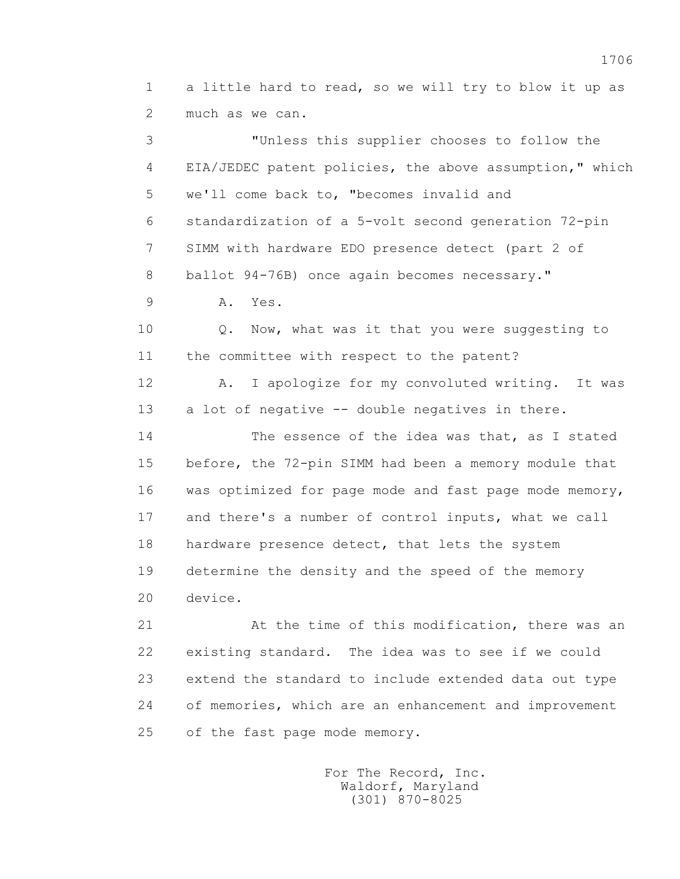a little hard to read, so we will try to blow it up as much as we can.

"Unless this supplier chooses to follow the EIA/JEDEC patent policies, the above assumption," which we'll come back to, "becomes invalid and standardization of a 5-volt second generation 72-pin SIMM with hardware EDO presence detect (part 2 of ballot 94-76B) once again becomes necessary."

A. Yes.

Q. Now, what was it that you were suggesting to the committee with respect to the patent?

A. I apologize for my convoluted writing. It was a lot of negative -- double negatives in there.

The essence of the idea was that, as I stated before, the 72-pin SIMM had been a memory module that was optimized for page mode and fast page mode memory, and there's a number of control inputs, what we call hardware presence detect, that lets the system determine the density and the speed of the memory device.

At the time of this modification, there was an existing standard. The idea was to see if we could extend the standard to include extended data out type of memories, which are an enhancement and improvement of the fast page mode memory.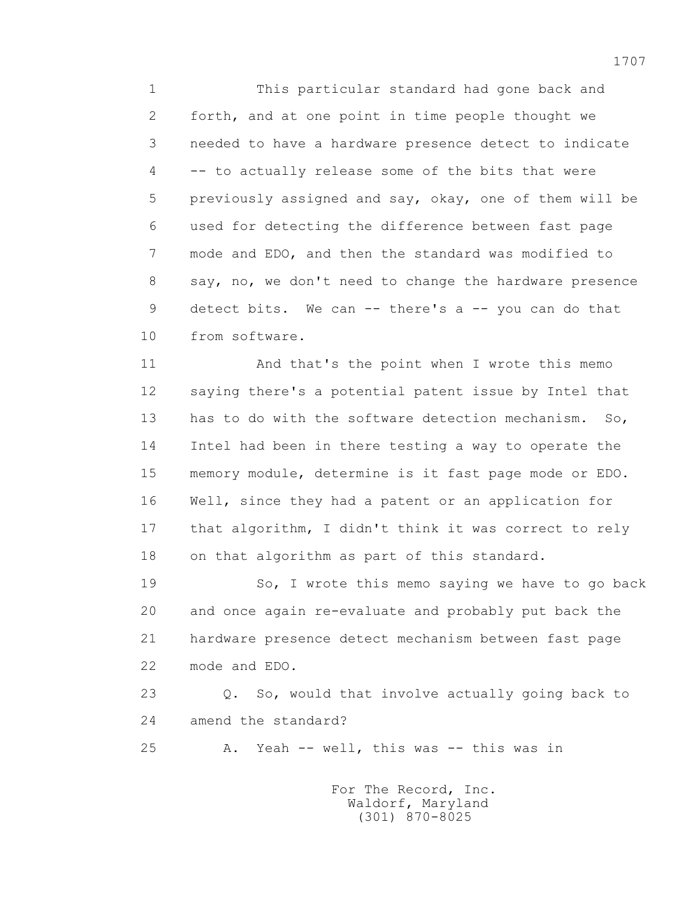This particular standard had gone back and forth, and at one point in time people thought we needed to have a hardware presence detect to indicate -- to actually release some of the bits that were previously assigned and say, okay, one of them will be used for detecting the difference between fast page mode and EDO, and then the standard was modified to say, no, we don't need to change the hardware presence detect bits. We can -- there's a -- you can do that from software.

And that's the point when I wrote this memo saying there's a potential patent issue by Intel that has to do with the software detection mechanism. So, Intel had been in there testing a way to operate the memory module, determine is it fast page mode or EDO. Well, since they had a patent or an application for that algorithm, I didn't think it was correct to rely on that algorithm as part of this standard.

So, I wrote this memo saying we have to go back and once again re-evaluate and probably put back the hardware presence detect mechanism between fast page mode and EDO.

Q. So, would that involve actually going back to amend the standard?

A. Yeah -- well, this was -- this was in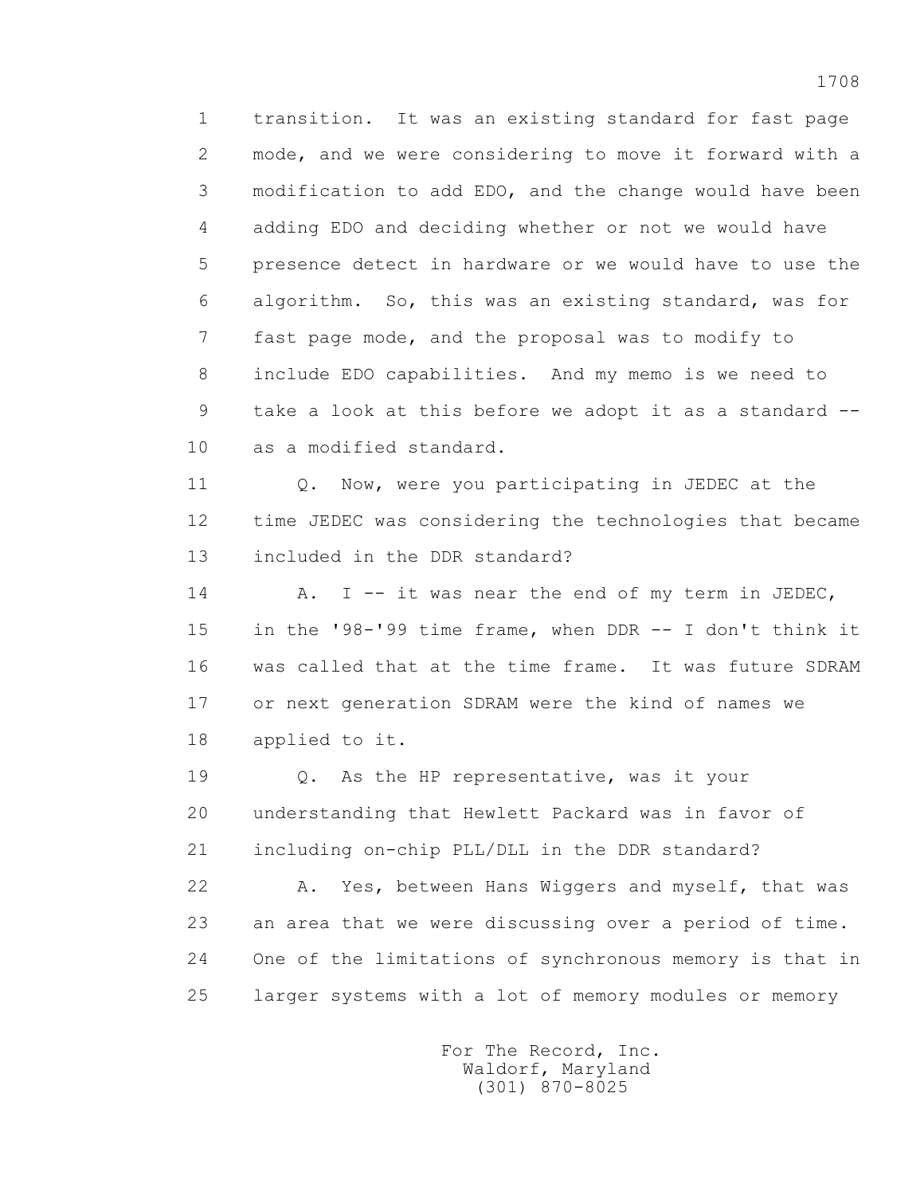transition. It was an existing standard for fast page mode, and we were considering to move it forward with a modification to add EDO, and the change would have been adding EDO and deciding whether or not we would have presence detect in hardware or we would have to use the algorithm. So, this was an existing standard, was for fast page mode, and the proposal was to modify to include EDO capabilities. And my memo is we need to take a look at this before we adopt it as a standard -- as a modified standard.

Q. Now, were you participating in JEDEC at the time JEDEC was considering the technologies that became included in the DDR standard?

A. I -- it was near the end of my term in JEDEC, in the '98-'99 time frame, when DDR -- I don't think it was called that at the time frame. It was future SDRAM or next generation SDRAM were the kind of names we applied to it.

Q. As the HP representative, was it your understanding that Hewlett Packard was in favor of including on-chip PLL/DLL in the DDR standard?

A. Yes, between Hans Wiggers and myself, that was an area that we were discussing over a period of time. One of the limitations of synchronous memory is that in larger systems with a lot of memory modules or memory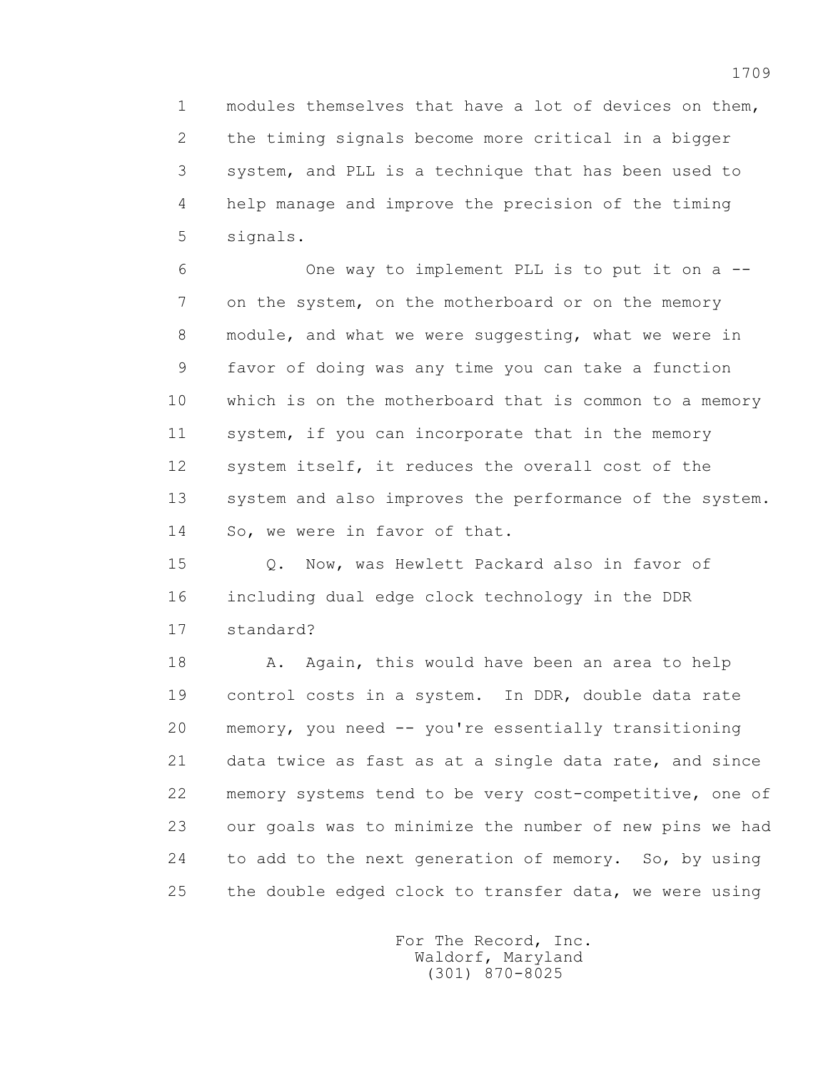modules themselves that have a lot of devices on them, the timing signals become more critical in a bigger system, and PLL is a technique that has been used to help manage and improve the precision of the timing signals.

One way to implement PLL is to put it on a -- on the system, on the motherboard or on the memory module, and what we were suggesting, what we were in favor of doing was any time you can take a function which is on the motherboard that is common to a memory system, if you can incorporate that in the memory system itself, it reduces the overall cost of the system and also improves the performance of the system. So, we were in favor of that.

Q. Now, was Hewlett Packard also in favor of including dual edge clock technology in the DDR standard?

A. Again, this would have been an area to help control costs in a system. In DDR, double data rate memory, you need -- you're essentially transitioning data twice as fast as at a single data rate, and since memory systems tend to be very cost-competitive, one of our goals was to minimize the number of new pins we had to add to the next generation of memory. So, by using the double edged clock to transfer data, we were using

For The Record, Inc.
Waldorf, Maryland
(301) 870-8025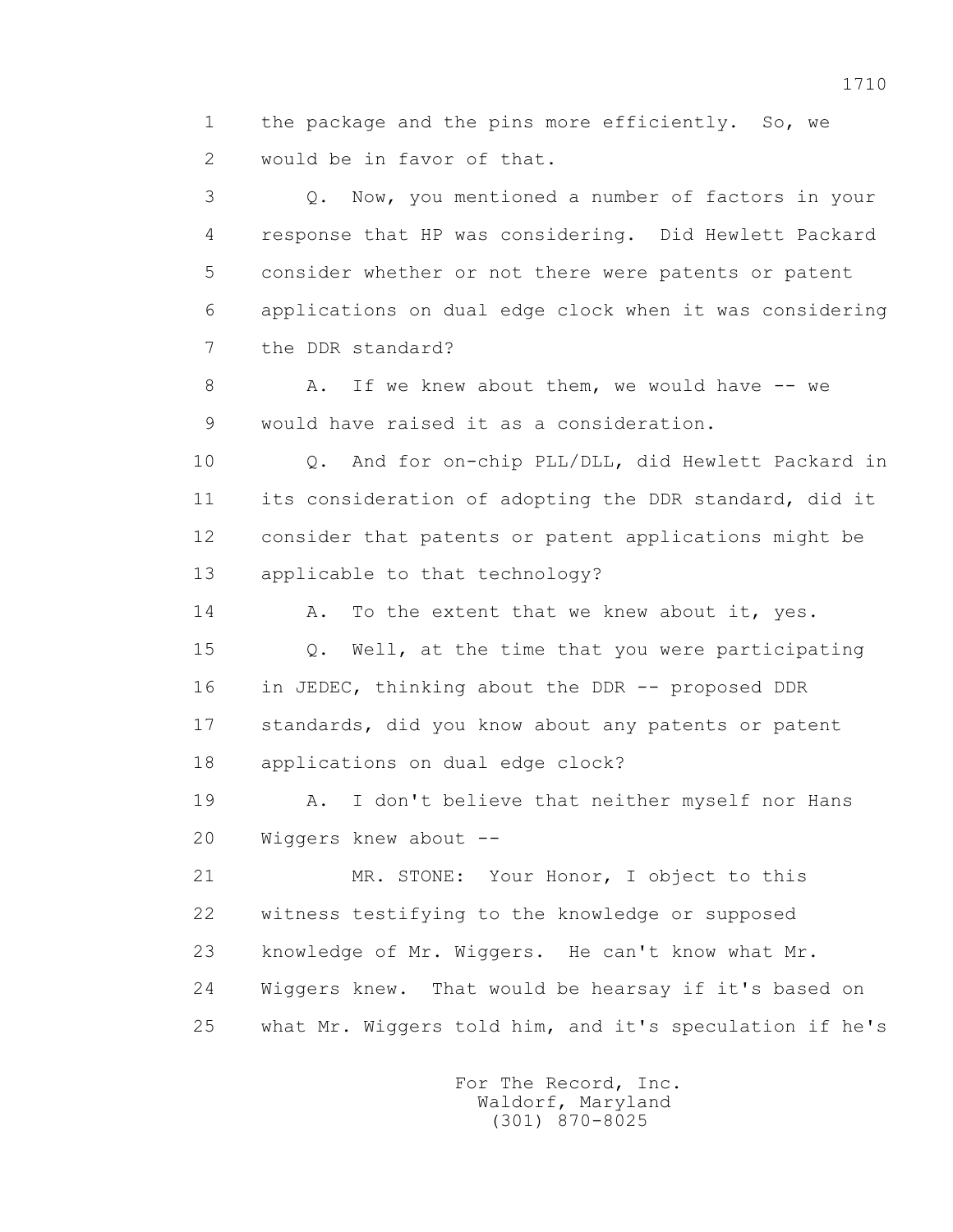1 the package and the pins more efficiently. So, we
2 would be in favor of that.

3 Q. Now, you mentioned a number of factors in your
4 response that HP was considering. Did Hewlett Packard
5 consider whether or not there were patents or patent
6 applications on dual edge clock when it was considering
7 the DDR standard?

8 A. If we knew about them, we would have -- we
9 would have raised it as a consideration.

10 Q. And for on-chip PLL/DLL, did Hewlett Packard in
11 its consideration of adopting the DDR standard, did it
12 consider that patents or patent applications might be
13 applicable to that technology?

14 A. To the extent that we knew about it, yes.

15 Q. Well, at the time that you were participating
16 in JEDEC, thinking about the DDR -- proposed DDR
17 standards, did you know about any patents or patent
18 applications on dual edge clock?

19 A. I don't believe that neither myself nor Hans
20 Wiggers knew about --

21 MR. STONE: Your Honor, I object to this
22 witness testifying to the knowledge or supposed
23 knowledge of Mr. Wiggers. He can't know what Mr.
24 Wiggers knew. That would be hearsay if it's based on
25 what Mr. Wiggers told him, and it's speculation if he's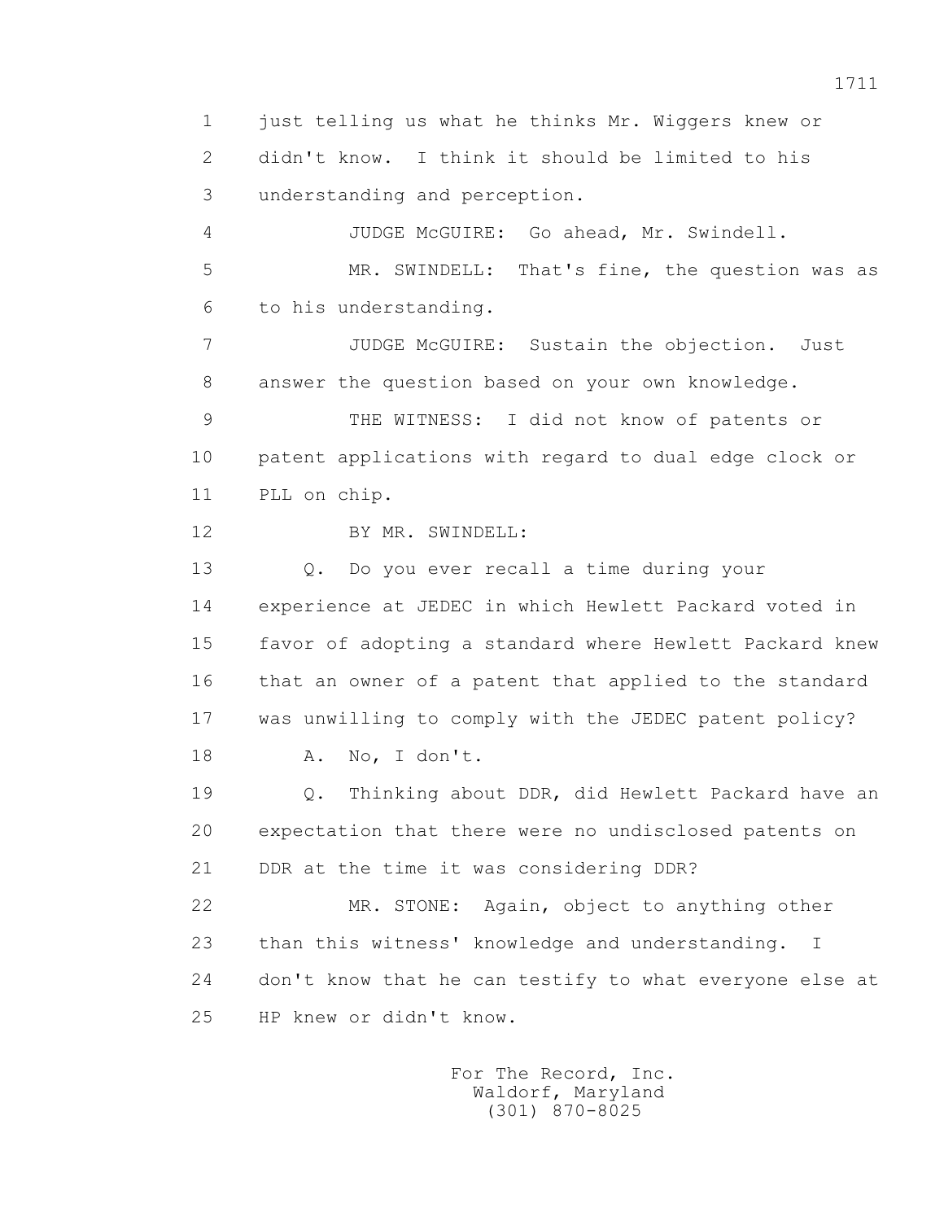1 just telling us what he thinks Mr. Wiggers knew or
2 didn't know. I think it should be limited to his
3 understanding and perception.
4 JUDGE McGUIRE: Go ahead, Mr. Swindell.
5 MR. SWINDELL: That's fine, the question was as
6 to his understanding.
7 JUDGE McGUIRE: Sustain the objection. Just
8 answer the question based on your own knowledge.
9 THE WITNESS: I did not know of patents or
10 patent applications with regard to dual edge clock or
11 PLL on chip.
12 BY MR. SWINDELL:
13 Q. Do you ever recall a time during your
14 experience at JEDEC in which Hewlett Packard voted in
15 favor of adopting a standard where Hewlett Packard knew
16 that an owner of a patent that applied to the standard
17 was unwilling to comply with the JEDEC patent policy?
18 A. No, I don't.
19 Q. Thinking about DDR, did Hewlett Packard have an
20 expectation that there were no undisclosed patents on
21 DDR at the time it was considering DDR?
22 MR. STONE: Again, object to anything other
23 than this witness' knowledge and understanding. I
24 don't know that he can testify to what everyone else at
25 HP knew or didn't know.

For The Record, Inc.
Waldorf, Maryland
(301) 870-8025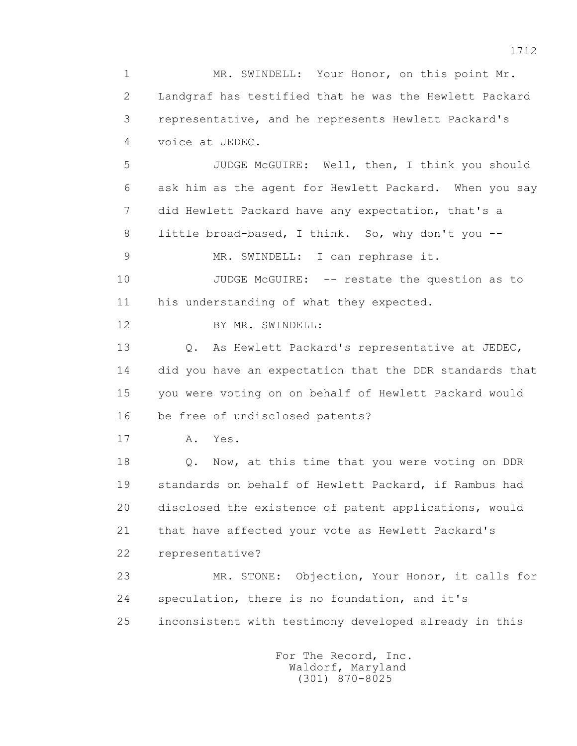1 MR. SWINDELL: Your Honor, on this point Mr.
2 Landgraf has testified that he was the Hewlett Packard
3 representative, and he represents Hewlett Packard's
4 voice at JEDEC.
5 JUDGE McGUIRE: Well, then, I think you should
6 ask him as the agent for Hewlett Packard. When you say
7 did Hewlett Packard have any expectation, that's a
8 little broad-based, I think. So, why don't you --
9 MR. SWINDELL: I can rephrase it.
10 JUDGE McGUIRE: -- restate the question as to
11 his understanding of what they expected.
12 BY MR. SWINDELL:
13 Q. As Hewlett Packard's representative at JEDEC,
14 did you have an expectation that the DDR standards that
15 you were voting on on behalf of Hewlett Packard would
16 be free of undisclosed patents?
17 A. Yes.
18 Q. Now, at this time that you were voting on DDR
19 standards on behalf of Hewlett Packard, if Rambus had
20 disclosed the existence of patent applications, would
21 that have affected your vote as Hewlett Packard's
22 representative?
23 MR. STONE: Objection, Your Honor, it calls for
24 speculation, there is no foundation, and it's
25 inconsistent with testimony developed already in this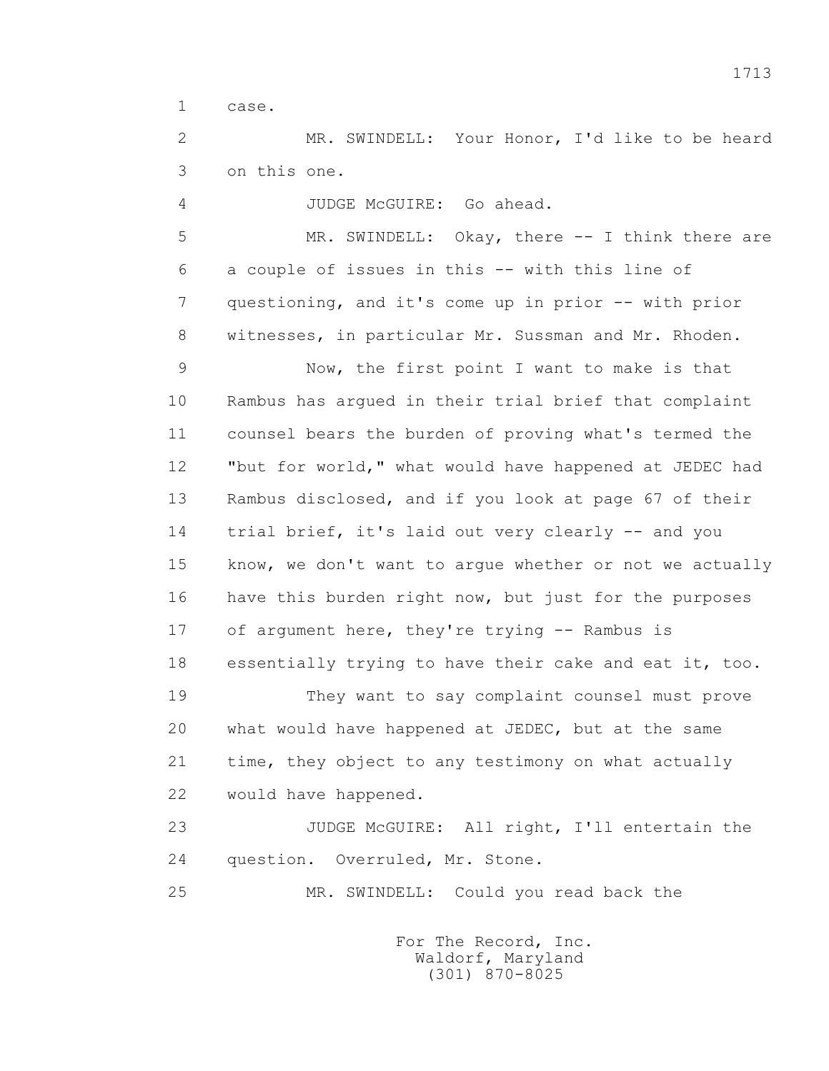1 case.

2 MR. SWINDELL: Your Honor, I'd like to be heard

3 on this one.

4 JUDGE McGUIRE: Go ahead.

5 MR. SWINDELL: Okay, there -- I think there are

6 a couple of issues in this -- with this line of

7 questioning, and it's come up in prior -- with prior

8 witnesses, in particular Mr. Sussman and Mr. Rhoden.

9 Now, the first point I want to make is that

10 Rambus has argued in their trial brief that complaint

11 counsel bears the burden of proving what's termed the

12 "but for world," what would have happened at JEDEC had

13 Rambus disclosed, and if you look at page 67 of their

14 trial brief, it's laid out very clearly -- and you

15 know, we don't want to argue whether or not we actually

16 have this burden right now, but just for the purposes

17 of argument here, they're trying -- Rambus is

18 essentially trying to have their cake and eat it, too.

19 They want to say complaint counsel must prove

20 what would have happened at JEDEC, but at the same

21 time, they object to any testimony on what actually

22 would have happened.

23 JUDGE McGUIRE: All right, I'll entertain the

24 question. Overruled, Mr. Stone.

25 MR. SWINDELL: Could you read back the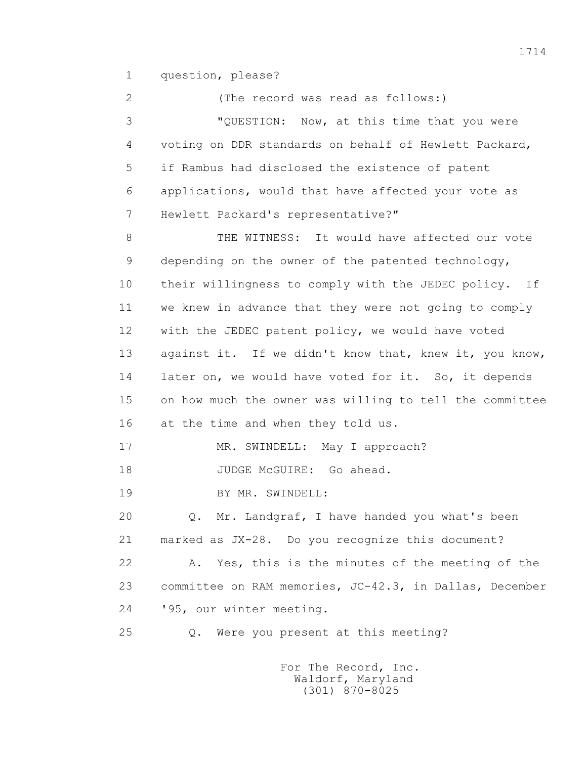1 question, please?

2 (The record was read as follows:)

3 "QUESTION: Now, at this time that you were
4 voting on DDR standards on behalf of Hewlett Packard,
5 if Rambus had disclosed the existence of patent
6 applications, would that have affected your vote as
7 Hewlett Packard's representative?"

8 THE WITNESS: It would have affected our vote
9 depending on the owner of the patented technology,
10 their willingness to comply with the JEDEC policy. If
11 we knew in advance that they were not going to comply
12 with the JEDEC patent policy, we would have voted
13 against it. If we didn't know that, knew it, you know,
14 later on, we would have voted for it. So, it depends
15 on how much the owner was willing to tell the committee
16 at the time and when they told us.

17 MR. SWINDELL: May I approach?

18 JUDGE McGUIRE: Go ahead.

19 BY MR. SWINDELL:

20 Q. Mr. Landgraf, I have handed you what's been
21 marked as JX-28. Do you recognize this document?

22 A. Yes, this is the minutes of the meeting of the
23 committee on RAM memories, JC-42.3, in Dallas, December
24 '95, our winter meeting.

25 Q. Were you present at this meeting?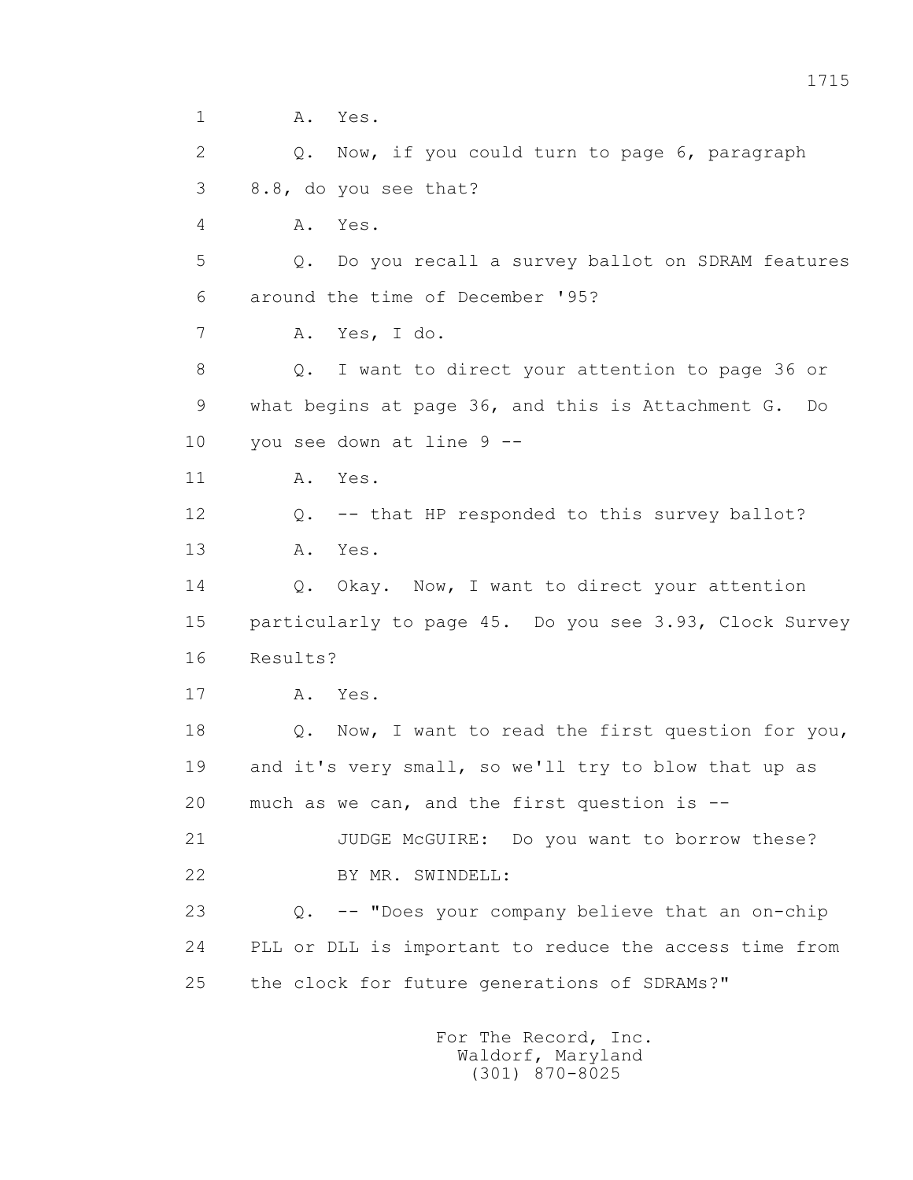1 A. Yes.

2 Q. Now, if you could turn to page 6, paragraph

3 8.8, do you see that?

4 A. Yes.

5 Q. Do you recall a survey ballot on SDRAM features

6 around the time of December '95?

7 A. Yes, I do.

8 Q. I want to direct your attention to page 36 or

9 what begins at page 36, and this is Attachment G. Do

10 you see down at line 9 --

11 A. Yes.

12 Q. -- that HP responded to this survey ballot?

13 A. Yes.

14 Q. Okay. Now, I want to direct your attention

15 particularly to page 45. Do you see 3.93, Clock Survey

16 Results?

17 A. Yes.

18 Q. Now, I want to read the first question for you,

19 and it's very small, so we'll try to blow that up as

20 much as we can, and the first question is --

21 JUDGE McGUIRE: Do you want to borrow these?

22 BY MR. SWINDELL:

23 Q. -- "Does your company believe that an on-chip

24 PLL or DLL is important to reduce the access time from

25 the clock for future generations of SDRAMs?"

For The Record, Inc.
Waldorf, Maryland
(301) 870-8025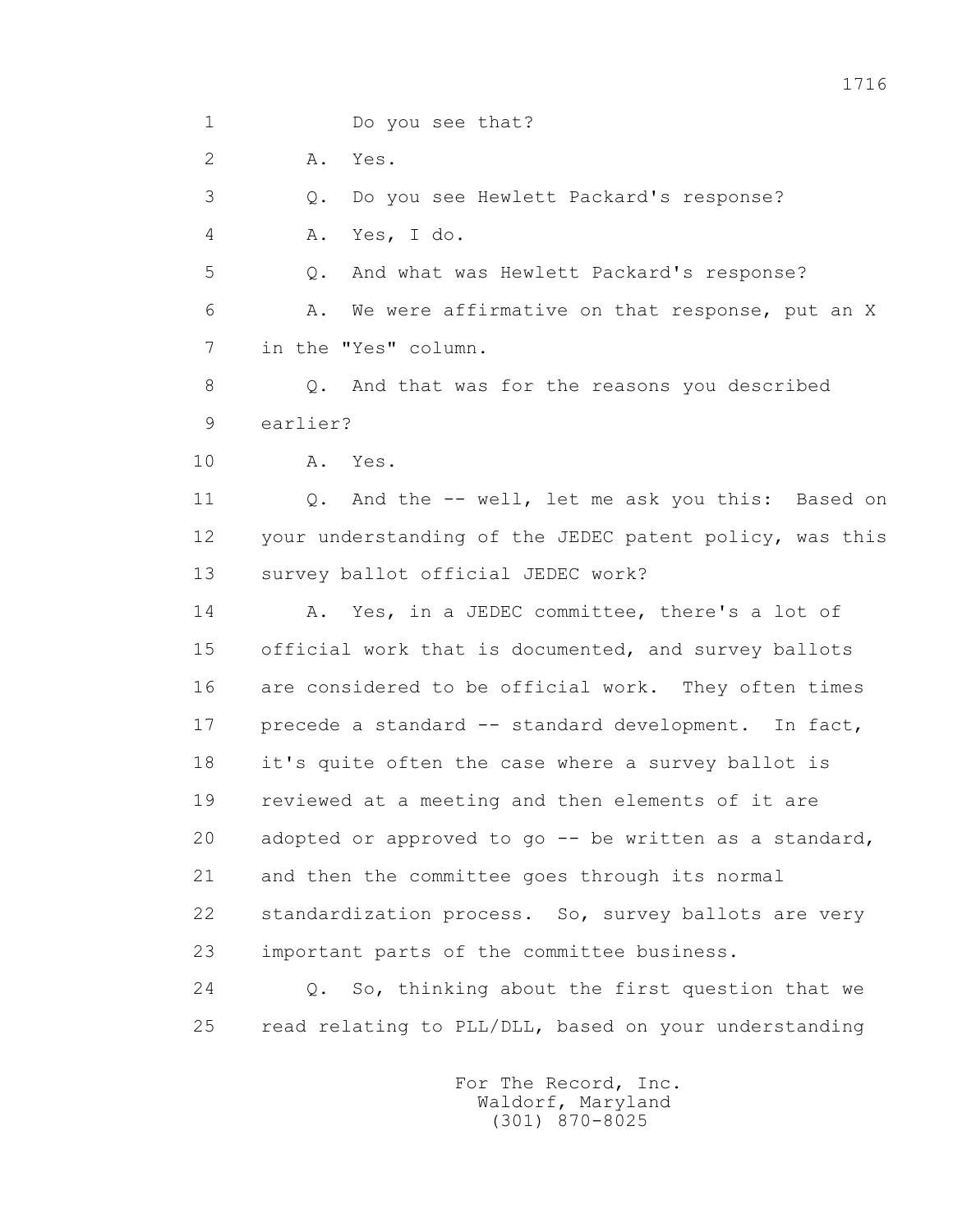1 Do you see that?

2 A. Yes.

3 Q. Do you see Hewlett Packard's response?

4 A. Yes, I do.

5 Q. And what was Hewlett Packard's response?

6 A. We were affirmative on that response, put an X

7 in the "Yes" column.

8 Q. And that was for the reasons you described

9 earlier?

10 A. Yes.

11 Q. And the -- well, let me ask you this: Based on

12 your understanding of the JEDEC patent policy, was this

13 survey ballot official JEDEC work?

14 A. Yes, in a JEDEC committee, there's a lot of

15 official work that is documented, and survey ballots

16 are considered to be official work. They often times

17 precede a standard -- standard development. In fact,

18 it's quite often the case where a survey ballot is

19 reviewed at a meeting and then elements of it are

20 adopted or approved to go -- be written as a standard,

21 and then the committee goes through its normal

22 standardization process. So, survey ballots are very

23 important parts of the committee business.

24 Q. So, thinking about the first question that we

25 read relating to PLL/DLL, based on your understanding

For The Record, Inc.
Waldorf, Maryland
(301) 870-8025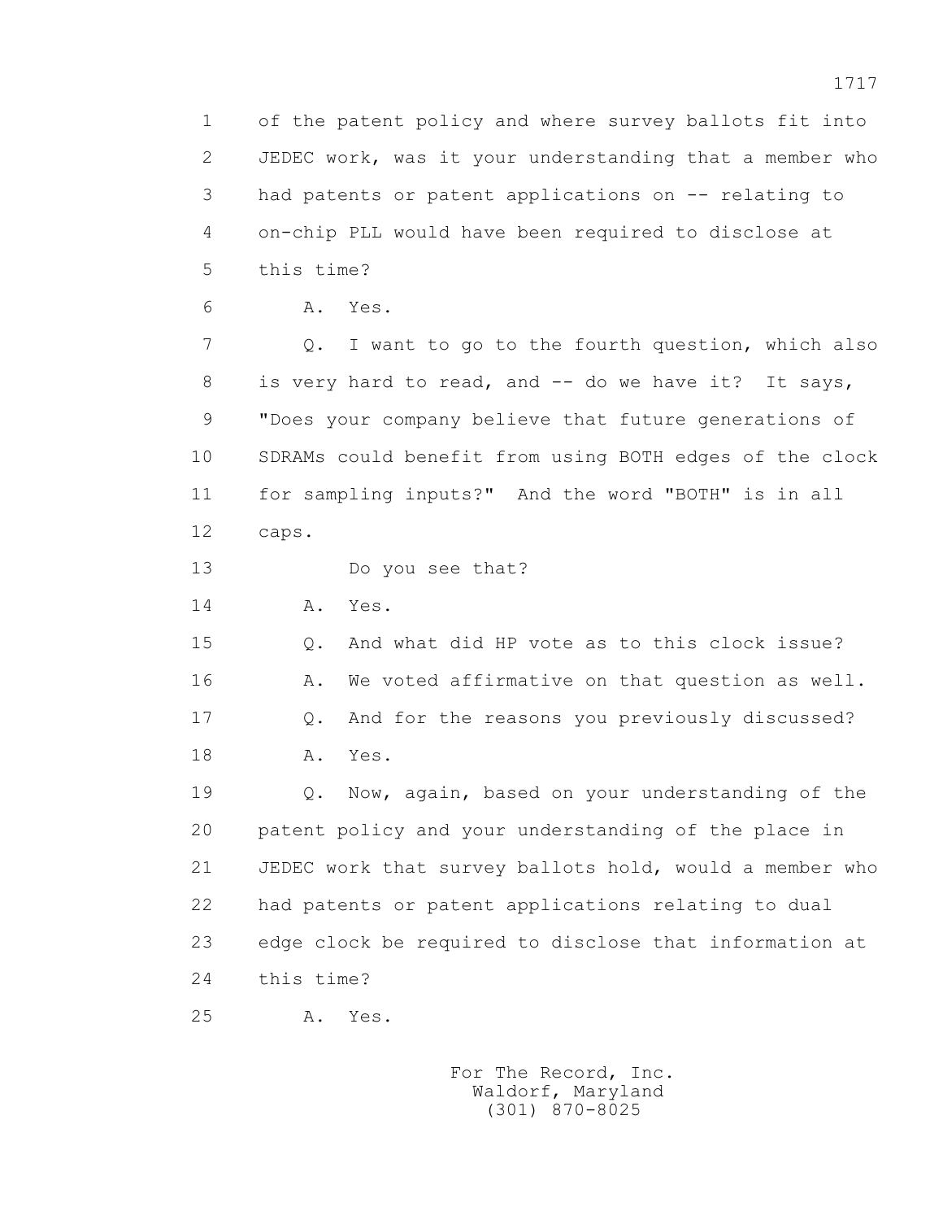of the patent policy and where survey ballots fit into JEDEC work, was it your understanding that a member who had patents or patent applications on -- relating to on-chip PLL would have been required to disclose at this time?

A. Yes.

Q. I want to go to the fourth question, which also is very hard to read, and -- do we have it? It says, "Does your company believe that future generations of SDRAMs could benefit from using BOTH edges of the clock for sampling inputs?" And the word "BOTH" is in all caps.

Do you see that?

A. Yes.

Q. And what did HP vote as to this clock issue?

A. We voted affirmative on that question as well.

Q. And for the reasons you previously discussed?

A. Yes.

Q. Now, again, based on your understanding of the patent policy and your understanding of the place in JEDEC work that survey ballots hold, would a member who had patents or patent applications relating to dual edge clock be required to disclose that information at this time?

A. Yes.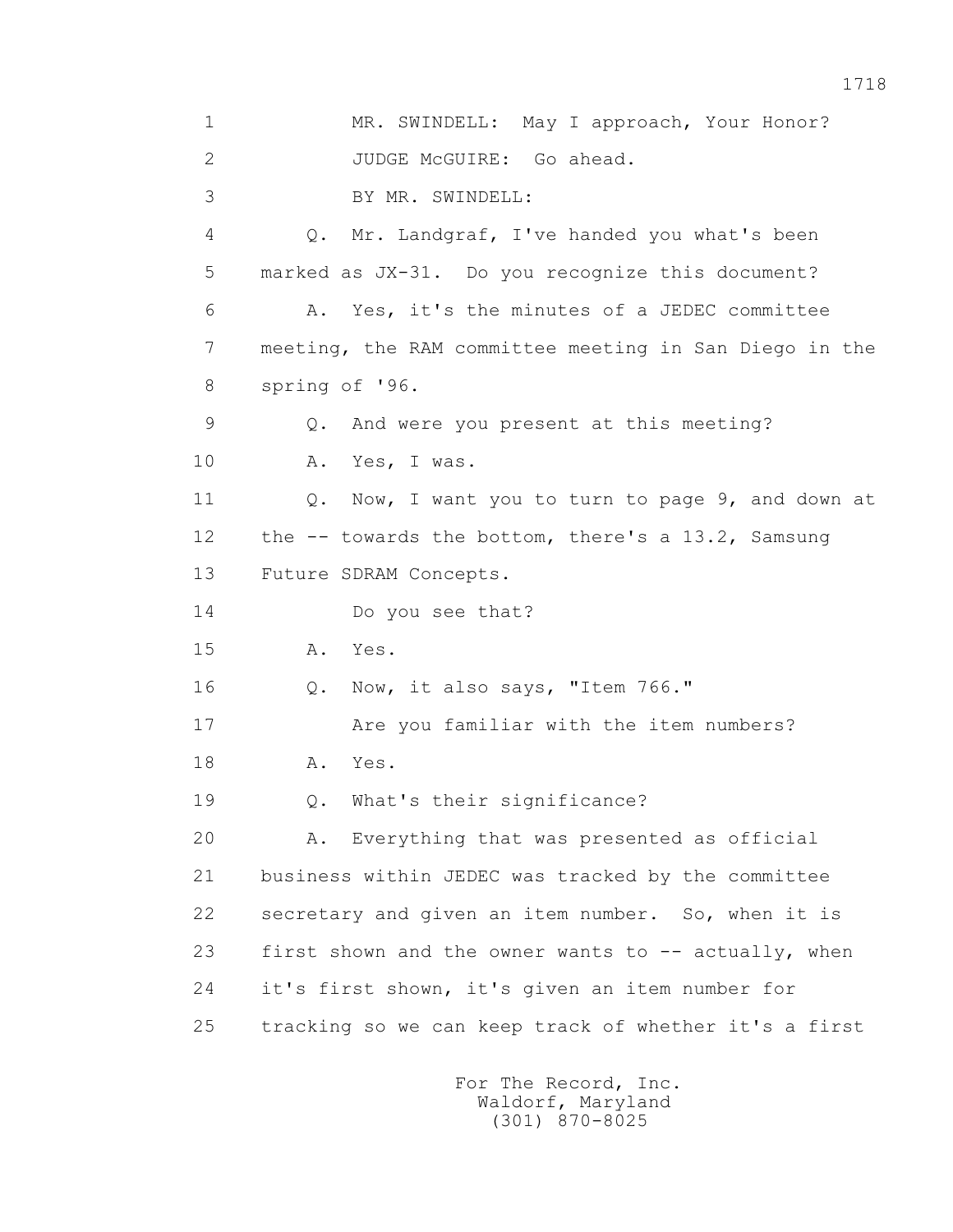1 MR. SWINDELL: May I approach, Your Honor?

2 JUDGE McGUIRE: Go ahead.

3 BY MR. SWINDELL:

4 Q. Mr. Landgraf, I've handed you what's been

5 marked as JX-31. Do you recognize this document?

6 A. Yes, it's the minutes of a JEDEC committee

7 meeting, the RAM committee meeting in San Diego in the

8 spring of '96.

9 Q. And were you present at this meeting?

10 A. Yes, I was.

11 Q. Now, I want you to turn to page 9, and down at

12 the -- towards the bottom, there's a 13.2, Samsung

13 Future SDRAM Concepts.

14 Do you see that?

15 A. Yes.

16 Q. Now, it also says, "Item 766."

17 Are you familiar with the item numbers?

18 A. Yes.

19 Q. What's their significance?

20 A. Everything that was presented as official

21 business within JEDEC was tracked by the committee

22 secretary and given an item number. So, when it is

23 first shown and the owner wants to -- actually, when

24 it's first shown, it's given an item number for

25 tracking so we can keep track of whether it's a first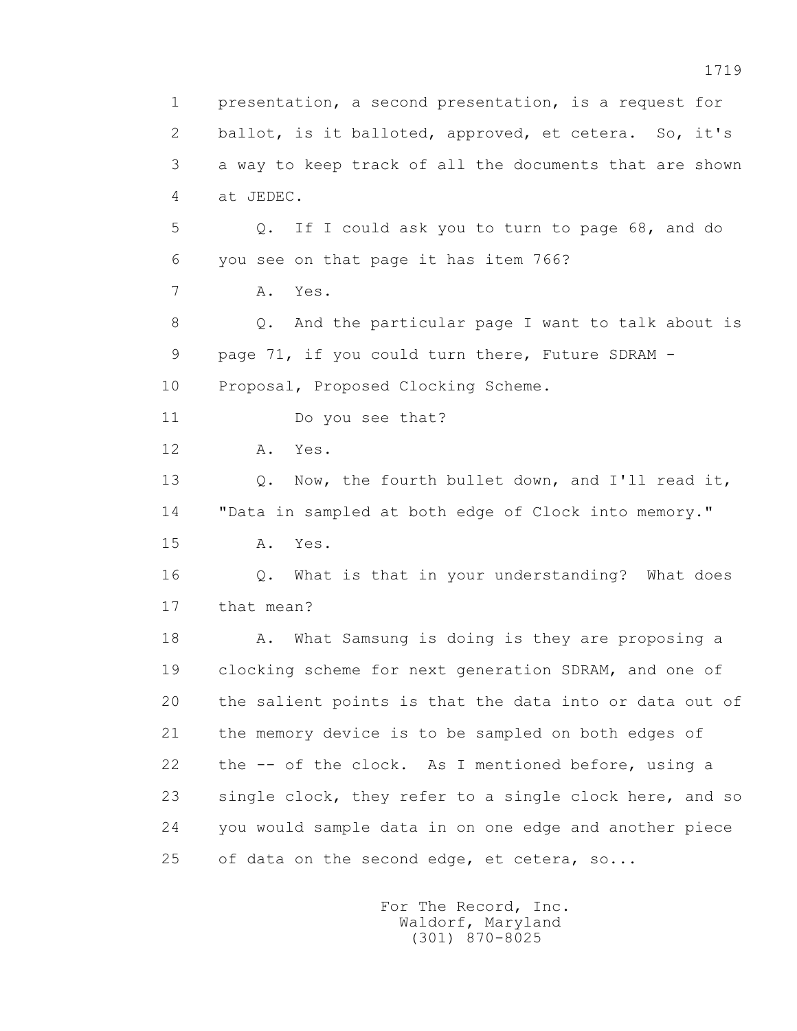presentation, a second presentation, is a request for ballot, is it balloted, approved, et cetera. So, it's a way to keep track of all the documents that are shown at JEDEC.

Q. If I could ask you to turn to page 68, and do you see on that page it has item 766?

A. Yes.

Q. And the particular page I want to talk about is page 71, if you could turn there, Future SDRAM - Proposal, Proposed Clocking Scheme.

Do you see that?

A. Yes.

Q. Now, the fourth bullet down, and I'll read it, "Data in sampled at both edge of Clock into memory."

A. Yes.

Q. What is that in your understanding? What does that mean?

A. What Samsung is doing is they are proposing a clocking scheme for next generation SDRAM, and one of the salient points is that the data into or data out of the memory device is to be sampled on both edges of the -- of the clock. As I mentioned before, using a single clock, they refer to a single clock here, and so you would sample data in on one edge and another piece of data on the second edge, et cetera, so...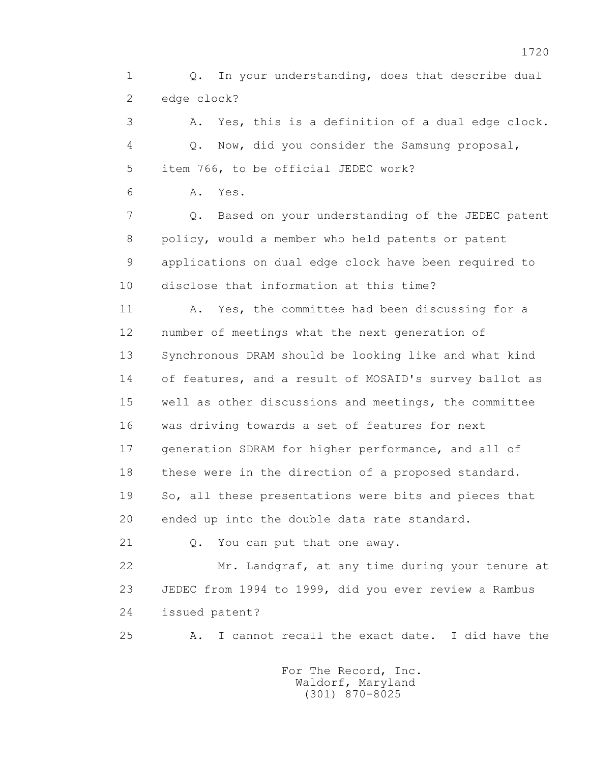Q. In your understanding, does that describe dual edge clock?

A. Yes, this is a definition of a dual edge clock.

Q. Now, did you consider the Samsung proposal, item 766, to be official JEDEC work?

A. Yes.

Q. Based on your understanding of the JEDEC patent policy, would a member who held patents or patent applications on dual edge clock have been required to disclose that information at this time?

A. Yes, the committee had been discussing for a number of meetings what the next generation of Synchronous DRAM should be looking like and what kind of features, and a result of MOSAID's survey ballot as well as other discussions and meetings, the committee was driving towards a set of features for next generation SDRAM for higher performance, and all of these were in the direction of a proposed standard. So, all these presentations were bits and pieces that ended up into the double data rate standard.

Q. You can put that one away.

Mr. Landgraf, at any time during your tenure at JEDEC from 1994 to 1999, did you ever review a Rambus issued patent?

A. I cannot recall the exact date. I did have the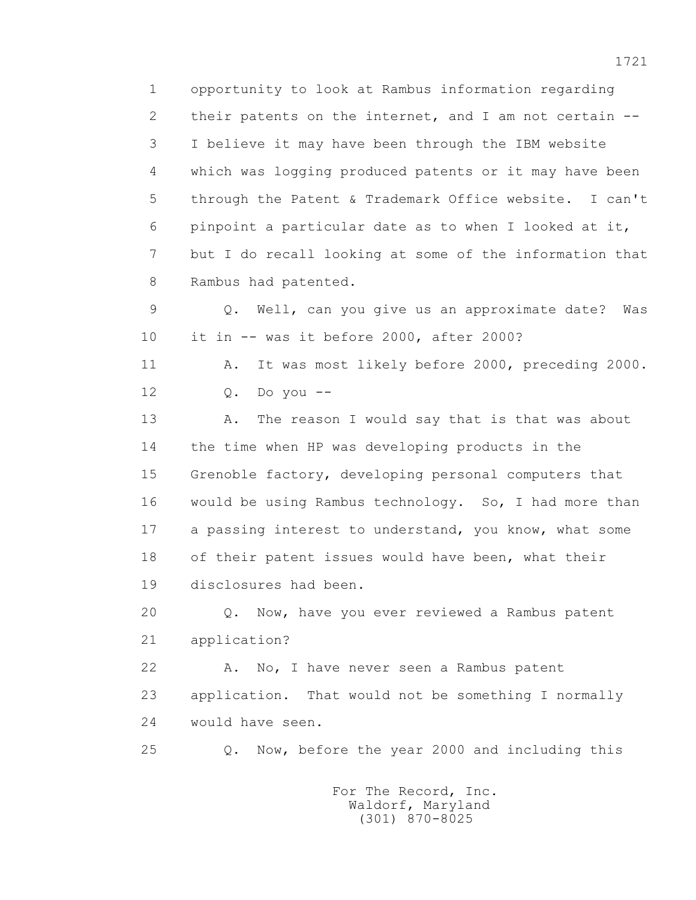1 opportunity to look at Rambus information regarding
2 their patents on the internet, and I am not certain --
3 I believe it may have been through the IBM website
4 which was logging produced patents or it may have been
5 through the Patent & Trademark Office website. I can't
6 pinpoint a particular date as to when I looked at it,
7 but I do recall looking at some of the information that
8 Rambus had patented.
9 Q. Well, can you give us an approximate date? Was
10 it in -- was it before 2000, after 2000?
11 A. It was most likely before 2000, preceding 2000.
12 Q. Do you --
13 A. The reason I would say that is that was about
14 the time when HP was developing products in the
15 Grenoble factory, developing personal computers that
16 would be using Rambus technology. So, I had more than
17 a passing interest to understand, you know, what some
18 of their patent issues would have been, what their
19 disclosures had been.
20 Q. Now, have you ever reviewed a Rambus patent
21 application?
22 A. No, I have never seen a Rambus patent
23 application. That would not be something I normally
24 would have seen.
25 Q. Now, before the year 2000 and including this

For The Record, Inc.
Waldorf, Maryland
(301) 870-8025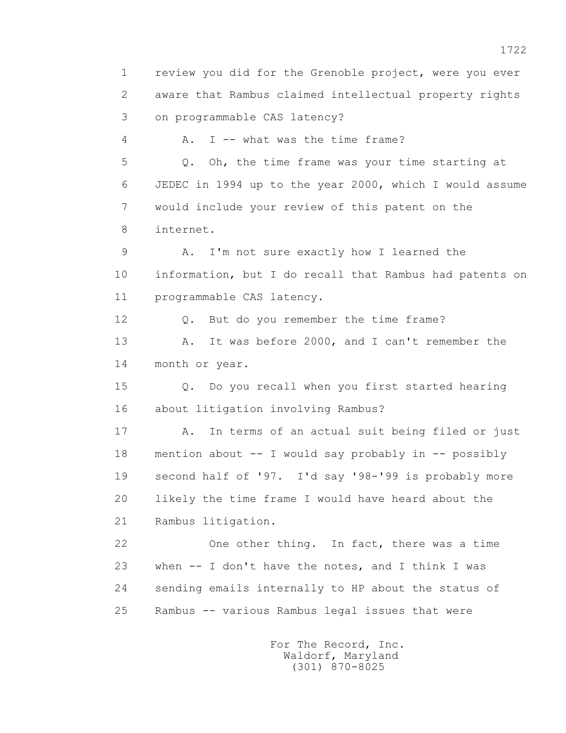1 review you did for the Grenoble project, were you ever
2 aware that Rambus claimed intellectual property rights
3 on programmable CAS latency?

4 A. I -- what was the time frame?

5 Q. Oh, the time frame was your time starting at
6 JEDEC in 1994 up to the year 2000, which I would assume
7 would include your review of this patent on the
8 internet.

9 A. I'm not sure exactly how I learned the
10 information, but I do recall that Rambus had patents on
11 programmable CAS latency.

12 Q. But do you remember the time frame?

13 A. It was before 2000, and I can't remember the
14 month or year.

15 Q. Do you recall when you first started hearing
16 about litigation involving Rambus?

17 A. In terms of an actual suit being filed or just
18 mention about -- I would say probably in -- possibly
19 second half of '97. I'd say '98-'99 is probably more
20 likely the time frame I would have heard about the
21 Rambus litigation.

22 One other thing. In fact, there was a time
23 when -- I don't have the notes, and I think I was
24 sending emails internally to HP about the status of
25 Rambus -- various Rambus legal issues that were

For The Record, Inc.
Waldorf, Maryland
(301) 870-8025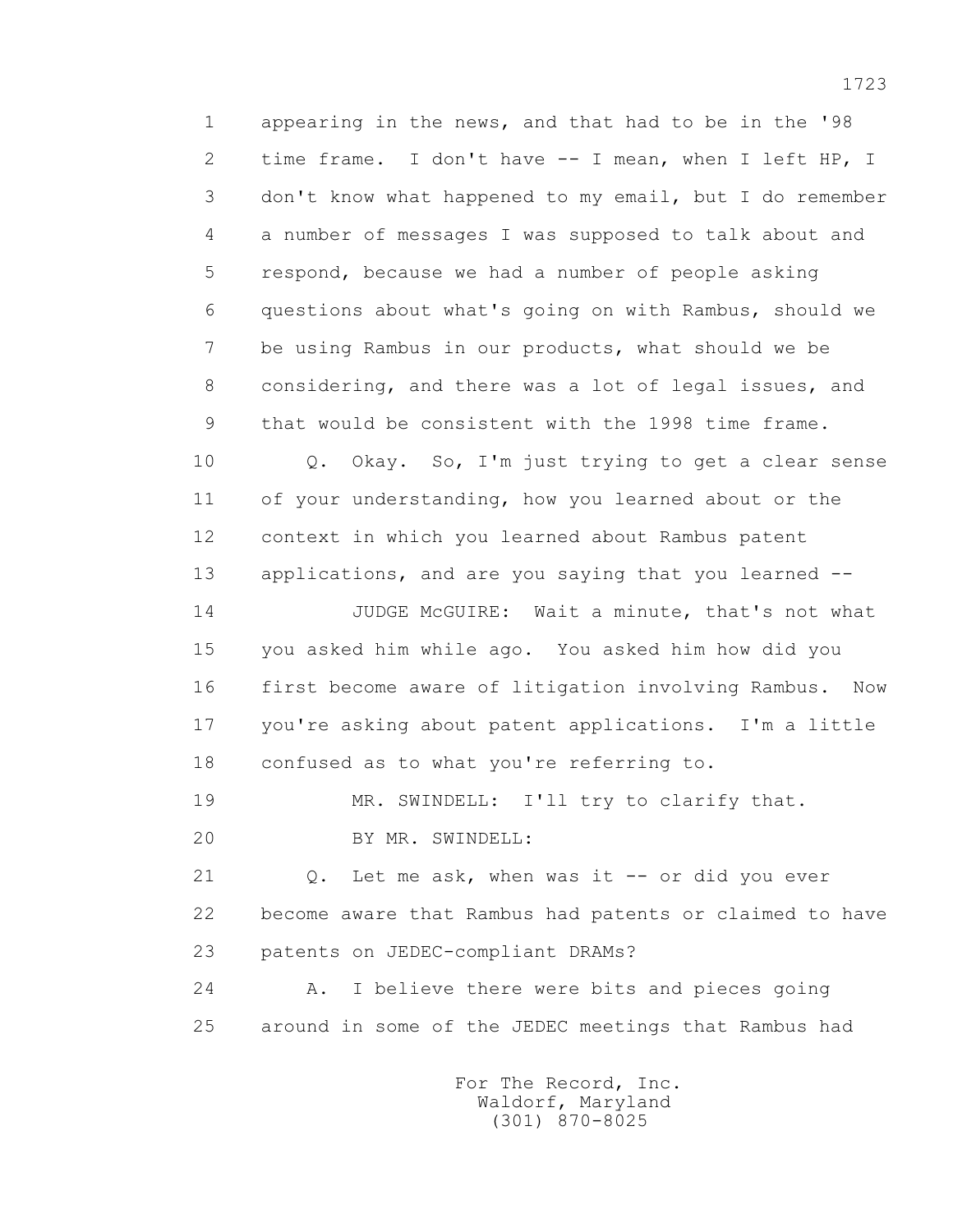1 appearing in the news, and that had to be in the '98
2 time frame. I don't have -- I mean, when I left HP, I
3 don't know what happened to my email, but I do remember
4 a number of messages I was supposed to talk about and
5 respond, because we had a number of people asking
6 questions about what's going on with Rambus, should we
7 be using Rambus in our products, what should we be
8 considering, and there was a lot of legal issues, and
9 that would be consistent with the 1998 time frame.

10 Q. Okay. So, I'm just trying to get a clear sense
11 of your understanding, how you learned about or the
12 context in which you learned about Rambus patent
13 applications, and are you saying that you learned --

14 JUDGE McGUIRE: Wait a minute, that's not what
15 you asked him while ago. You asked him how did you
16 first become aware of litigation involving Rambus. Now
17 you're asking about patent applications. I'm a little
18 confused as to what you're referring to.

19 MR. SWINDELL: I'll try to clarify that.

20 BY MR. SWINDELL:

21 Q. Let me ask, when was it -- or did you ever
22 become aware that Rambus had patents or claimed to have
23 patents on JEDEC-compliant DRAMs?

24 A. I believe there were bits and pieces going
25 around in some of the JEDEC meetings that Rambus had

For The Record, Inc.
Waldorf, Maryland
(301) 870-8025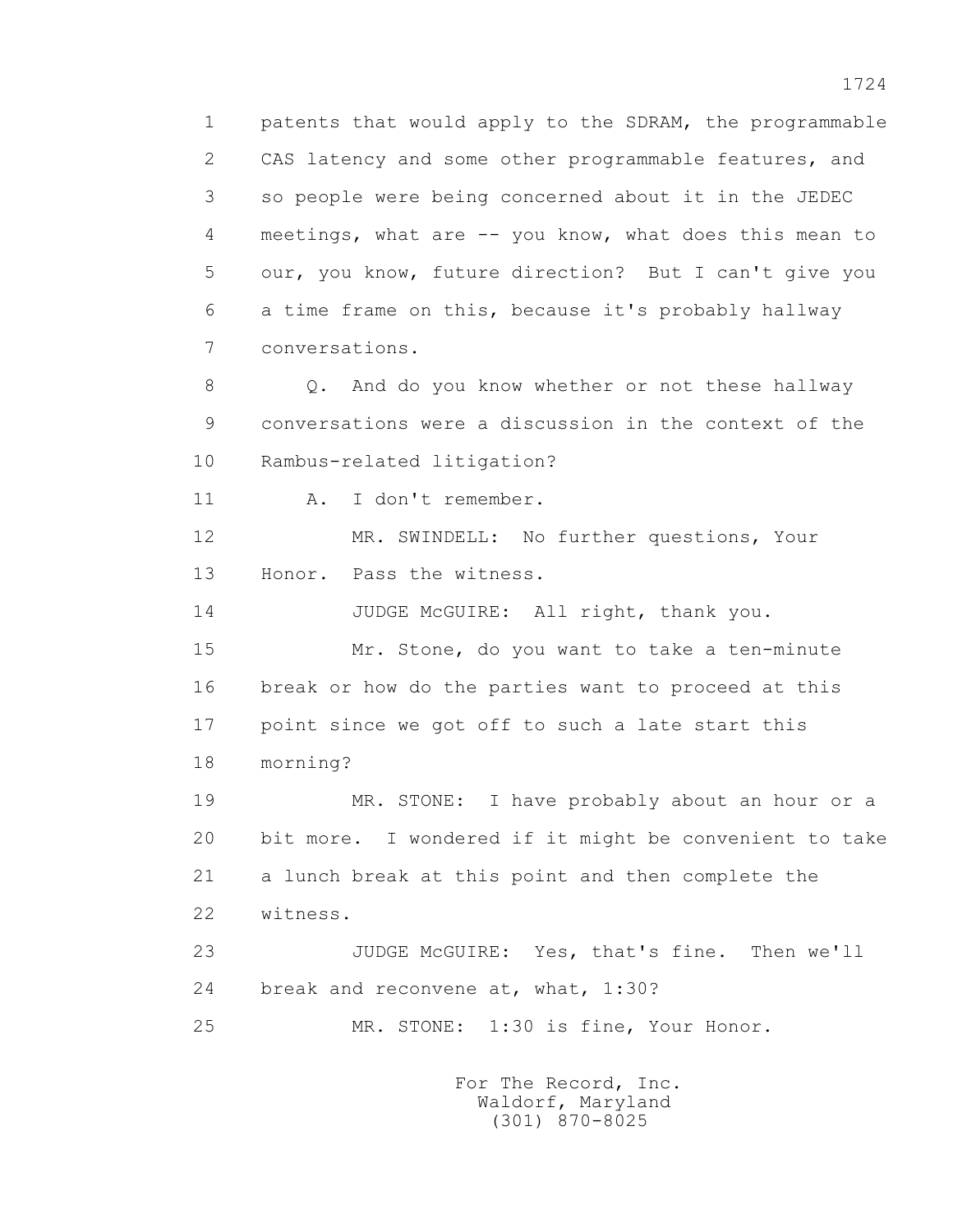patents that would apply to the SDRAM, the programmable CAS latency and some other programmable features, and so people were being concerned about it in the JEDEC meetings, what are -- you know, what does this mean to our, you know, future direction? But I can't give you a time frame on this, because it's probably hallway conversations.

Q. And do you know whether or not these hallway conversations were a discussion in the context of the Rambus-related litigation?

A. I don't remember.

MR. SWINDELL: No further questions, Your Honor. Pass the witness.

JUDGE McGUIRE: All right, thank you.

Mr. Stone, do you want to take a ten-minute break or how do the parties want to proceed at this point since we got off to such a late start this morning?

MR. STONE: I have probably about an hour or a bit more. I wondered if it might be convenient to take a lunch break at this point and then complete the witness.

JUDGE McGUIRE: Yes, that's fine. Then we'll break and reconvene at, what, 1:30?

MR. STONE: 1:30 is fine, Your Honor.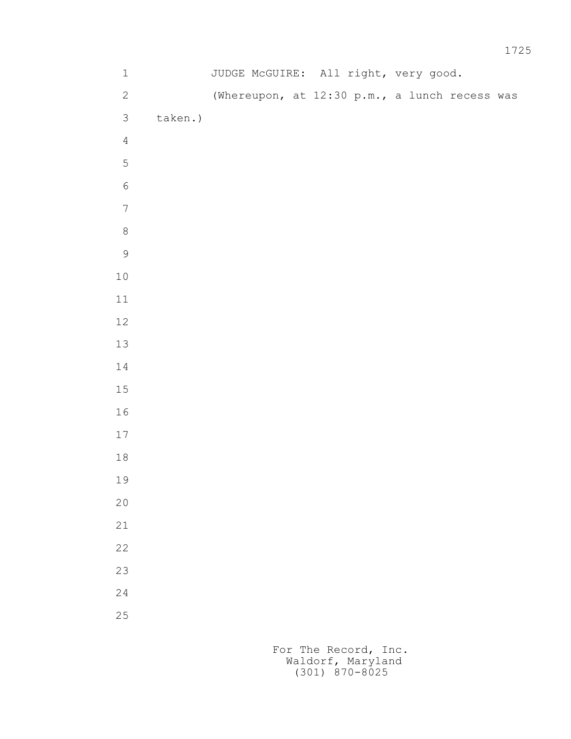JUDGE McGUIRE: All right, very good.

(Whereupon, at 12:30 p.m., a lunch recess was taken.)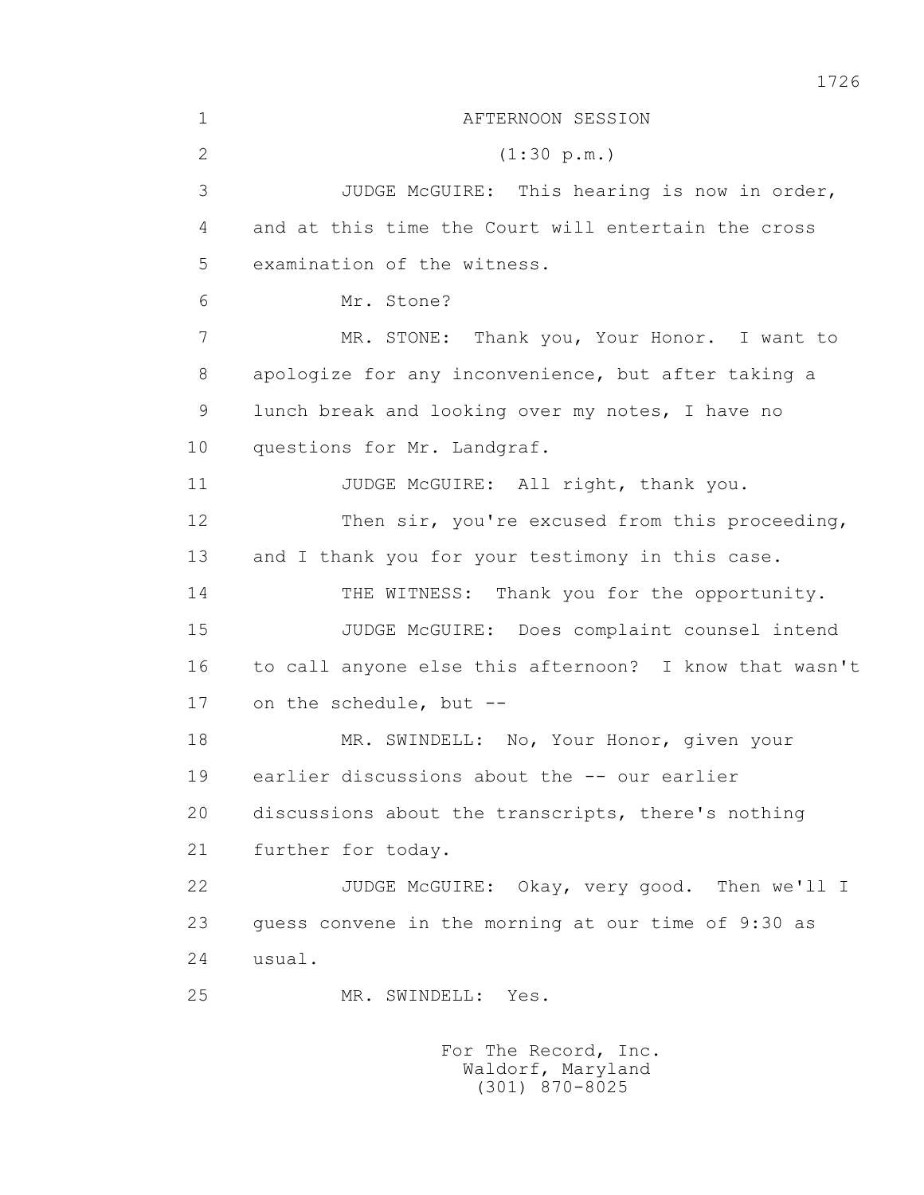AFTERNOON SESSION

(1:30 p.m.)

JUDGE McGUIRE: This hearing is now in order, and at this time the Court will entertain the cross examination of the witness.

Mr. Stone?

MR. STONE: Thank you, Your Honor. I want to apologize for any inconvenience, but after taking a lunch break and looking over my notes, I have no questions for Mr. Landgraf.

JUDGE McGUIRE: All right, thank you.

Then sir, you're excused from this proceeding, and I thank you for your testimony in this case.

THE WITNESS: Thank you for the opportunity.

JUDGE McGUIRE: Does complaint counsel intend to call anyone else this afternoon? I know that wasn't on the schedule, but --

MR. SWINDELL: No, Your Honor, given your earlier discussions about the -- our earlier discussions about the transcripts, there's nothing further for today.

JUDGE McGUIRE: Okay, very good. Then we'll I guess convene in the morning at our time of 9:30 as usual.

MR. SWINDELL: Yes.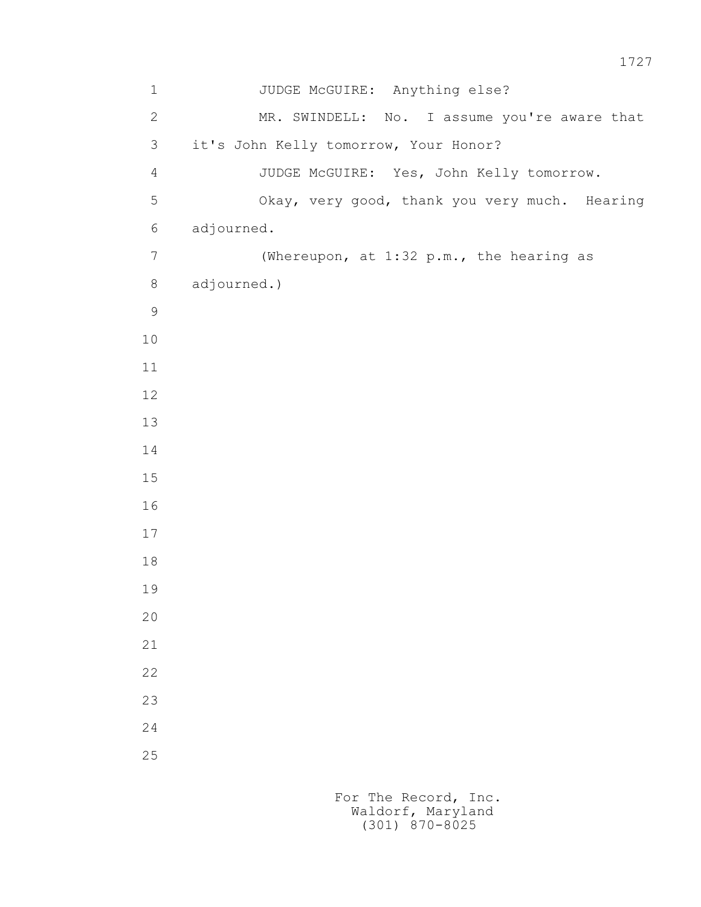JUDGE McGUIRE: Anything else?

MR. SWINDELL: No. I assume you're aware that it's John Kelly tomorrow, Your Honor?

JUDGE McGUIRE: Yes, John Kelly tomorrow.

Okay, very good, thank you very much. Hearing adjourned.

(Whereupon, at 1:32 p.m., the hearing as adjourned.)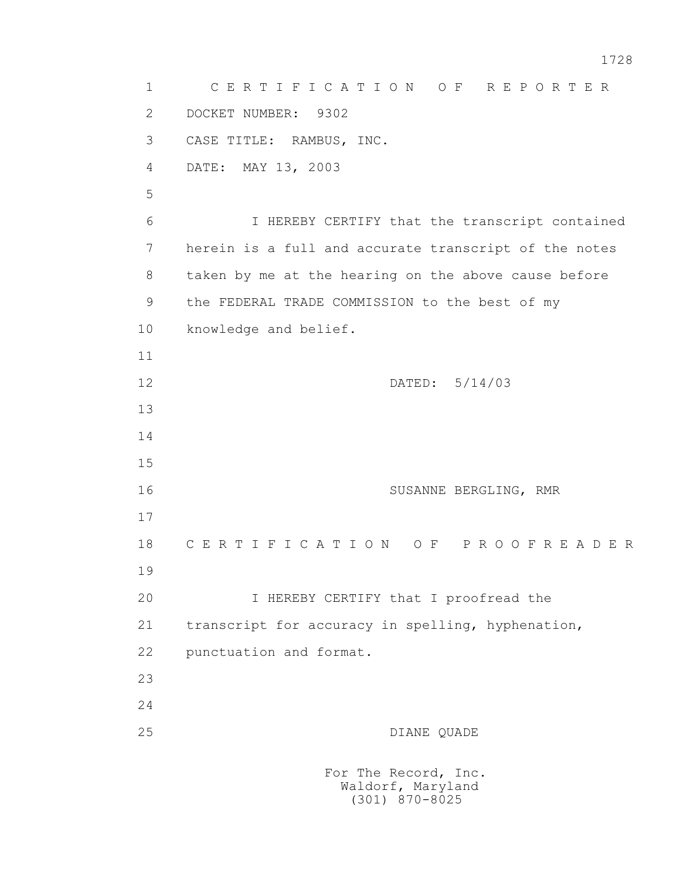# C E R T I F I C A T I O N   O F   R E P O R T E R

DOCKET NUMBER: 9302

CASE TITLE: RAMBUS, INC.

DATE: MAY 13, 2003

I HEREBY CERTIFY that the transcript contained herein is a full and accurate transcript of the notes taken by me at the hearing on the above cause before the FEDERAL TRADE COMMISSION to the best of my knowledge and belief.

DATED: 5/14/03

SUSANNE BERGLING, RMR

# C E R T I F I C A T I O N   O F   P R O O F R E A D E R

I HEREBY CERTIFY that I proofread the transcript for accuracy in spelling, hyphenation, punctuation and format.

DIANE QUADE

For The Record, Inc.
Waldorf, Maryland
(301) 870-8025